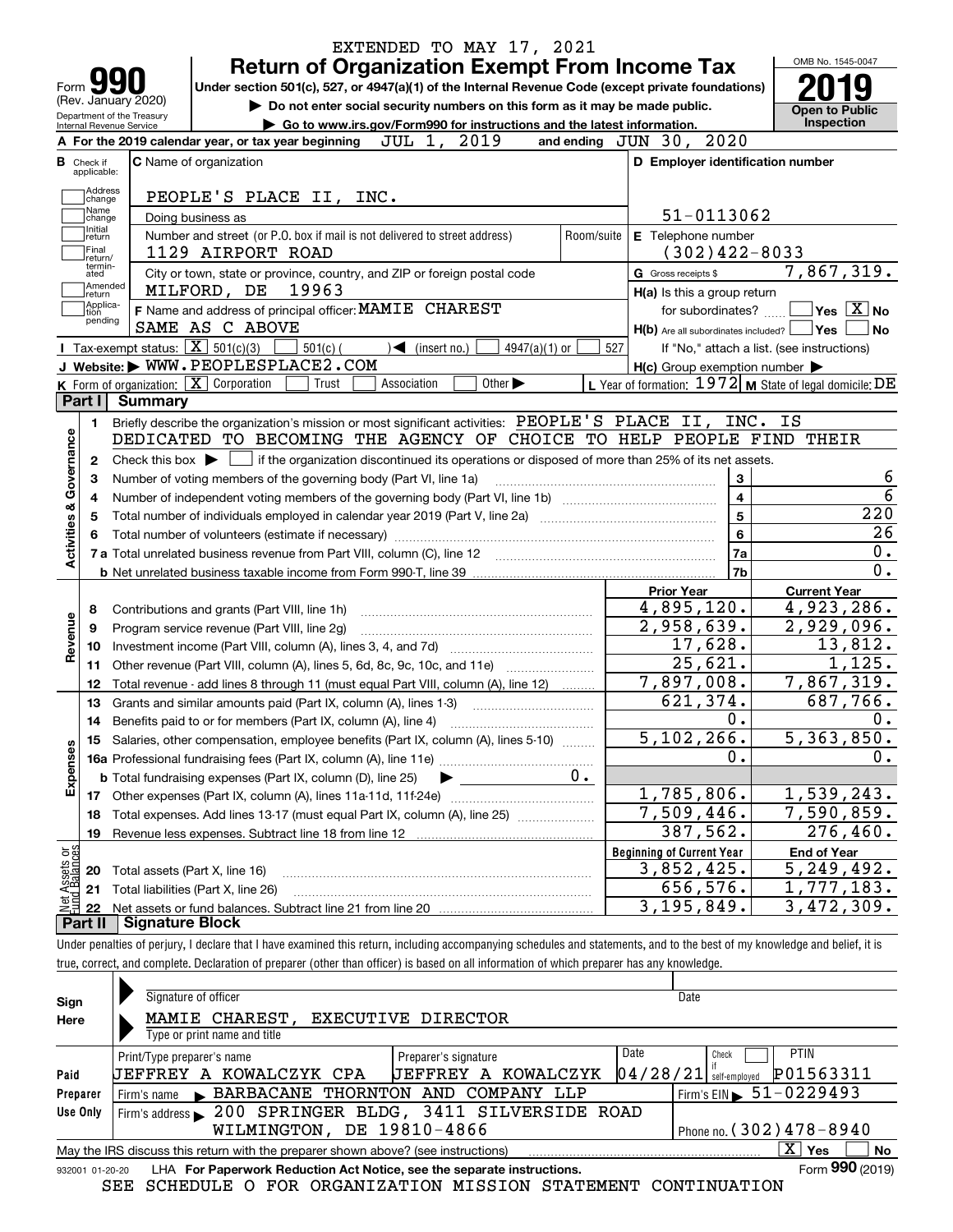EXTENDED TO MAY 17, 2021

# Form 990 — Return of Organization Exempt From Income Tax

(Rev. January 2020)

Under section 501(c), 527, or 4947(a)(1) of the Internal Revenue Code (except private foundations)

▶ Do not enter social security numbers on this form as it may be made public.

▶ Go to www.irs.gov/Form990 for instructions and the latest information.

Department of the Treasury
Internal Revenue Service

OMB No. 1545-0047

**2019**

**Open to Public Inspection**

**A** For the 2019 calendar year, or tax year beginning JUL 1, 2019 and ending JUN 30, 2020

**B** Check if applicable: Address change, Name change, Initial return, Final return/terminated, Amended return, Application pending

**C** Name of organization: PEOPLE'S PLACE II, INC.

Doing business as

Number and street (or P.O. box if mail is not delivered to street address): 1129 AIRPORT ROAD — Room/suite

City or town, state or province, country, and ZIP or foreign postal code: MILFORD, DE 19963

**D** Employer identification number: 51-0113062

**E** Telephone number: (302)422-8033

**G** Gross receipts $ 7,867,319.

**F** Name and address of principal officer: MAMIE CHAREST, SAME AS C ABOVE

**H(a)** Is this a group return for subordinates? ☐ Yes ☒ No

**H(b)** Are all subordinates included? ☐ Yes ☐ No — If "No," attach a list. (see instructions)

**I** Tax-exempt status: ☒ 501(c)(3) ☐ 501(c) ( ) ◀ (insert no.) ☐ 4947(a)(1) or ☐ 527

**J** Website: ▶ WWW.PEOPLESPLACE2.COM

**H(c)** Group exemption number ▶

**K** Form of organization: ☒ Corporation ☐ Trust ☐ Association ☐ Other ▶

**L** Year of formation: 1972 **M** State of legal domicile: DE

## Part I Summary

**Activities & Governance**

1. Briefly describe the organization's mission or most significant activities: PEOPLE'S PLACE II, INC. IS DEDICATED TO BECOMING THE AGENCY OF CHOICE TO HELP PEOPLE FIND THEIR
2. Check this box ▶ ☐ if the organization discontinued its operations or disposed of more than 25% of its net assets.

| Line | Description | | Value |
|---|---|---|---|
| 3 | Number of voting members of the governing body (Part VI, line 1a) | 3 | 6 |
| 4 | Number of independent voting members of the governing body (Part VI, line 1b) | 4 | 6 |
| 5 | Total number of individuals employed in calendar year 2019 (Part V, line 2a) | 5 | 220 |
| 6 | Total number of volunteers (estimate if necessary) | 6 | 26 |
| 7a | Total unrelated business revenue from Part VIII, column (C), line 12 | 7a | 0. |
| 7b | Net unrelated business taxable income from Form 990-T, line 39 | 7b | 0. |

| Line | Description | Prior Year | Current Year |
|---|---|---|---|
| **Revenue** | | | |
| 8 | Contributions and grants (Part VIII, line 1h) | 4,895,120. | 4,923,286. |
| 9 | Program service revenue (Part VIII, line 2g) | 2,958,639. | 2,929,096. |
| 10 | Investment income (Part VIII, column (A), lines 3, 4, and 7d) | 17,628. | 13,812. |
| 11 | Other revenue (Part VIII, column (A), lines 5, 6d, 8c, 9c, 10c, and 11e) | 25,621. | 1,125. |
| 12 | Total revenue - add lines 8 through 11 (must equal Part VIII, column (A), line 12) | 7,897,008. | 7,867,319. |
| **Expenses** | | | |
| 13 | Grants and similar amounts paid (Part IX, column (A), lines 1-3) | 621,374. | 687,766. |
| 14 | Benefits paid to or for members (Part IX, column (A), line 4) | 0. | 0. |
| 15 | Salaries, other compensation, employee benefits (Part IX, column (A), lines 5-10) | 5,102,266. | 5,363,850. |
| 16a | Professional fundraising fees (Part IX, column (A), line 11e) | 0. | 0. |
| b | Total fundraising expenses (Part IX, column (D), line 25) ▶ 0. | | |
| 17 | Other expenses (Part IX, column (A), lines 11a-11d, 11f-24e) | 1,785,806. | 1,539,243. |
| 18 | Total expenses. Add lines 13-17 (must equal Part IX, column (A), line 25) | 7,509,446. | 7,590,859. |
| 19 | Revenue less expenses. Subtract line 18 from line 12 | 387,562. | 276,460. |
| **Net Assets or Fund Balances** | | **Beginning of Current Year** | **End of Year** |
| 20 | Total assets (Part X, line 16) | 3,852,425. | 5,249,492. |
| 21 | Total liabilities (Part X, line 26) | 656,576. | 1,777,183. |
| 22 | Net assets or fund balances. Subtract line 21 from line 20 | 3,195,849. | 3,472,309. |

## Part II Signature Block

Under penalties of perjury, I declare that I have examined this return, including accompanying schedules and statements, and to the best of my knowledge and belief, it is true, correct, and complete. Declaration of preparer (other than officer) is based on all information of which preparer has any knowledge.

**Sign Here**

Signature of officer — Date

MAMIE CHAREST, EXECUTIVE DIRECTOR
Type or print name and title

**Paid Preparer Use Only**

| Print/Type preparer's name | Preparer's signature | Date | Check if self-employed | PTIN |
|---|---|---|---|---|
| JEFFREY A KOWALCZYK CPA | JEFFREY A KOWALCZYK | 04/28/21 | ☐ | P01563311 |

Firm's name ▶ BARBACANE THORNTON AND COMPANY LLP — Firm's EIN ▶ 51-0229493

Firm's address ▶ 200 SPRINGER BLDG, 3411 SILVERSIDE ROAD, WILMINGTON, DE 19810-4866 — Phone no. (302)478-8940

May the IRS discuss this return with the preparer shown above? (see instructions) ☒ Yes ☐ No

932001 01-20-20 LHA For Paperwork Reduction Act Notice, see the separate instructions. Form **990** (2019)

SEE SCHEDULE O FOR ORGANIZATION MISSION STATEMENT CONTINUATION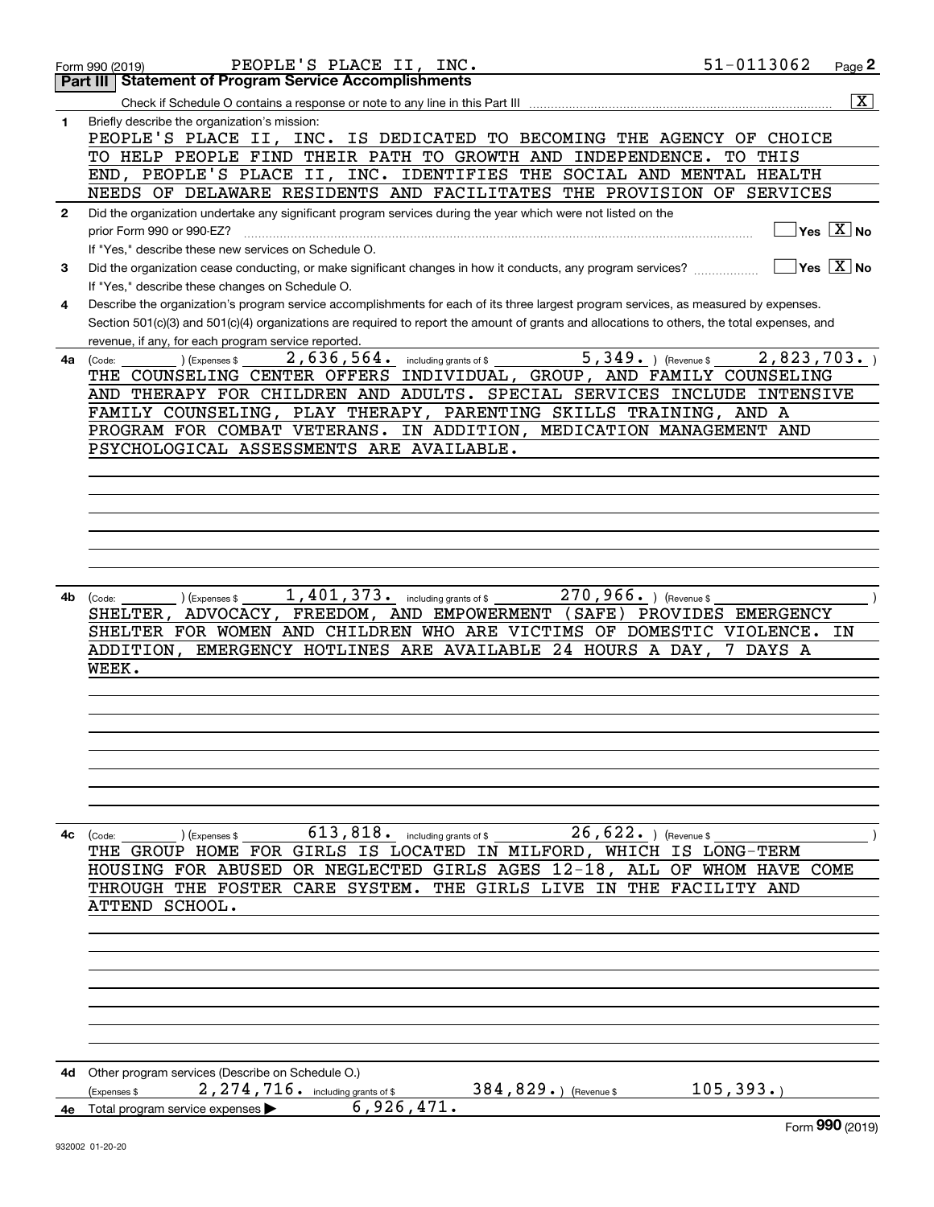Form 990 (2019) PEOPLE'S PLACE II, INC. 51-0113062 Page **2**

## Part III Statement of Program Service Accomplishments

Check if Schedule O contains a response or note to any line in this Part III .......... [X]

**1** Briefly describe the organization's mission:

PEOPLE'S PLACE II, INC. IS DEDICATED TO BECOMING THE AGENCY OF CHOICE TO HELP PEOPLE FIND THEIR PATH TO GROWTH AND INDEPENDENCE. TO THIS END, PEOPLE'S PLACE II, INC. IDENTIFIES THE SOCIAL AND MENTAL HEALTH NEEDS OF DELAWARE RESIDENTS AND FACILITATES THE PROVISION OF SERVICES

**2** Did the organization undertake any significant program services during the year which were not listed on the prior Form 990 or 990-EZ? .......... [ ] Yes [X] No

If "Yes," describe these new services on Schedule O.

**3** Did the organization cease conducting, or make significant changes in how it conducts, any program services? .......... [ ] Yes [X] No

If "Yes," describe these changes on Schedule O.

**4** Describe the organization's program service accomplishments for each of its three largest program services, as measured by expenses. Section 501(c)(3) and 501(c)(4) organizations are required to report the amount of grants and allocations to others, the total expenses, and revenue, if any, for each program service reported.

**4a** (Code: ) (Expenses $ 2,636,564. including grants of $ 5,349. ) (Revenue $ 2,823,703. )

THE COUNSELING CENTER OFFERS INDIVIDUAL, GROUP, AND FAMILY COUNSELING AND THERAPY FOR CHILDREN AND ADULTS. SPECIAL SERVICES INCLUDE INTENSIVE FAMILY COUNSELING, PLAY THERAPY, PARENTING SKILLS TRAINING, AND A PROGRAM FOR COMBAT VETERANS. IN ADDITION, MEDICATION MANAGEMENT AND PSYCHOLOGICAL ASSESSMENTS ARE AVAILABLE.

**4b** (Code: ) (Expenses $ 1,401,373. including grants of $ 270,966. ) (Revenue $ )

SHELTER, ADVOCACY, FREEDOM, AND EMPOWERMENT (SAFE) PROVIDES EMERGENCY SHELTER FOR WOMEN AND CHILDREN WHO ARE VICTIMS OF DOMESTIC VIOLENCE. IN ADDITION, EMERGENCY HOTLINES ARE AVAILABLE 24 HOURS A DAY, 7 DAYS A WEEK.

**4c** (Code: ) (Expenses $ 613,818. including grants of $ 26,622. ) (Revenue $ )

THE GROUP HOME FOR GIRLS IS LOCATED IN MILFORD, WHICH IS LONG-TERM HOUSING FOR ABUSED OR NEGLECTED GIRLS AGES 12-18, ALL OF WHOM HAVE COME THROUGH THE FOSTER CARE SYSTEM. THE GIRLS LIVE IN THE FACILITY AND ATTEND SCHOOL.

**4d** Other program services (Describe on Schedule O.)

(Expenses $ 2,274,716. including grants of $ 384,829. ) (Revenue $ 105,393. )

**4e** Total program service expenses ▶ 6,926,471.

Form **990** (2019)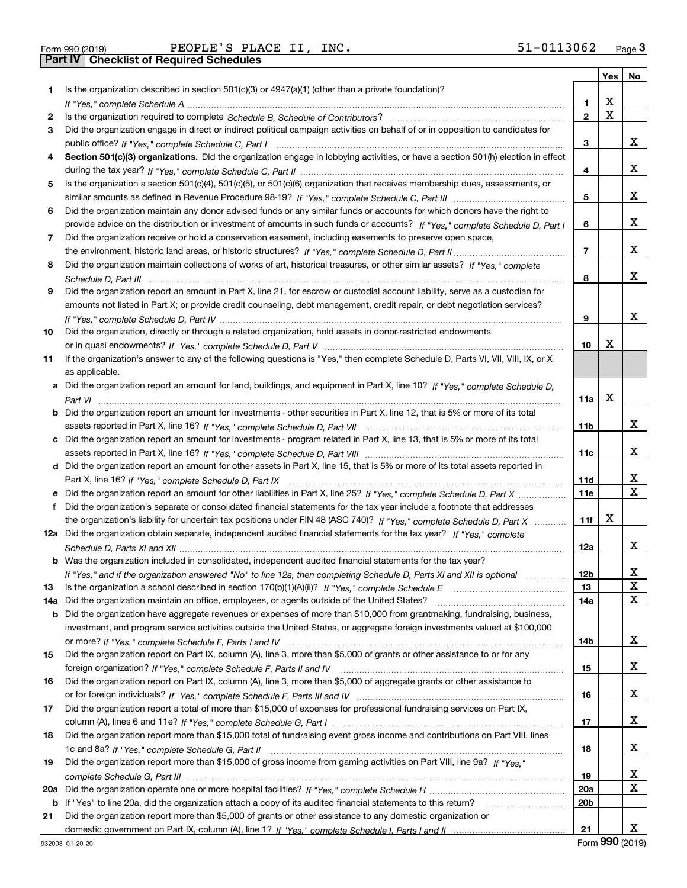Form 990 (2019) PEOPLE'S PLACE II, INC. 51-0113062 Page **3**

## Part IV Checklist of Required Schedules

| | | | Yes | No |
|---|---|---|---|---|
| **1** | Is the organization described in section 501(c)(3) or 4947(a)(1) (other than a private foundation)? *If "Yes," complete Schedule A* | **1** | X | |
| **2** | Is the organization required to complete *Schedule B, Schedule of Contributors*? | **2** | X | |
| **3** | Did the organization engage in direct or indirect political campaign activities on behalf of or in opposition to candidates for public office? *If "Yes," complete Schedule C, Part I* | **3** | | X |
| **4** | **Section 501(c)(3) organizations.** Did the organization engage in lobbying activities, or have a section 501(h) election in effect during the tax year? *If "Yes," complete Schedule C, Part II* | **4** | | X |
| **5** | Is the organization a section 501(c)(4), 501(c)(5), or 501(c)(6) organization that receives membership dues, assessments, or similar amounts as defined in Revenue Procedure 98-19? *If "Yes," complete Schedule C, Part III* | **5** | | X |
| **6** | Did the organization maintain any donor advised funds or any similar funds or accounts for which donors have the right to provide advice on the distribution or investment of amounts in such funds or accounts? *If "Yes," complete Schedule D, Part I* | **6** | | X |
| **7** | Did the organization receive or hold a conservation easement, including easements to preserve open space, the environment, historic land areas, or historic structures? *If "Yes," complete Schedule D, Part II* | **7** | | X |
| **8** | Did the organization maintain collections of works of art, historical treasures, or other similar assets? *If "Yes," complete Schedule D, Part III* | **8** | | X |
| **9** | Did the organization report an amount in Part X, line 21, for escrow or custodial account liability, serve as a custodian for amounts not listed in Part X; or provide credit counseling, debt management, credit repair, or debt negotiation services? *If "Yes," complete Schedule D, Part IV* | **9** | | X |
| **10** | Did the organization, directly or through a related organization, hold assets in donor-restricted endowments or in quasi endowments? *If "Yes," complete Schedule D, Part V* | **10** | X | |
| **11** | If the organization's answer to any of the following questions is "Yes," then complete Schedule D, Parts VI, VII, VIII, IX, or X as applicable. | | | |
| **a** | Did the organization report an amount for land, buildings, and equipment in Part X, line 10? *If "Yes," complete Schedule D, Part VI* | **11a** | X | |
| **b** | Did the organization report an amount for investments - other securities in Part X, line 12, that is 5% or more of its total assets reported in Part X, line 16? *If "Yes," complete Schedule D, Part VII* | **11b** | | X |
| **c** | Did the organization report an amount for investments - program related in Part X, line 13, that is 5% or more of its total assets reported in Part X, line 16? *If "Yes," complete Schedule D, Part VIII* | **11c** | | X |
| **d** | Did the organization report an amount for other assets in Part X, line 15, that is 5% or more of its total assets reported in Part X, line 16? *If "Yes," complete Schedule D, Part IX* | **11d** | | X |
| **e** | Did the organization report an amount for other liabilities in Part X, line 25? *If "Yes," complete Schedule D, Part X* | **11e** | | X |
| **f** | Did the organization's separate or consolidated financial statements for the tax year include a footnote that addresses the organization's liability for uncertain tax positions under FIN 48 (ASC 740)? *If "Yes," complete Schedule D, Part X* | **11f** | X | |
| **12a** | Did the organization obtain separate, independent audited financial statements for the tax year? *If "Yes," complete Schedule D, Parts XI and XII* | **12a** | | X |
| **b** | Was the organization included in consolidated, independent audited financial statements for the tax year? *If "Yes," and if the organization answered "No" to line 12a, then completing Schedule D, Parts XI and XII is optional* | **12b** | | X |
| **13** | Is the organization a school described in section 170(b)(1)(A)(ii)? *If "Yes," complete Schedule E* | **13** | | X |
| **14a** | Did the organization maintain an office, employees, or agents outside of the United States? | **14a** | | X |
| **b** | Did the organization have aggregate revenues or expenses of more than $10,000 from grantmaking, fundraising, business, investment, and program service activities outside the United States, or aggregate foreign investments valued at $100,000 or more? *If "Yes," complete Schedule F, Parts I and IV* | **14b** | | X |
| **15** | Did the organization report on Part IX, column (A), line 3, more than $5,000 of grants or other assistance to or for any foreign organization? *If "Yes," complete Schedule F, Parts II and IV* | **15** | | X |
| **16** | Did the organization report on Part IX, column (A), line 3, more than $5,000 of aggregate grants or other assistance to or for foreign individuals? *If "Yes," complete Schedule F, Parts III and IV* | **16** | | X |
| **17** | Did the organization report a total of more than $15,000 of expenses for professional fundraising services on Part IX, column (A), lines 6 and 11e? *If "Yes," complete Schedule G, Part I* | **17** | | X |
| **18** | Did the organization report more than $15,000 total of fundraising event gross income and contributions on Part VIII, lines 1c and 8a? *If "Yes," complete Schedule G, Part II* | **18** | | X |
| **19** | Did the organization report more than $15,000 of gross income from gaming activities on Part VIII, line 9a? *If "Yes," complete Schedule G, Part III* | **19** | | X |
| **20a** | Did the organization operate one or more hospital facilities? *If "Yes," complete Schedule H* | **20a** | | X |
| **b** | If "Yes" to line 20a, did the organization attach a copy of its audited financial statements to this return? | **20b** | | |
| **21** | Did the organization report more than $5,000 of grants or other assistance to any domestic organization or domestic government on Part IX, column (A), line 1? *If "Yes," complete Schedule I, Parts I and II* | **21** | | X |

932003 01-20-20 Form **990** (2019)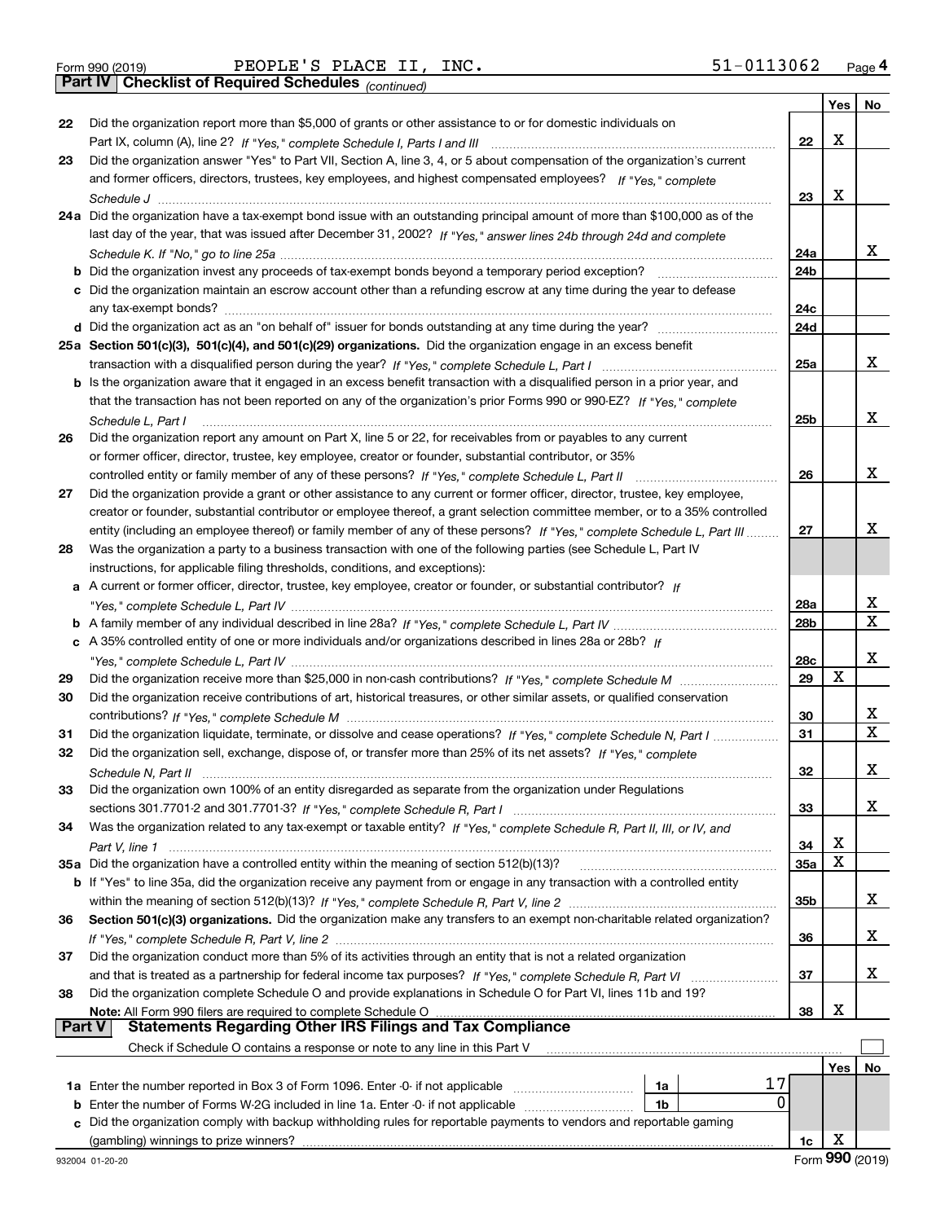Form 990 (2019) PEOPLE'S PLACE II, INC. 51-0113062 Page 4

## Part IV Checklist of Required Schedules *(continued)*

| | | | Yes | No |
|---|---|---|---|---|
| 22 | Did the organization report more than $5,000 of grants or other assistance to or for domestic individuals on Part IX, column (A), line 2? *If "Yes," complete Schedule I, Parts I and III* | 22 | X | |
| 23 | Did the organization answer "Yes" to Part VII, Section A, line 3, 4, or 5 about compensation of the organization's current and former officers, directors, trustees, key employees, and highest compensated employees? *If "Yes," complete Schedule J* | 23 | X | |
| 24a | Did the organization have a tax-exempt bond issue with an outstanding principal amount of more than $100,000 as of the last day of the year, that was issued after December 31, 2002? *If "Yes," answer lines 24b through 24d and complete Schedule K. If "No," go to line 25a* | 24a | | X |
| b | Did the organization invest any proceeds of tax-exempt bonds beyond a temporary period exception? | 24b | | |
| c | Did the organization maintain an escrow account other than a refunding escrow at any time during the year to defease any tax-exempt bonds? | 24c | | |
| d | Did the organization act as an "on behalf of" issuer for bonds outstanding at any time during the year? | 24d | | |
| 25a | **Section 501(c)(3), 501(c)(4), and 501(c)(29) organizations.** Did the organization engage in an excess benefit transaction with a disqualified person during the year? *If "Yes," complete Schedule L, Part I* | 25a | | X |
| b | Is the organization aware that it engaged in an excess benefit transaction with a disqualified person in a prior year, and that the transaction has not been reported on any of the organization's prior Forms 990 or 990-EZ? *If "Yes," complete Schedule L, Part I* | 25b | | X |
| 26 | Did the organization report any amount on Part X, line 5 or 22, for receivables from or payables to any current or former officer, director, trustee, key employee, creator or founder, substantial contributor, or 35% controlled entity or family member of any of these persons? *If "Yes," complete Schedule L, Part II* | 26 | | X |
| 27 | Did the organization provide a grant or other assistance to any current or former officer, director, trustee, key employee, creator or founder, substantial contributor or employee thereof, a grant selection committee member, or to a 35% controlled entity (including an employee thereof) or family member of any of these persons? *If "Yes," complete Schedule L, Part III* | 27 | | X |
| 28 | Was the organization a party to a business transaction with one of the following parties (see Schedule L, Part IV instructions, for applicable filing thresholds, conditions, and exceptions): | | | |
| a | A current or former officer, director, trustee, key employee, creator or founder, or substantial contributor? *If "Yes," complete Schedule L, Part IV* | 28a | | X |
| b | A family member of any individual described in line 28a? *If "Yes," complete Schedule L, Part IV* | 28b | | X |
| c | A 35% controlled entity of one or more individuals and/or organizations described in lines 28a or 28b? *If "Yes," complete Schedule L, Part IV* | 28c | | X |
| 29 | Did the organization receive more than $25,000 in non-cash contributions? *If "Yes," complete Schedule M* | 29 | X | |
| 30 | Did the organization receive contributions of art, historical treasures, or other similar assets, or qualified conservation contributions? *If "Yes," complete Schedule M* | 30 | | X |
| 31 | Did the organization liquidate, terminate, or dissolve and cease operations? *If "Yes," complete Schedule N, Part I* | 31 | | X |
| 32 | Did the organization sell, exchange, dispose of, or transfer more than 25% of its net assets? *If "Yes," complete Schedule N, Part II* | 32 | | X |
| 33 | Did the organization own 100% of an entity disregarded as separate from the organization under Regulations sections 301.7701-2 and 301.7701-3? *If "Yes," complete Schedule R, Part I* | 33 | | X |
| 34 | Was the organization related to any tax-exempt or taxable entity? *If "Yes," complete Schedule R, Part II, III, or IV, and Part V, line 1* | 34 | X | |
| 35a | Did the organization have a controlled entity within the meaning of section 512(b)(13)? | 35a | X | |
| b | If "Yes" to line 35a, did the organization receive any payment from or engage in any transaction with a controlled entity within the meaning of section 512(b)(13)? *If "Yes," complete Schedule R, Part V, line 2* | 35b | | X |
| 36 | **Section 501(c)(3) organizations.** Did the organization make any transfers to an exempt non-charitable related organization? *If "Yes," complete Schedule R, Part V, line 2* | 36 | | X |
| 37 | Did the organization conduct more than 5% of its activities through an entity that is not a related organization and that is treated as a partnership for federal income tax purposes? *If "Yes," complete Schedule R, Part VI* | 37 | | X |
| 38 | Did the organization complete Schedule O and provide explanations in Schedule O for Part VI, lines 11b and 19? **Note:** All Form 990 filers are required to complete Schedule O | 38 | X | |

## Part V Statements Regarding Other IRS Filings and Tax Compliance

Check if Schedule O contains a response or note to any line in this Part V ☐

| | | | | | Yes | No |
|---|---|---|---|---|---|---|
| 1a | Enter the number reported in Box 3 of Form 1096. Enter -0- if not applicable | 1a | 17 | | | |
| b | Enter the number of Forms W-2G included in line 1a. Enter -0- if not applicable | 1b | 0 | | | |
| c | Did the organization comply with backup withholding rules for reportable payments to vendors and reportable gaming (gambling) winnings to prize winners? | | | 1c | X | |

932004 01-20-20 Form **990** (2019)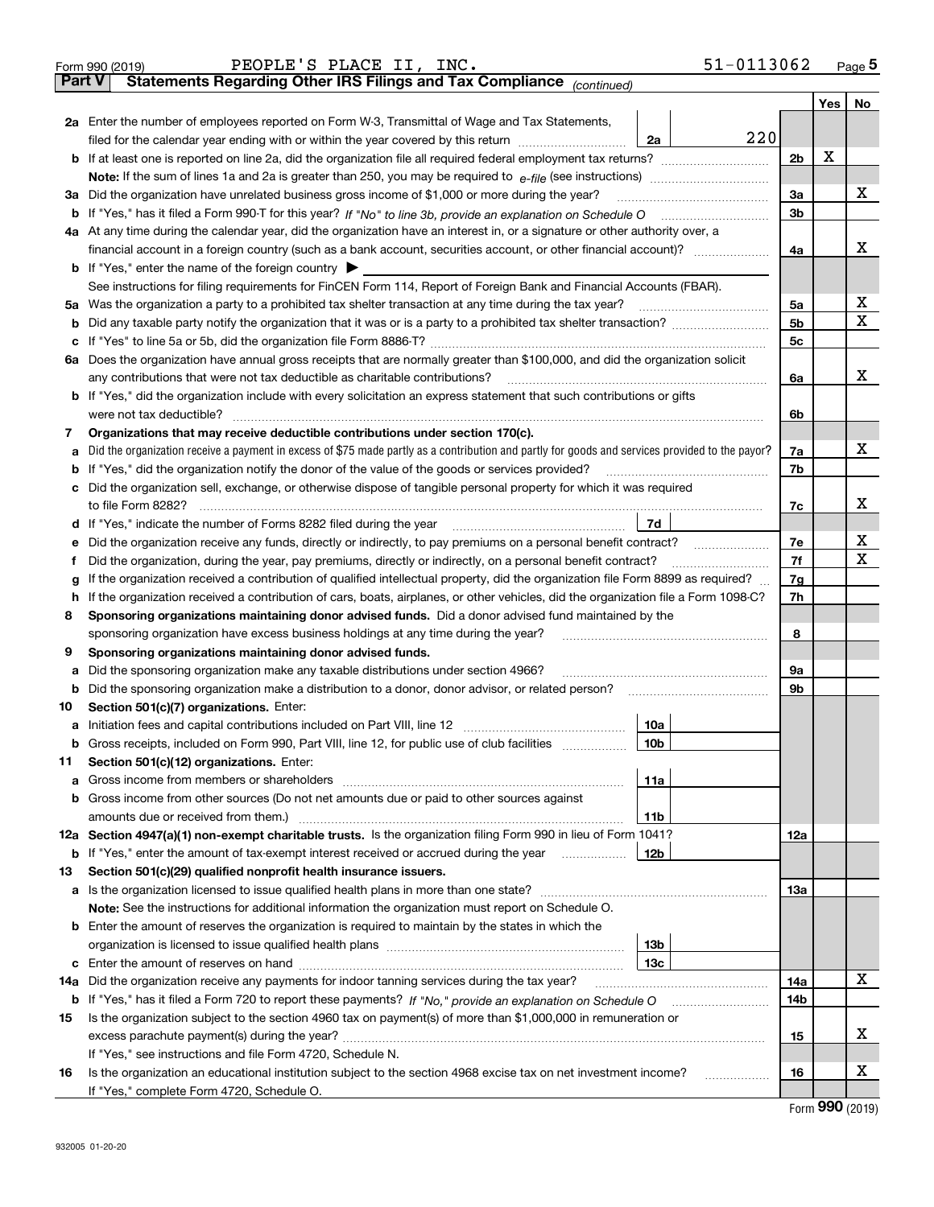Form 990 (2019) PEOPLE'S PLACE II, INC. 51-0113062 Page 5

**Part V Statements Regarding Other IRS Filings and Tax Compliance** *(continued)*

| | | | | | Yes | No |
|---|---|---|---|---|---|---|
| **2a** | Enter the number of employees reported on Form W-3, Transmittal of Wage and Tax Statements, filed for the calendar year ending with or within the year covered by this return | 2a | 220 | | | |
| **b** | If at least one is reported on line 2a, did the organization file all required federal employment tax returns? | | | 2b | X | |
| | **Note:** If the sum of lines 1a and 2a is greater than 250, you may be required to *e-file* (see instructions) | | | | | |
| **3a** | Did the organization have unrelated business gross income of $1,000 or more during the year? | | | 3a | | X |
| **b** | If "Yes," has it filed a Form 990-T for this year? *If "No" to line 3b, provide an explanation on Schedule O* | | | 3b | | |
| **4a** | At any time during the calendar year, did the organization have an interest in, or a signature or other authority over, a financial account in a foreign country (such as a bank account, securities account, or other financial account)? | | | 4a | | X |
| **b** | If "Yes," enter the name of the foreign country ▶ | | | | | |
| | See instructions for filing requirements for FinCEN Form 114, Report of Foreign Bank and Financial Accounts (FBAR). | | | | | |
| **5a** | Was the organization a party to a prohibited tax shelter transaction at any time during the tax year? | | | 5a | | X |
| **b** | Did any taxable party notify the organization that it was or is a party to a prohibited tax shelter transaction? | | | 5b | | X |
| **c** | If "Yes" to line 5a or 5b, did the organization file Form 8886-T? | | | 5c | | |
| **6a** | Does the organization have annual gross receipts that are normally greater than $100,000, and did the organization solicit any contributions that were not tax deductible as charitable contributions? | | | 6a | | X |
| **b** | If "Yes," did the organization include with every solicitation an express statement that such contributions or gifts were not tax deductible? | | | 6b | | |
| **7** | **Organizations that may receive deductible contributions under section 170(c).** | | | | | |
| **a** | Did the organization receive a payment in excess of $75 made partly as a contribution and partly for goods and services provided to the payor? | | | 7a | | X |
| **b** | If "Yes," did the organization notify the donor of the value of the goods or services provided? | | | 7b | | |
| **c** | Did the organization sell, exchange, or otherwise dispose of tangible personal property for which it was required to file Form 8282? | | | 7c | | X |
| **d** | If "Yes," indicate the number of Forms 8282 filed during the year | 7d | | | | |
| **e** | Did the organization receive any funds, directly or indirectly, to pay premiums on a personal benefit contract? | | | 7e | | X |
| **f** | Did the organization, during the year, pay premiums, directly or indirectly, on a personal benefit contract? | | | 7f | | X |
| **g** | If the organization received a contribution of qualified intellectual property, did the organization file Form 8899 as required? | | | 7g | | |
| **h** | If the organization received a contribution of cars, boats, airplanes, or other vehicles, did the organization file a Form 1098-C? | | | 7h | | |
| **8** | **Sponsoring organizations maintaining donor advised funds.** Did a donor advised fund maintained by the sponsoring organization have excess business holdings at any time during the year? | | | 8 | | |
| **9** | **Sponsoring organizations maintaining donor advised funds.** | | | | | |
| **a** | Did the sponsoring organization make any taxable distributions under section 4966? | | | 9a | | |
| **b** | Did the sponsoring organization make a distribution to a donor, donor advisor, or related person? | | | 9b | | |
| **10** | **Section 501(c)(7) organizations.** Enter: | | | | | |
| **a** | Initiation fees and capital contributions included on Part VIII, line 12 | 10a | | | | |
| **b** | Gross receipts, included on Form 990, Part VIII, line 12, for public use of club facilities | 10b | | | | |
| **11** | **Section 501(c)(12) organizations.** Enter: | | | | | |
| **a** | Gross income from members or shareholders | 11a | | | | |
| **b** | Gross income from other sources (Do not net amounts due or paid to other sources against amounts due or received from them.) | 11b | | | | |
| **12a** | **Section 4947(a)(1) non-exempt charitable trusts.** Is the organization filing Form 990 in lieu of Form 1041? | | | 12a | | |
| **b** | If "Yes," enter the amount of tax-exempt interest received or accrued during the year | 12b | | | | |
| **13** | **Section 501(c)(29) qualified nonprofit health insurance issuers.** | | | | | |
| **a** | Is the organization licensed to issue qualified health plans in more than one state? | | | 13a | | |
| | **Note:** See the instructions for additional information the organization must report on Schedule O. | | | | | |
| **b** | Enter the amount of reserves the organization is required to maintain by the states in which the organization is licensed to issue qualified health plans | 13b | | | | |
| **c** | Enter the amount of reserves on hand | 13c | | | | |
| **14a** | Did the organization receive any payments for indoor tanning services during the tax year? | | | 14a | | X |
| **b** | If "Yes," has it filed a Form 720 to report these payments? *If "No," provide an explanation on Schedule O* | | | 14b | | |
| **15** | Is the organization subject to the section 4960 tax on payment(s) of more than $1,000,000 in remuneration or excess parachute payment(s) during the year? | | | 15 | | X |
| | If "Yes," see instructions and file Form 4720, Schedule N. | | | | | |
| **16** | Is the organization an educational institution subject to the section 4968 excise tax on net investment income? | | | 16 | | X |
| | If "Yes," complete Form 4720, Schedule O. | | | | | |

Form **990** (2019)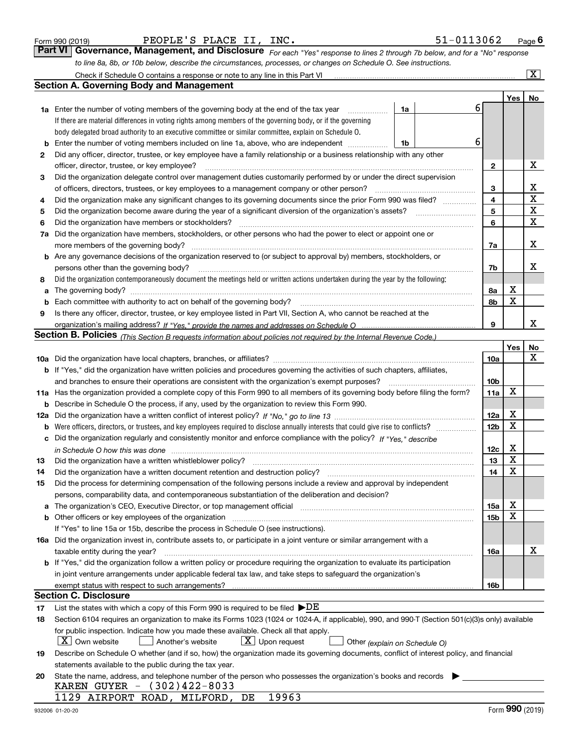Form 990 (2019) PEOPLE'S PLACE II, INC. 51-0113062 Page 6

## Part VI Governance, Management, and Disclosure

*For each "Yes" response to lines 2 through 7b below, and for a "No" response to line 8a, 8b, or 10b below, describe the circumstances, processes, or changes on Schedule O. See instructions.*

Check if Schedule O contains a response or note to any line in this Part VI [X]

### Section A. Governing Body and Management

| | | | | Yes | No |
|---|---|---|---|---|---|
| **1a** | Enter the number of voting members of the governing body at the end of the tax year. If there are material differences in voting rights among members of the governing body, or if the governing body delegated broad authority to an executive committee or similar committee, explain on Schedule O. | 1a | 6 | | |
| **b** | Enter the number of voting members included on line 1a, above, who are independent | 1b | 6 | | |
| **2** | Did any officer, director, trustee, or key employee have a family relationship or a business relationship with any other officer, director, trustee, or key employee? | 2 | | | X |
| **3** | Did the organization delegate control over management duties customarily performed by or under the direct supervision of officers, directors, trustees, or key employees to a management company or other person? | 3 | | | X |
| **4** | Did the organization make any significant changes to its governing documents since the prior Form 990 was filed? | 4 | | | X |
| **5** | Did the organization become aware during the year of a significant diversion of the organization's assets? | 5 | | | X |
| **6** | Did the organization have members or stockholders? | 6 | | | X |
| **7a** | Did the organization have members, stockholders, or other persons who had the power to elect or appoint one or more members of the governing body? | 7a | | | X |
| **b** | Are any governance decisions of the organization reserved to (or subject to approval by) members, stockholders, or persons other than the governing body? | 7b | | | X |
| **8** | Did the organization contemporaneously document the meetings held or written actions undertaken during the year by the following: | | | | |
| **a** | The governing body? | 8a | | X | |
| **b** | Each committee with authority to act on behalf of the governing body? | 8b | | X | |
| **9** | Is there any officer, director, trustee, or key employee listed in Part VII, Section A, who cannot be reached at the organization's mailing address? *If "Yes," provide the names and addresses on Schedule O* | 9 | | | X |

### Section B. Policies *(This Section B requests information about policies not required by the Internal Revenue Code.)*

| | | | Yes | No |
|---|---|---|---|---|
| **10a** | Did the organization have local chapters, branches, or affiliates? | 10a | | X |
| **b** | If "Yes," did the organization have written policies and procedures governing the activities of such chapters, affiliates, and branches to ensure their operations are consistent with the organization's exempt purposes? | 10b | | |
| **11a** | Has the organization provided a complete copy of this Form 990 to all members of its governing body before filing the form? | 11a | X | |
| **b** | Describe in Schedule O the process, if any, used by the organization to review this Form 990. | | | |
| **12a** | Did the organization have a written conflict of interest policy? *If "No," go to line 13* | 12a | X | |
| **b** | Were officers, directors, or trustees, and key employees required to disclose annually interests that could give rise to conflicts? | 12b | X | |
| **c** | Did the organization regularly and consistently monitor and enforce compliance with the policy? *If "Yes," describe in Schedule O how this was done* | 12c | X | |
| **13** | Did the organization have a written whistleblower policy? | 13 | X | |
| **14** | Did the organization have a written document retention and destruction policy? | 14 | X | |
| **15** | Did the process for determining compensation of the following persons include a review and approval by independent persons, comparability data, and contemporaneous substantiation of the deliberation and decision? | | | |
| **a** | The organization's CEO, Executive Director, or top management official | 15a | X | |
| **b** | Other officers or key employees of the organization | 15b | X | |
| | If "Yes" to line 15a or 15b, describe the process in Schedule O (see instructions). | | | |
| **16a** | Did the organization invest in, contribute assets to, or participate in a joint venture or similar arrangement with a taxable entity during the year? | 16a | | X |
| **b** | If "Yes," did the organization follow a written policy or procedure requiring the organization to evaluate its participation in joint venture arrangements under applicable federal tax law, and take steps to safeguard the organization's exempt status with respect to such arrangements? | 16b | | |

### Section C. Disclosure

**17** List the states with which a copy of this Form 990 is required to be filed ▶DE

**18** Section 6104 requires an organization to make its Forms 1023 (1024 or 1024-A, if applicable), 990, and 990-T (Section 501(c)(3)s only) available for public inspection. Indicate how you made these available. Check all that apply.

[X] Own website [ ] Another's website [X] Upon request [ ] Other *(explain on Schedule O)*

**19** Describe on Schedule O whether (and if so, how) the organization made its governing documents, conflict of interest policy, and financial statements available to the public during the tax year.

**20** State the name, address, and telephone number of the person who possesses the organization's books and records ▶

KAREN GUYER - (302)422-8033
1129 AIRPORT ROAD, MILFORD, DE 19963

932006 01-20-20 Form **990** (2019)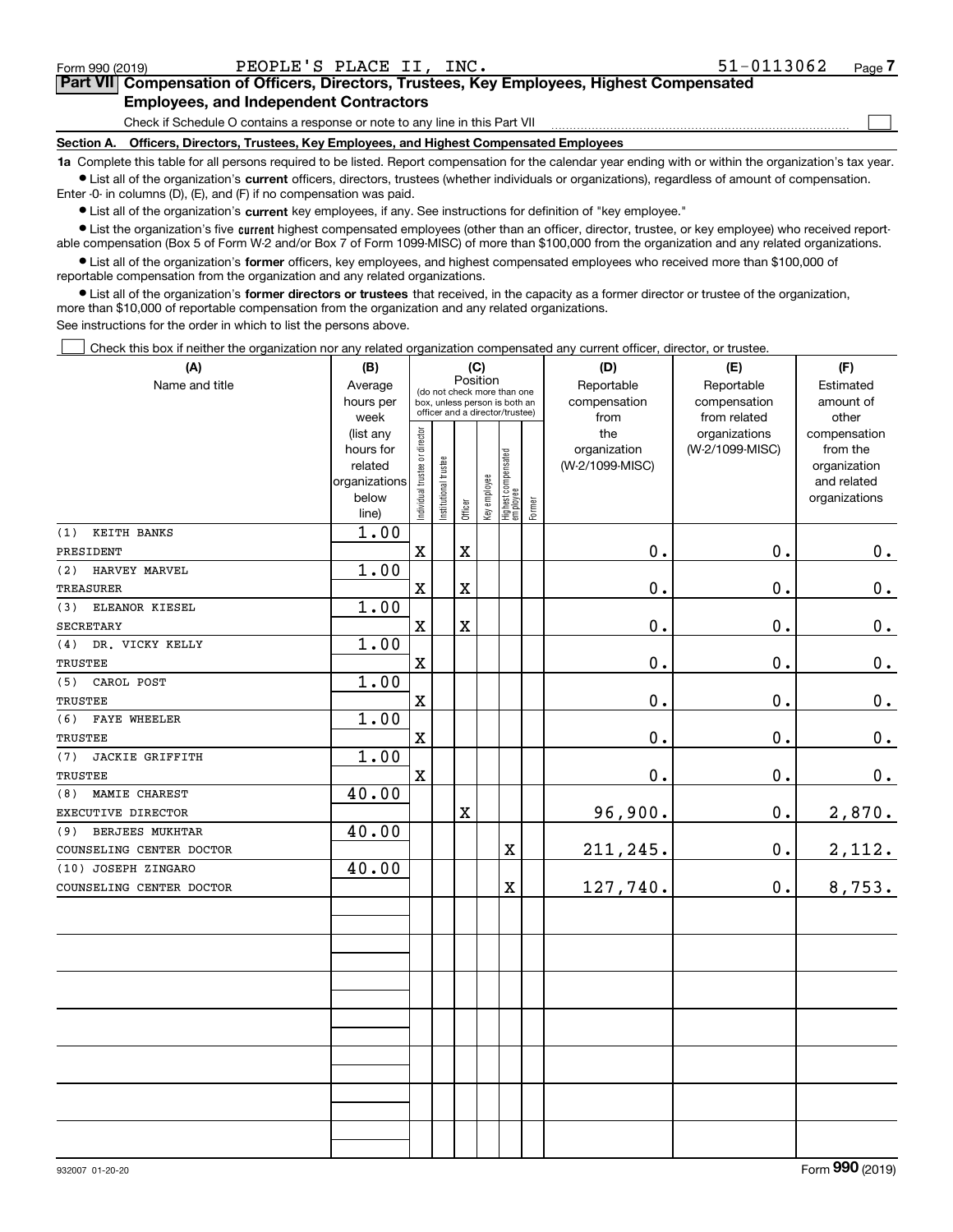Form 990 (2019) PEOPLE'S PLACE II, INC. 51-0113062

## Part VII Compensation of Officers, Directors, Trustees, Key Employees, Highest Compensated Employees, and Independent Contractors

Check if Schedule O contains a response or note to any line in this Part VII ☐

### Section A. Officers, Directors, Trustees, Key Employees, and Highest Compensated Employees

**1a** Complete this table for all persons required to be listed. Report compensation for the calendar year ending with or within the organization's tax year.

- List all of the organization's **current** officers, directors, trustees (whether individuals or organizations), regardless of amount of compensation. Enter -0- in columns (D), (E), and (F) if no compensation was paid.
- List all of the organization's **current** key employees, if any. See instructions for definition of "key employee."
- List the organization's five **current** highest compensated employees (other than an officer, director, trustee, or key employee) who received reportable compensation (Box 5 of Form W-2 and/or Box 7 of Form 1099-MISC) of more than $100,000 from the organization and any related organizations.
- List all of the organization's **former** officers, key employees, and highest compensated employees who received more than $100,000 of reportable compensation from the organization and any related organizations.
- List all of the organization's **former directors or trustees** that received, in the capacity as a former director or trustee of the organization, more than $10,000 of reportable compensation from the organization and any related organizations.

See instructions for the order in which to list the persons above.

☐ Check this box if neither the organization nor any related organization compensated any current officer, director, or trustee.

| (A) Name and title | (B) Average hours per week (list any hours for related organizations below line) | (C) Position: Individual trustee or director | Institutional trustee | Officer | Key employee | Highest compensated employee | Former | (D) Reportable compensation from the organization (W-2/1099-MISC) | (E) Reportable compensation from related organizations (W-2/1099-MISC) | (F) Estimated amount of other compensation from the organization and related organizations |
|---|---|---|---|---|---|---|---|---|---|---|
| (1) KEITH BANKS<br>PRESIDENT | 1.00 | X | | X | | | | 0. | 0. | 0. |
| (2) HARVEY MARVEL<br>TREASURER | 1.00 | X | | X | | | | 0. | 0. | 0. |
| (3) ELEANOR KIESEL<br>SECRETARY | 1.00 | X | | X | | | | 0. | 0. | 0. |
| (4) DR. VICKY KELLY<br>TRUSTEE | 1.00 | X | | | | | | 0. | 0. | 0. |
| (5) CAROL POST<br>TRUSTEE | 1.00 | X | | | | | | 0. | 0. | 0. |
| (6) FAYE WHEELER<br>TRUSTEE | 1.00 | X | | | | | | 0. | 0. | 0. |
| (7) JACKIE GRIFFITH<br>TRUSTEE | 1.00 | X | | | | | | 0. | 0. | 0. |
| (8) MAMIE CHAREST<br>EXECUTIVE DIRECTOR | 40.00 | | | X | | | | 96,900. | 0. | 2,870. |
| (9) BERJEES MUKHTAR<br>COUNSELING CENTER DOCTOR | 40.00 | | | | | X | | 211,245. | 0. | 2,112. |
| (10) JOSEPH ZINGARO<br>COUNSELING CENTER DOCTOR | 40.00 | | | | | X | | 127,740. | 0. | 8,753. |

932007 01-20-20 Form 990 (2019)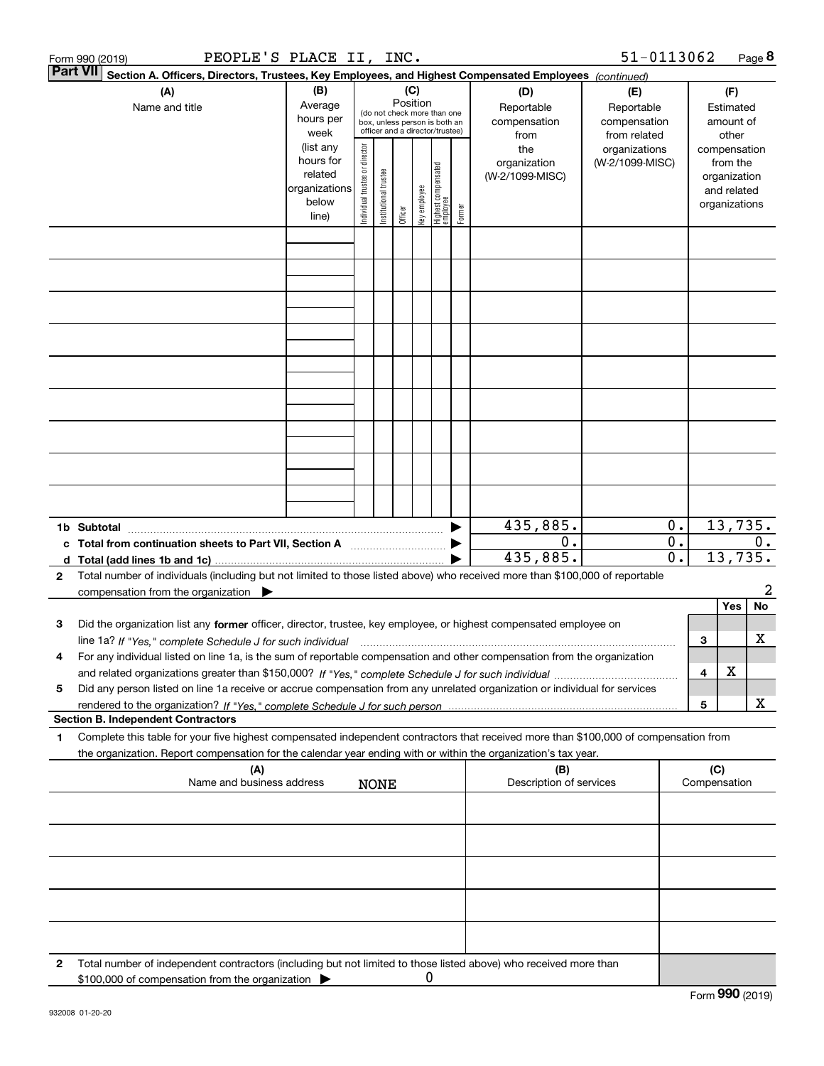Form 990 (2019) PEOPLE'S PLACE II, INC. 51-0113062

## Part VII Section A. Officers, Directors, Trustees, Key Employees, and Highest Compensated Employees *(continued)*

| (A) Name and title | (B) Average hours per week (list any hours for related organizations below line) | (C) Position (do not check more than one box, unless person is both an officer and a director/trustee): Individual trustee or director | Institutional trustee | Officer | Key employee | Highest compensated employee | Former | (D) Reportable compensation from the organization (W-2/1099-MISC) | (E) Reportable compensation from related organizations (W-2/1099-MISC) | (F) Estimated amount of other compensation from the organization and related organizations |
|---|---|---|---|---|---|---|---|---|---|---|
| | | | | | | | | | | |
| | | | | | | | | | | |
| | | | | | | | | | | |
| | | | | | | | | | | |
| | | | | | | | | | | |
| | | | | | | | | | | |
| | | | | | | | | | | |
| | | | | | | | | | | |
| | | | | | | | | | | |
| **1b Subtotal** | | | | | | | ▶ | 435,885. | 0. | 13,735. |
| **c Total from continuation sheets to Part VII, Section A** | | | | | | | ▶ | 0. | 0. | 0. |
| **d Total (add lines 1b and 1c)** | | | | | | | ▶ | 435,885. | 0. | 13,735. |

**2** Total number of individuals (including but not limited to those listed above) who received more than $100,000 of reportable compensation from the organization ▶ 2

| | | | Yes | No |
|---|---|---|---|---|
| **3** | Did the organization list any **former** officer, director, trustee, key employee, or highest compensated employee on line 1a? *If "Yes," complete Schedule J for such individual* | 3 | | X |
| **4** | For any individual listed on line 1a, is the sum of reportable compensation and other compensation from the organization and related organizations greater than $150,000? *If "Yes," complete Schedule J for such individual* | 4 | X | |
| **5** | Did any person listed on line 1a receive or accrue compensation from any unrelated organization or individual for services rendered to the organization? *If "Yes," complete Schedule J for such person* | 5 | | X |

### Section B. Independent Contractors

**1** Complete this table for your five highest compensated independent contractors that received more than $100,000 of compensation from the organization. Report compensation for the calendar year ending with or within the organization's tax year.

| (A) Name and business address NONE | (B) Description of services | (C) Compensation |
|---|---|---|
| | | |
| | | |
| | | |
| | | |
| | | |

**2** Total number of independent contractors (including but not limited to those listed above) who received more than $100,000 of compensation from the organization ▶ 0

Form **990** (2019)

932008 01-20-20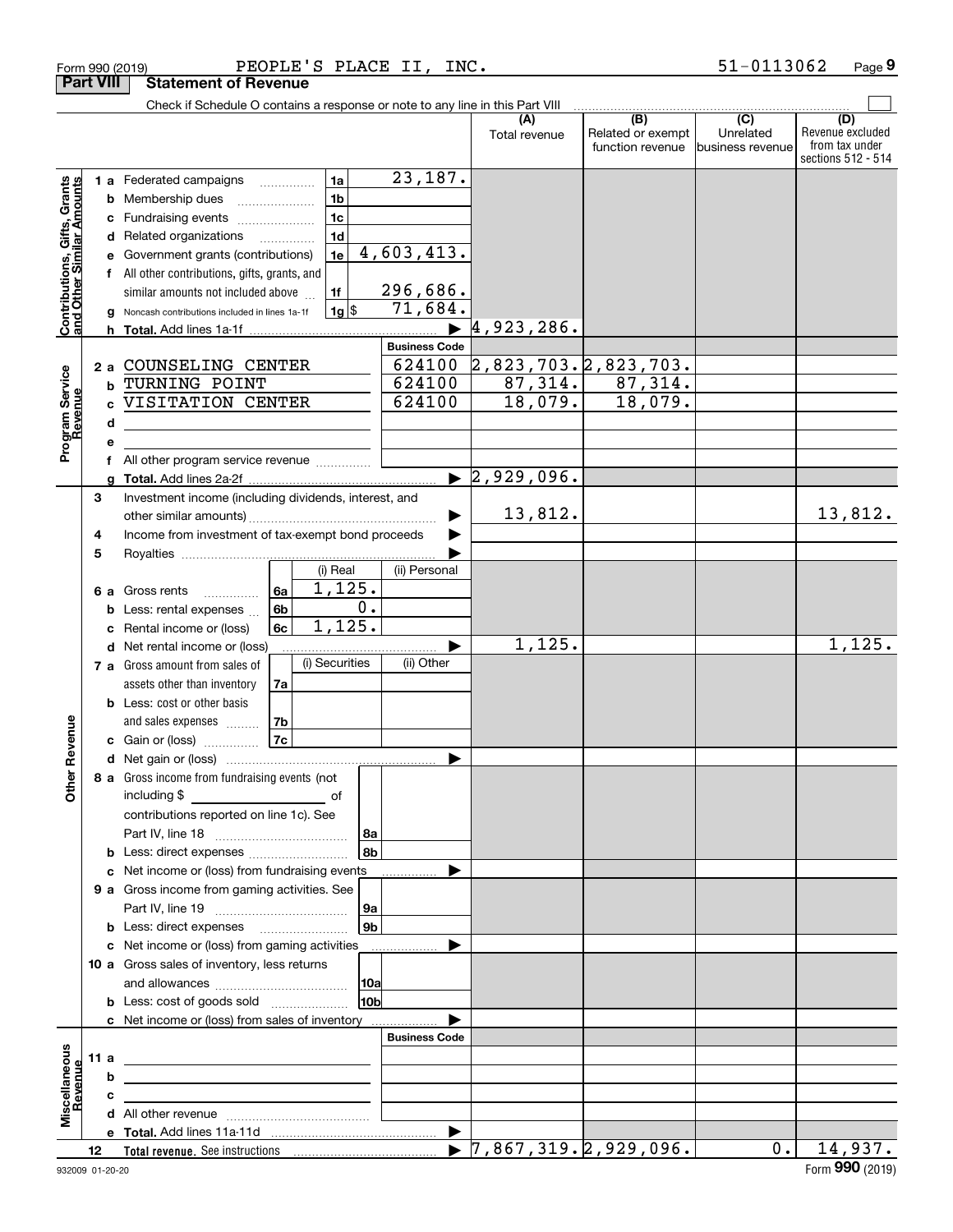Form 990 (2019) PEOPLE'S PLACE II, INC. 51-0113062 Page 9

**Part VIII Statement of Revenue**

Check if Schedule O contains a response or note to any line in this Part VIII

| | | | | (A) Total revenue | (B) Related or exempt function revenue | (C) Unrelated business revenue | (D) Revenue excluded from tax under sections 512 - 514 |
|---|---|---|---|---|---|---|---|
| **Contributions, Gifts, Grants and Other Similar Amounts** | 1 a Federated campaigns | 1a | 23,187. | | | | |
| | b Membership dues | 1b | | | | | |
| | c Fundraising events | 1c | | | | | |
| | d Related organizations | 1d | | | | | |
| | e Government grants (contributions) | 1e | 4,603,413. | | | | |
| | f All other contributions, gifts, grants, and similar amounts not included above | 1f | 296,686. | | | | |
| | g Noncash contributions included in lines 1a-1f | 1g $ | 71,684. | | | | |
| | h **Total.** Add lines 1a-1f | | ▶ | 4,923,286. | | | |
| | | | **Business Code** | | | | |
| **Program Service Revenue** | 2 a COUNSELING CENTER | | 624100 | 2,823,703. | 2,823,703. | | |
| | b TURNING POINT | | 624100 | 87,314. | 87,314. | | |
| | c VISITATION CENTER | | 624100 | 18,079. | 18,079. | | |
| | d | | | | | | |
| | e | | | | | | |
| | f All other program service revenue | | | | | | |
| | g **Total.** Add lines 2a-2f | | ▶ | 2,929,096. | | | |
| **Other Revenue** | 3 Investment income (including dividends, interest, and other similar amounts) | | ▶ | 13,812. | | | 13,812. |
| | 4 Income from investment of tax-exempt bond proceeds | | ▶ | | | | |
| | 5 Royalties | | ▶ | | | | |
| | | (i) Real | (ii) Personal | | | | |
| | 6 a Gross rents (6a) | 1,125. | | | | | |
| | b Less: rental expenses (6b) | 0. | | | | | |
| | c Rental income or (loss) (6c) | 1,125. | | | | | |
| | d Net rental income or (loss) | | ▶ | 1,125. | | | 1,125. |
| | | (i) Securities | (ii) Other | | | | |
| | 7 a Gross amount from sales of assets other than inventory (7a) | | | | | | |
| | b Less: cost or other basis and sales expenses (7b) | | | | | | |
| | c Gain or (loss) (7c) | | | | | | |
| | d Net gain or (loss) | | ▶ | | | | |
| | 8 a Gross income from fundraising events (not including $ ______ of contributions reported on line 1c). See Part IV, line 18 | 8a | | | | | |
| | b Less: direct expenses | 8b | | | | | |
| | c Net income or (loss) from fundraising events | | ▶ | | | | |
| | 9 a Gross income from gaming activities. See Part IV, line 19 | 9a | | | | | |
| | b Less: direct expenses | 9b | | | | | |
| | c Net income or (loss) from gaming activities | | ▶ | | | | |
| | 10 a Gross sales of inventory, less returns and allowances | 10a | | | | | |
| | b Less: cost of goods sold | 10b | | | | | |
| | c Net income or (loss) from sales of inventory | | ▶ | | | | |
| | | | **Business Code** | | | | |
| **Miscellaneous Revenue** | 11 a | | | | | | |
| | b | | | | | | |
| | c | | | | | | |
| | d All other revenue | | | | | | |
| | e **Total.** Add lines 11a-11d | | ▶ | | | | |
| | 12 **Total revenue.** See instructions | | ▶ | 7,867,319. | 2,929,096. | 0. | 14,937. |

932009 01-20-20 Form **990** (2019)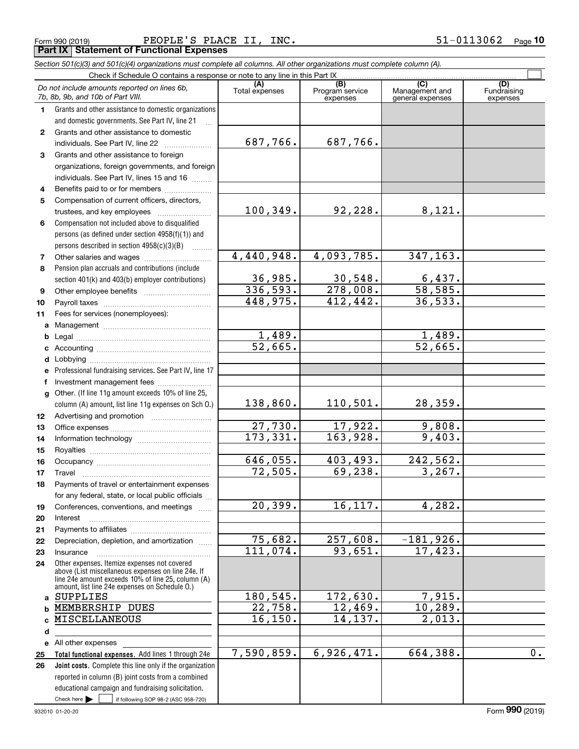Form 990 (2019) PEOPLE'S PLACE II, INC. 51-0113062

## Part IX Statement of Functional Expenses

*Section 501(c)(3) and 501(c)(4) organizations must complete all columns. All other organizations must complete column (A).*

Check if Schedule O contains a response or note to any line in this Part IX

| | *Do not include amounts reported on lines 6b, 7b, 8b, 9b, and 10b of Part VIII.* | (A) Total expenses | (B) Program service expenses | (C) Management and general expenses | (D) Fundraising expenses |
|---|---|---|---|---|---|
| 1 | Grants and other assistance to domestic organizations and domestic governments. See Part IV, line 21 | | | | |
| 2 | Grants and other assistance to domestic individuals. See Part IV, line 22 | 687,766. | 687,766. | | |
| 3 | Grants and other assistance to foreign organizations, foreign governments, and foreign individuals. See Part IV, lines 15 and 16 | | | | |
| 4 | Benefits paid to or for members | | | | |
| 5 | Compensation of current officers, directors, trustees, and key employees | 100,349. | 92,228. | 8,121. | |
| 6 | Compensation not included above to disqualified persons (as defined under section 4958(f)(1)) and persons described in section 4958(c)(3)(B) | | | | |
| 7 | Other salaries and wages | 4,440,948. | 4,093,785. | 347,163. | |
| 8 | Pension plan accruals and contributions (include section 401(k) and 403(b) employer contributions) | 36,985. | 30,548. | 6,437. | |
| 9 | Other employee benefits | 336,593. | 278,008. | 58,585. | |
| 10 | Payroll taxes | 448,975. | 412,442. | 36,533. | |
| 11 | Fees for services (nonemployees): | | | | |
| a | Management | | | | |
| b | Legal | 1,489. | | 1,489. | |
| c | Accounting | 52,665. | | 52,665. | |
| d | Lobbying | | | | |
| e | Professional fundraising services. See Part IV, line 17 | | | | |
| f | Investment management fees | | | | |
| g | Other. (If line 11g amount exceeds 10% of line 25, column (A) amount, list line 11g expenses on Sch O.) | 138,860. | 110,501. | 28,359. | |
| 12 | Advertising and promotion | | | | |
| 13 | Office expenses | 27,730. | 17,922. | 9,808. | |
| 14 | Information technology | 173,331. | 163,928. | 9,403. | |
| 15 | Royalties | | | | |
| 16 | Occupancy | 646,055. | 403,493. | 242,562. | |
| 17 | Travel | 72,505. | 69,238. | 3,267. | |
| 18 | Payments of travel or entertainment expenses for any federal, state, or local public officials | | | | |
| 19 | Conferences, conventions, and meetings | 20,399. | 16,117. | 4,282. | |
| 20 | Interest | | | | |
| 21 | Payments to affiliates | | | | |
| 22 | Depreciation, depletion, and amortization | 75,682. | 257,608. | -181,926. | |
| 23 | Insurance | 111,074. | 93,651. | 17,423. | |
| 24 | Other expenses. Itemize expenses not covered above (List miscellaneous expenses on line 24e. If line 24e amount exceeds 10% of line 25, column (A) amount, list line 24e expenses on Schedule O.) | | | | |
| a | SUPPLIES | 180,545. | 172,630. | 7,915. | |
| b | MEMBERSHIP DUES | 22,758. | 12,469. | 10,289. | |
| c | MISCELLANEOUS | 16,150. | 14,137. | 2,013. | |
| d | | | | | |
| e | All other expenses | | | | |
| 25 | **Total functional expenses.** Add lines 1 through 24e | 7,590,859. | 6,926,471. | 664,388. | 0. |
| 26 | **Joint costs.** Complete this line only if the organization reported in column (B) joint costs from a combined educational campaign and fundraising solicitation. Check here ☐ if following SOP 98-2 (ASC 958-720) | | | | |

932010 01-20-20 Form **990** (2019)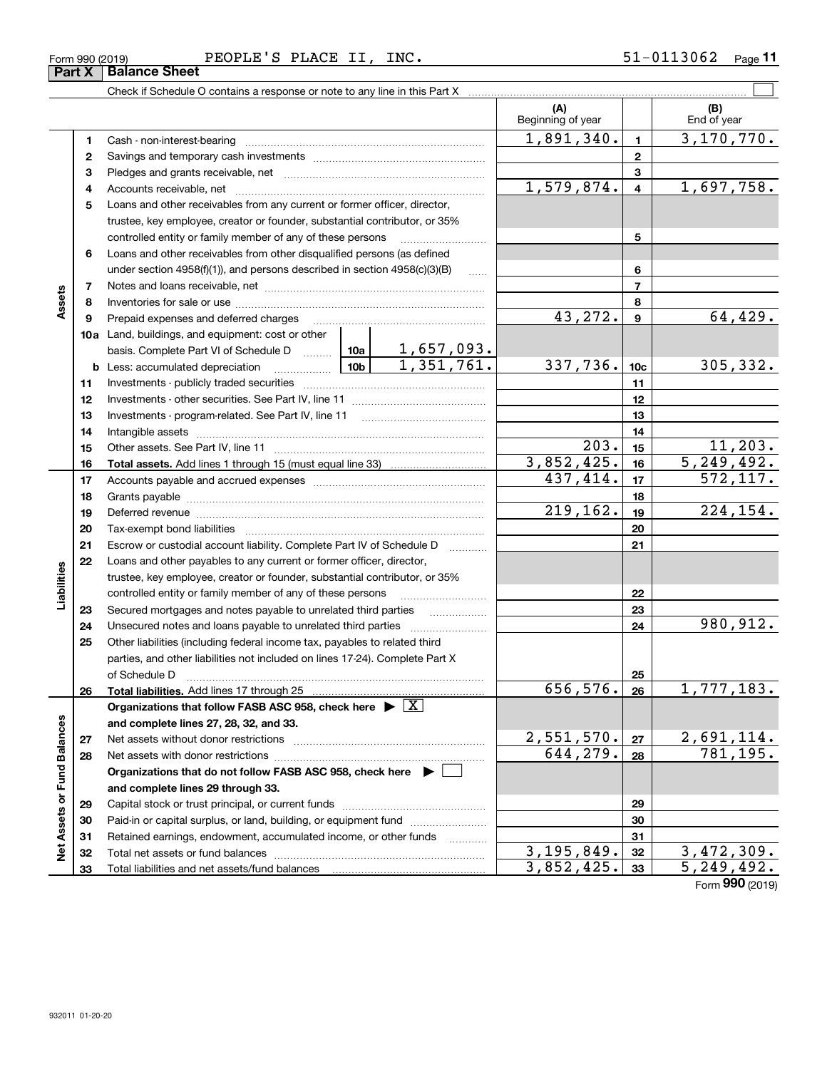Form 990 (2019) PEOPLE'S PLACE II, INC. 51-0113062

## Part X Balance Sheet

Check if Schedule O contains a response or note to any line in this Part X ☐

| | | | | (A) Beginning of year | | (B) End of year |
|---|---|---|---|---|---|---|
| **Assets** | 1 | Cash - non-interest-bearing | | 1,891,340. | 1 | 3,170,770. |
| | 2 | Savings and temporary cash investments | | | 2 | |
| | 3 | Pledges and grants receivable, net | | | 3 | |
| | 4 | Accounts receivable, net | | 1,579,874. | 4 | 1,697,758. |
| | 5 | Loans and other receivables from any current or former officer, director, trustee, key employee, creator or founder, substantial contributor, or 35% controlled entity or family member of any of these persons | | | 5 | |
| | 6 | Loans and other receivables from other disqualified persons (as defined under section 4958(f)(1)), and persons described in section 4958(c)(3)(B) | | | 6 | |
| | 7 | Notes and loans receivable, net | | | 7 | |
| | 8 | Inventories for sale or use | | | 8 | |
| | 9 | Prepaid expenses and deferred charges | | 43,272. | 9 | 64,429. |
| | 10a | Land, buildings, and equipment: cost or other basis. Complete Part VI of Schedule D | 10a 1,657,093. | | | |
| | b | Less: accumulated depreciation | 10b 1,351,761. | 337,736. | 10c | 305,332. |
| | 11 | Investments - publicly traded securities | | | 11 | |
| | 12 | Investments - other securities. See Part IV, line 11 | | | 12 | |
| | 13 | Investments - program-related. See Part IV, line 11 | | | 13 | |
| | 14 | Intangible assets | | | 14 | |
| | 15 | Other assets. See Part IV, line 11 | | 203. | 15 | 11,203. |
| | 16 | **Total assets.** Add lines 1 through 15 (must equal line 33) | | 3,852,425. | 16 | 5,249,492. |
| **Liabilities** | 17 | Accounts payable and accrued expenses | | 437,414. | 17 | 572,117. |
| | 18 | Grants payable | | | 18 | |
| | 19 | Deferred revenue | | 219,162. | 19 | 224,154. |
| | 20 | Tax-exempt bond liabilities | | | 20 | |
| | 21 | Escrow or custodial account liability. Complete Part IV of Schedule D | | | 21 | |
| | 22 | Loans and other payables to any current or former officer, director, trustee, key employee, creator or founder, substantial contributor, or 35% controlled entity or family member of any of these persons | | | 22 | |
| | 23 | Secured mortgages and notes payable to unrelated third parties | | | 23 | |
| | 24 | Unsecured notes and loans payable to unrelated third parties | | | 24 | 980,912. |
| | 25 | Other liabilities (including federal income tax, payables to related third parties, and other liabilities not included on lines 17-24). Complete Part X of Schedule D | | | 25 | |
| | 26 | **Total liabilities.** Add lines 17 through 25 | | 656,576. | 26 | 1,777,183. |
| **Net Assets or Fund Balances** | | **Organizations that follow FASB ASC 958, check here ▶ ☒ and complete lines 27, 28, 32, and 33.** | | | | |
| | 27 | Net assets without donor restrictions | | 2,551,570. | 27 | 2,691,114. |
| | 28 | Net assets with donor restrictions | | 644,279. | 28 | 781,195. |
| | | **Organizations that do not follow FASB ASC 958, check here ▶ ☐ and complete lines 29 through 33.** | | | | |
| | 29 | Capital stock or trust principal, or current funds | | | 29 | |
| | 30 | Paid-in or capital surplus, or land, building, or equipment fund | | | 30 | |
| | 31 | Retained earnings, endowment, accumulated income, or other funds | | | 31 | |
| | 32 | Total net assets or fund balances | | 3,195,849. | 32 | 3,472,309. |
| | 33 | Total liabilities and net assets/fund balances | | 3,852,425. | 33 | 5,249,492. |

Form **990** (2019)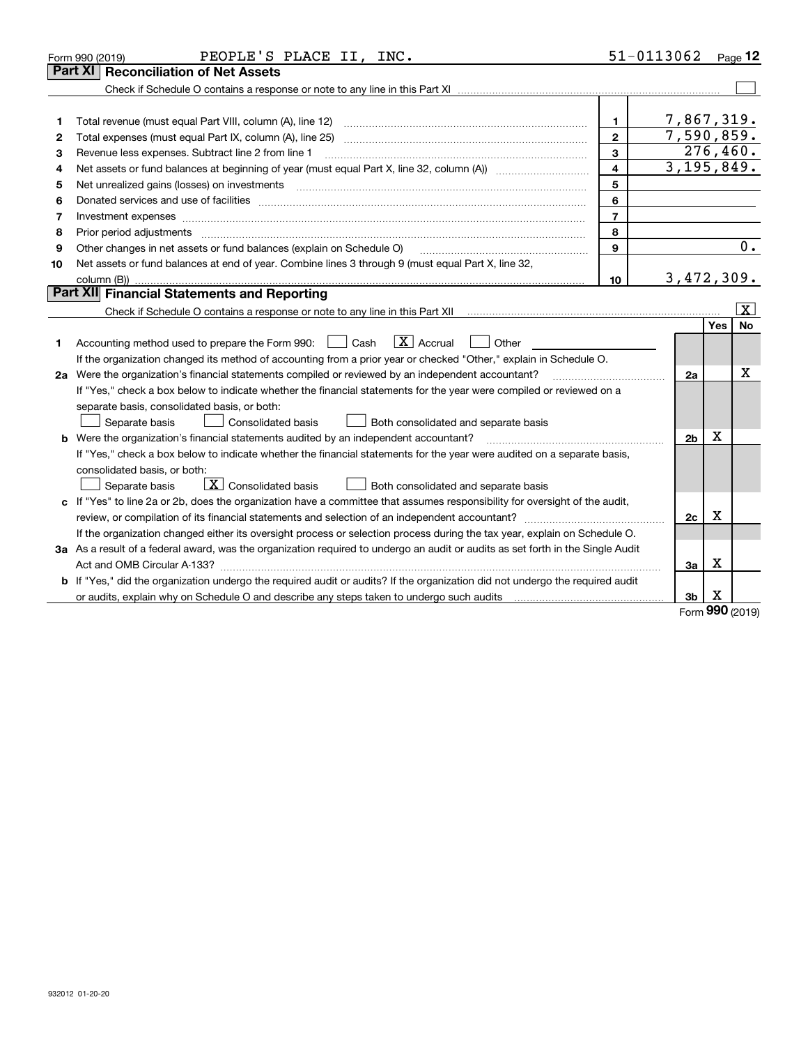Form 990 (2019) PEOPLE'S PLACE II, INC. 51-0113062 Page 12

## Part XI Reconciliation of Net Assets

Check if Schedule O contains a response or note to any line in this Part XI ☐

| | | | |
|---|---|---|---|
| 1 | Total revenue (must equal Part VIII, column (A), line 12) | 1 | 7,867,319. |
| 2 | Total expenses (must equal Part IX, column (A), line 25) | 2 | 7,590,859. |
| 3 | Revenue less expenses. Subtract line 2 from line 1 | 3 | 276,460. |
| 4 | Net assets or fund balances at beginning of year (must equal Part X, line 32, column (A)) | 4 | 3,195,849. |
| 5 | Net unrealized gains (losses) on investments | 5 | |
| 6 | Donated services and use of facilities | 6 | |
| 7 | Investment expenses | 7 | |
| 8 | Prior period adjustments | 8 | |
| 9 | Other changes in net assets or fund balances (explain on Schedule O) | 9 | 0. |
| 10 | Net assets or fund balances at end of year. Combine lines 3 through 9 (must equal Part X, line 32, column (B)) | 10 | 3,472,309. |

## Part XII Financial Statements and Reporting

Check if Schedule O contains a response or note to any line in this Part XII ☒

| | | | Yes | No |
|---|---|---|---|---|
| 1 | Accounting method used to prepare the Form 990: ☐ Cash ☒ Accrual ☐ Other<br>If the organization changed its method of accounting from a prior year or checked "Other," explain in Schedule O. | | | |
| 2a | Were the organization's financial statements compiled or reviewed by an independent accountant?<br>If "Yes," check a box below to indicate whether the financial statements for the year were compiled or reviewed on a separate basis, consolidated basis, or both:<br>☐ Separate basis ☐ Consolidated basis ☐ Both consolidated and separate basis | 2a | | X |
| b | Were the organization's financial statements audited by an independent accountant?<br>If "Yes," check a box below to indicate whether the financial statements for the year were audited on a separate basis, consolidated basis, or both:<br>☐ Separate basis ☒ Consolidated basis ☐ Both consolidated and separate basis | 2b | X | |
| c | If "Yes" to line 2a or 2b, does the organization have a committee that assumes responsibility for oversight of the audit, review, or compilation of its financial statements and selection of an independent accountant?<br>If the organization changed either its oversight process or selection process during the tax year, explain on Schedule O. | 2c | X | |
| 3a | As a result of a federal award, was the organization required to undergo an audit or audits as set forth in the Single Audit Act and OMB Circular A-133? | 3a | X | |
| b | If "Yes," did the organization undergo the required audit or audits? If the organization did not undergo the required audit or audits, explain why on Schedule O and describe any steps taken to undergo such audits | 3b | X | |

Form 990 (2019)

932012 01-20-20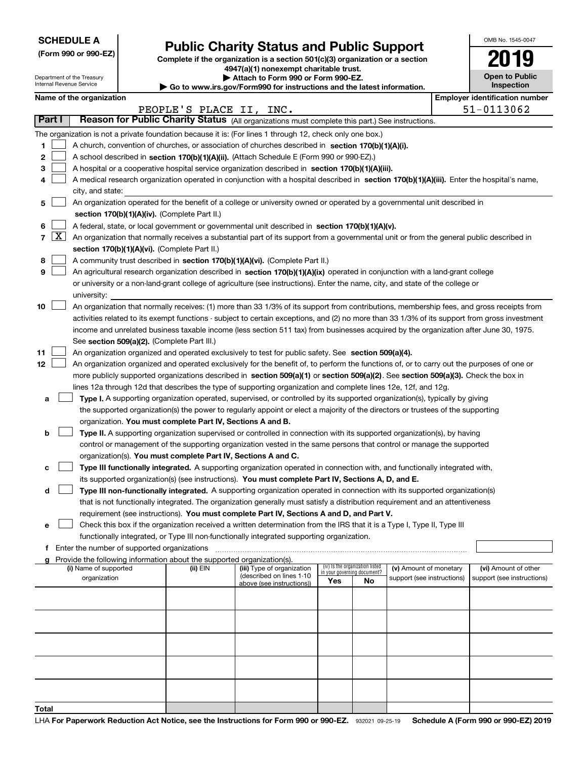**SCHEDULE A**
**(Form 990 or 990-EZ)**

Department of the Treasury
Internal Revenue Service

# Public Charity Status and Public Support

**Complete if the organization is a section 501(c)(3) organization or a section 4947(a)(1) nonexempt charitable trust.**
**▶ Attach to Form 990 or Form 990-EZ.**
**▶ Go to www.irs.gov/Form990 for instructions and the latest information.**

OMB No. 1545-0047
**2019**
**Open to Public Inspection**

**Name of the organization**
PEOPLE'S PLACE II, INC.

**Employer identification number**
51-0113062

## Part I — Reason for Public Charity Status (All organizations must complete this part.) See instructions.

The organization is not a private foundation because it is: (For lines 1 through 12, check only one box.)

1. ☐ A church, convention of churches, or association of churches described in **section 170(b)(1)(A)(i).**
2. ☐ A school described in **section 170(b)(1)(A)(ii).** (Attach Schedule E (Form 990 or 990-EZ).)
3. ☐ A hospital or a cooperative hospital service organization described in **section 170(b)(1)(A)(iii).**
4. ☐ A medical research organization operated in conjunction with a hospital described in **section 170(b)(1)(A)(iii).** Enter the hospital's name, city, and state:
5. ☐ An organization operated for the benefit of a college or university owned or operated by a governmental unit described in **section 170(b)(1)(A)(iv).** (Complete Part II.)
6. ☐ A federal, state, or local government or governmental unit described in **section 170(b)(1)(A)(v).**
7. ☒ An organization that normally receives a substantial part of its support from a governmental unit or from the general public described in **section 170(b)(1)(A)(vi).** (Complete Part II.)
8. ☐ A community trust described in **section 170(b)(1)(A)(vi).** (Complete Part II.)
9. ☐ An agricultural research organization described in **section 170(b)(1)(A)(ix)** operated in conjunction with a land-grant college or university or a non-land-grant college of agriculture (see instructions). Enter the name, city, and state of the college or university:
10. ☐ An organization that normally receives: (1) more than 33 1/3% of its support from contributions, membership fees, and gross receipts from activities related to its exempt functions - subject to certain exceptions, and (2) no more than 33 1/3% of its support from gross investment income and unrelated business taxable income (less section 511 tax) from businesses acquired by the organization after June 30, 1975. See **section 509(a)(2).** (Complete Part III.)
11. ☐ An organization organized and operated exclusively to test for public safety. See **section 509(a)(4).**
12. ☐ An organization organized and operated exclusively for the benefit of, to perform the functions of, or to carry out the purposes of one or more publicly supported organizations described in **section 509(a)(1)** or **section 509(a)(2)**. See **section 509(a)(3).** Check the box in lines 12a through 12d that describes the type of supporting organization and complete lines 12e, 12f, and 12g.
   - **a** ☐ **Type I.** A supporting organization operated, supervised, or controlled by its supported organization(s), typically by giving the supported organization(s) the power to regularly appoint or elect a majority of the directors or trustees of the supporting organization. **You must complete Part IV, Sections A and B.**
   - **b** ☐ **Type II.** A supporting organization supervised or controlled in connection with its supported organization(s), by having control or management of the supporting organization vested in the same persons that control or manage the supported organization(s). **You must complete Part IV, Sections A and C.**
   - **c** ☐ **Type III functionally integrated.** A supporting organization operated in connection with, and functionally integrated with, its supported organization(s) (see instructions). **You must complete Part IV, Sections A, D, and E.**
   - **d** ☐ **Type III non-functionally integrated.** A supporting organization operated in connection with its supported organization(s) that is not functionally integrated. The organization generally must satisfy a distribution requirement and an attentiveness requirement (see instructions). **You must complete Part IV, Sections A and D, and Part V.**
   - **e** ☐ Check this box if the organization received a written determination from the IRS that it is a Type I, Type II, Type III functionally integrated, or Type III non-functionally integrated supporting organization.
   - **f** Enter the number of supported organizations
   - **g** Provide the following information about the supported organization(s).

| (i) Name of supported organization | (ii) EIN | (iii) Type of organization (described on lines 1-10 above (see instructions)) | (iv) Is the organization listed in your governing document? Yes | No | (v) Amount of monetary support (see instructions) | (vi) Amount of other support (see instructions) |
|---|---|---|---|---|---|---|
| | | | | | | |
| | | | | | | |
| | | | | | | |
| | | | | | | |
| | | | | | | |
| **Total** | | | | | | |

LHA **For Paperwork Reduction Act Notice, see the Instructions for Form 990 or 990-EZ.** 932021 09-25-19 **Schedule A (Form 990 or 990-EZ) 2019**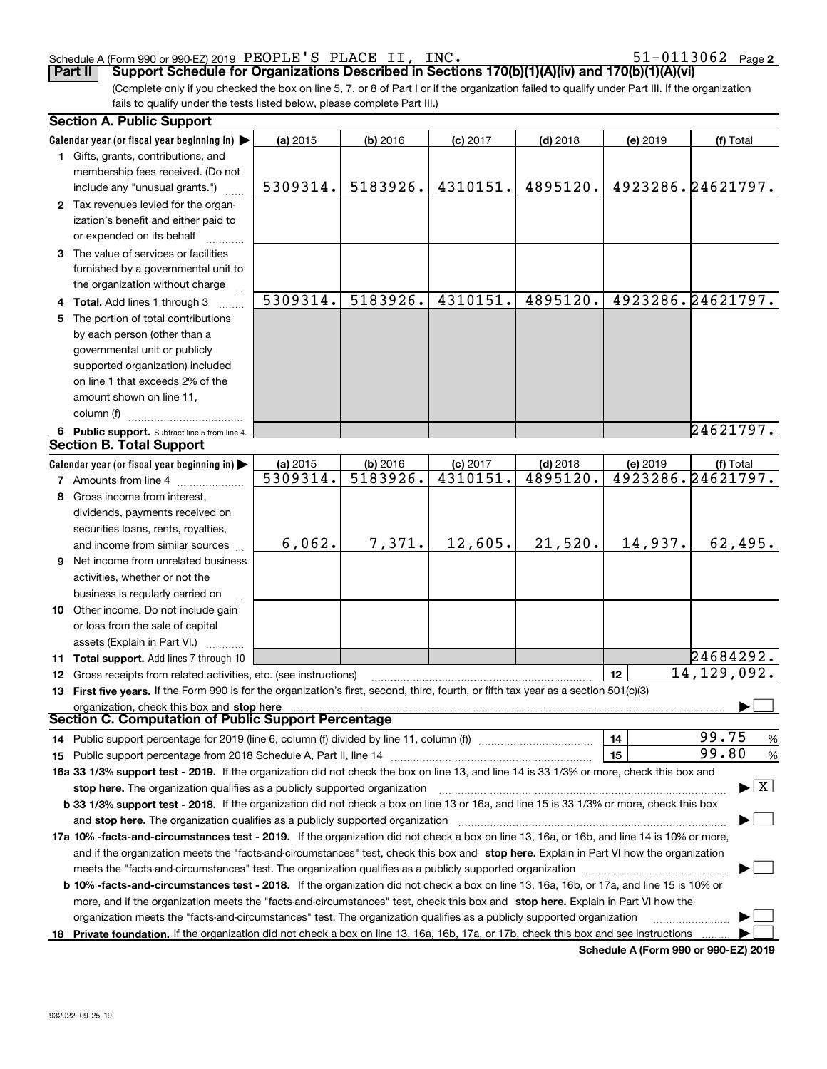Schedule A (Form 990 or 990-EZ) 2019 PEOPLE'S PLACE II, INC. 51-0113062 Page **2**

**Part II** **Support Schedule for Organizations Described in Sections 170(b)(1)(A)(iv) and 170(b)(1)(A)(vi)**

(Complete only if you checked the box on line 5, 7, or 8 of Part I or if the organization failed to qualify under Part III. If the organization fails to qualify under the tests listed below, please complete Part III.)

### Section A. Public Support

| Calendar year (or fiscal year beginning in) ▶ | (a) 2015 | (b) 2016 | (c) 2017 | (d) 2018 | (e) 2019 | (f) Total |
|---|---|---|---|---|---|---|
| **1** Gifts, grants, contributions, and membership fees received. (Do not include any "unusual grants.") | 5309314. | 5183926. | 4310151. | 4895120. | 4923286. | 24621797. |
| **2** Tax revenues levied for the organization's benefit and either paid to or expended on its behalf | | | | | | |
| **3** The value of services or facilities furnished by a governmental unit to the organization without charge | | | | | | |
| **4 Total.** Add lines 1 through 3 | 5309314. | 5183926. | 4310151. | 4895120. | 4923286. | 24621797. |
| **5** The portion of total contributions by each person (other than a governmental unit or publicly supported organization) included on line 1 that exceeds 2% of the amount shown on line 11, column (f) | | | | | | |
| **6 Public support.** Subtract line 5 from line 4. | | | | | | 24621797. |

### Section B. Total Support

| Calendar year (or fiscal year beginning in) ▶ | (a) 2015 | (b) 2016 | (c) 2017 | (d) 2018 | (e) 2019 | (f) Total |
|---|---|---|---|---|---|---|
| **7** Amounts from line 4 | 5309314. | 5183926. | 4310151. | 4895120. | 4923286. | 24621797. |
| **8** Gross income from interest, dividends, payments received on securities loans, rents, royalties, and income from similar sources | 6,062. | 7,371. | 12,605. | 21,520. | 14,937. | 62,495. |
| **9** Net income from unrelated business activities, whether or not the business is regularly carried on | | | | | | |
| **10** Other income. Do not include gain or loss from the sale of capital assets (Explain in Part VI.) | | | | | | |
| **11 Total support.** Add lines 7 through 10 | | | | | | 24684292. |

**12** Gross receipts from related activities, etc. (see instructions) | **12** | 14,129,092.

**13 First five years.** If the Form 990 is for the organization's first, second, third, fourth, or fifth tax year as a section 501(c)(3) organization, check this box and **stop here** ▶ ☐

### Section C. Computation of Public Support Percentage

**14** Public support percentage for 2019 (line 6, column (f) divided by line 11, column (f)) | **14** | 99.75 %

**15** Public support percentage from 2018 Schedule A, Part II, line 14 | **15** | 99.80 %

**16a 33 1/3% support test - 2019.** If the organization did not check the box on line 13, and line 14 is 33 1/3% or more, check this box and **stop here.** The organization qualifies as a publicly supported organization ▶ ☒

**b 33 1/3% support test - 2018.** If the organization did not check a box on line 13 or 16a, and line 15 is 33 1/3% or more, check this box and **stop here.** The organization qualifies as a publicly supported organization ▶ ☐

**17a 10% -facts-and-circumstances test - 2019.** If the organization did not check a box on line 13, 16a, or 16b, and line 14 is 10% or more, and if the organization meets the "facts-and-circumstances" test, check this box and **stop here.** Explain in Part VI how the organization meets the "facts-and-circumstances" test. The organization qualifies as a publicly supported organization ▶ ☐

**b 10% -facts-and-circumstances test - 2018.** If the organization did not check a box on line 13, 16a, 16b, or 17a, and line 15 is 10% or more, and if the organization meets the "facts-and-circumstances" test, check this box and **stop here.** Explain in Part VI how the organization meets the "facts-and-circumstances" test. The organization qualifies as a publicly supported organization ▶ ☐

**18 Private foundation.** If the organization did not check a box on line 13, 16a, 16b, 17a, or 17b, check this box and see instructions ▶ ☐

**Schedule A (Form 990 or 990-EZ) 2019**

932022 09-25-19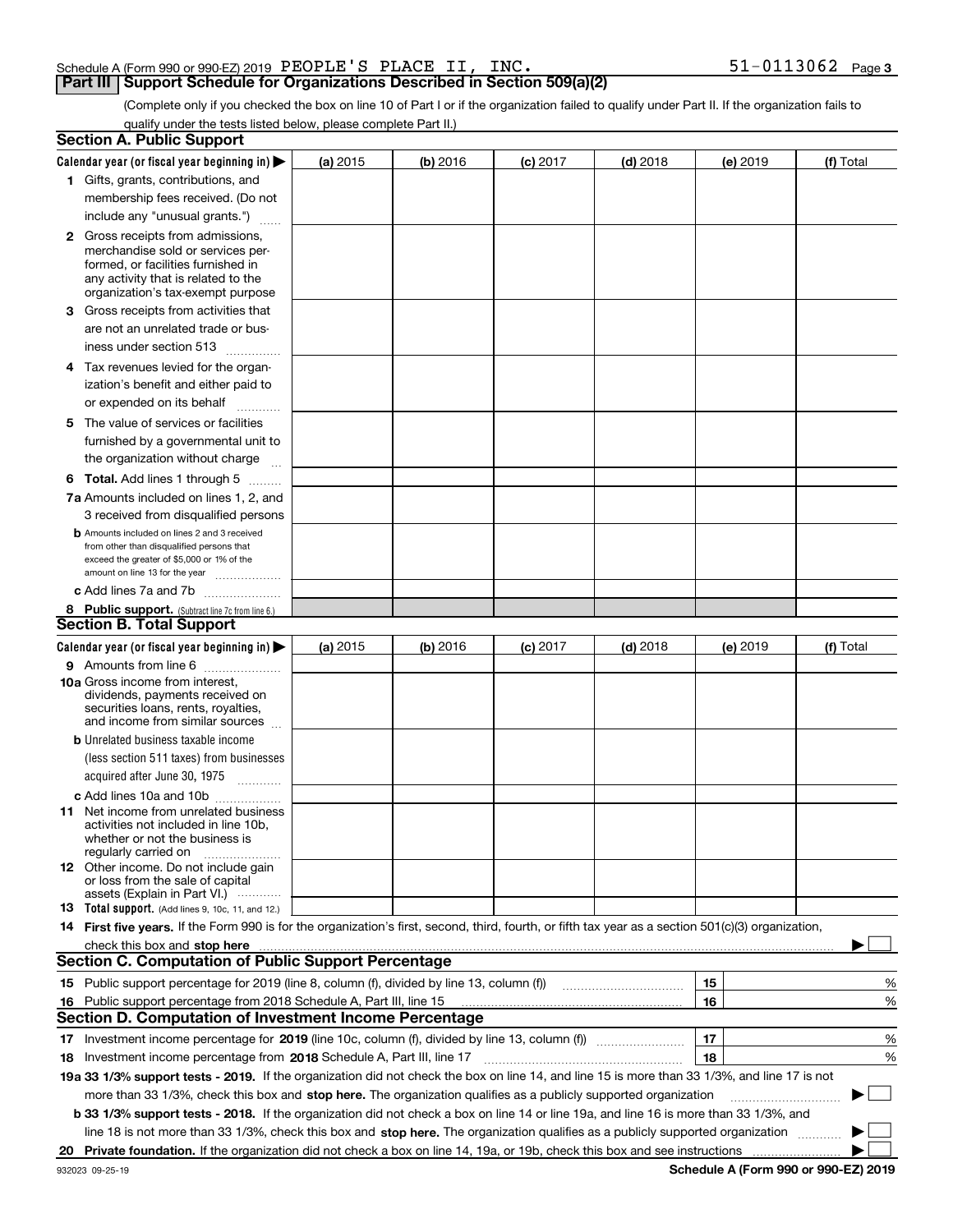Schedule A (Form 990 or 990-EZ) 2019 PEOPLE'S PLACE II, INC. 51-0113062 Page 3

## Part III Support Schedule for Organizations Described in Section 509(a)(2)

(Complete only if you checked the box on line 10 of Part I or if the organization failed to qualify under Part II. If the organization fails to qualify under the tests listed below, please complete Part II.)

### Section A. Public Support

| Calendar year (or fiscal year beginning in) ▶ | (a) 2015 | (b) 2016 | (c) 2017 | (d) 2018 | (e) 2019 | (f) Total |
|---|---|---|---|---|---|---|
| 1 Gifts, grants, contributions, and membership fees received. (Do not include any "unusual grants.") | | | | | | |
| 2 Gross receipts from admissions, merchandise sold or services performed, or facilities furnished in any activity that is related to the organization's tax-exempt purpose | | | | | | |
| 3 Gross receipts from activities that are not an unrelated trade or business under section 513 | | | | | | |
| 4 Tax revenues levied for the organization's benefit and either paid to or expended on its behalf | | | | | | |
| 5 The value of services or facilities furnished by a governmental unit to the organization without charge | | | | | | |
| 6 Total. Add lines 1 through 5 | | | | | | |
| 7a Amounts included on lines 1, 2, and 3 received from disqualified persons | | | | | | |
| b Amounts included on lines 2 and 3 received from other than disqualified persons that exceed the greater of $5,000 or 1% of the amount on line 13 for the year | | | | | | |
| c Add lines 7a and 7b | | | | | | |
| 8 Public support. (Subtract line 7c from line 6.) | | | | | | |

### Section B. Total Support

| Calendar year (or fiscal year beginning in) ▶ | (a) 2015 | (b) 2016 | (c) 2017 | (d) 2018 | (e) 2019 | (f) Total |
|---|---|---|---|---|---|---|
| 9 Amounts from line 6 | | | | | | |
| 10a Gross income from interest, dividends, payments received on securities loans, rents, royalties, and income from similar sources | | | | | | |
| b Unrelated business taxable income (less section 511 taxes) from businesses acquired after June 30, 1975 | | | | | | |
| c Add lines 10a and 10b | | | | | | |
| 11 Net income from unrelated business activities not included in line 10b, whether or not the business is regularly carried on | | | | | | |
| 12 Other income. Do not include gain or loss from the sale of capital assets (Explain in Part VI.) | | | | | | |
| 13 Total support. (Add lines 9, 10c, 11, and 12.) | | | | | | |

14 **First five years.** If the Form 990 is for the organization's first, second, third, fourth, or fifth tax year as a section 501(c)(3) organization, check this box and **stop here** ▶ ☐

### Section C. Computation of Public Support Percentage

| | | | |
|---|---|---|---|
| 15 | Public support percentage for 2019 (line 8, column (f), divided by line 13, column (f)) | 15 | % |
| 16 | Public support percentage from 2018 Schedule A, Part III, line 15 | 16 | % |

### Section D. Computation of Investment Income Percentage

| | | | |
|---|---|---|---|
| 17 | Investment income percentage for **2019** (line 10c, column (f), divided by line 13, column (f)) | 17 | % |
| 18 | Investment income percentage from **2018** Schedule A, Part III, line 17 | 18 | % |

**19a 33 1/3% support tests - 2019.** If the organization did not check the box on line 14, and line 15 is more than 33 1/3%, and line 17 is not more than 33 1/3%, check this box and **stop here.** The organization qualifies as a publicly supported organization ▶ ☐

**b 33 1/3% support tests - 2018.** If the organization did not check a box on line 14 or line 19a, and line 16 is more than 33 1/3%, and line 18 is not more than 33 1/3%, check this box and **stop here.** The organization qualifies as a publicly supported organization ▶ ☐

**20 Private foundation.** If the organization did not check a box on line 14, 19a, or 19b, check this box and see instructions ▶ ☐

932023 09-25-19 **Schedule A (Form 990 or 990-EZ) 2019**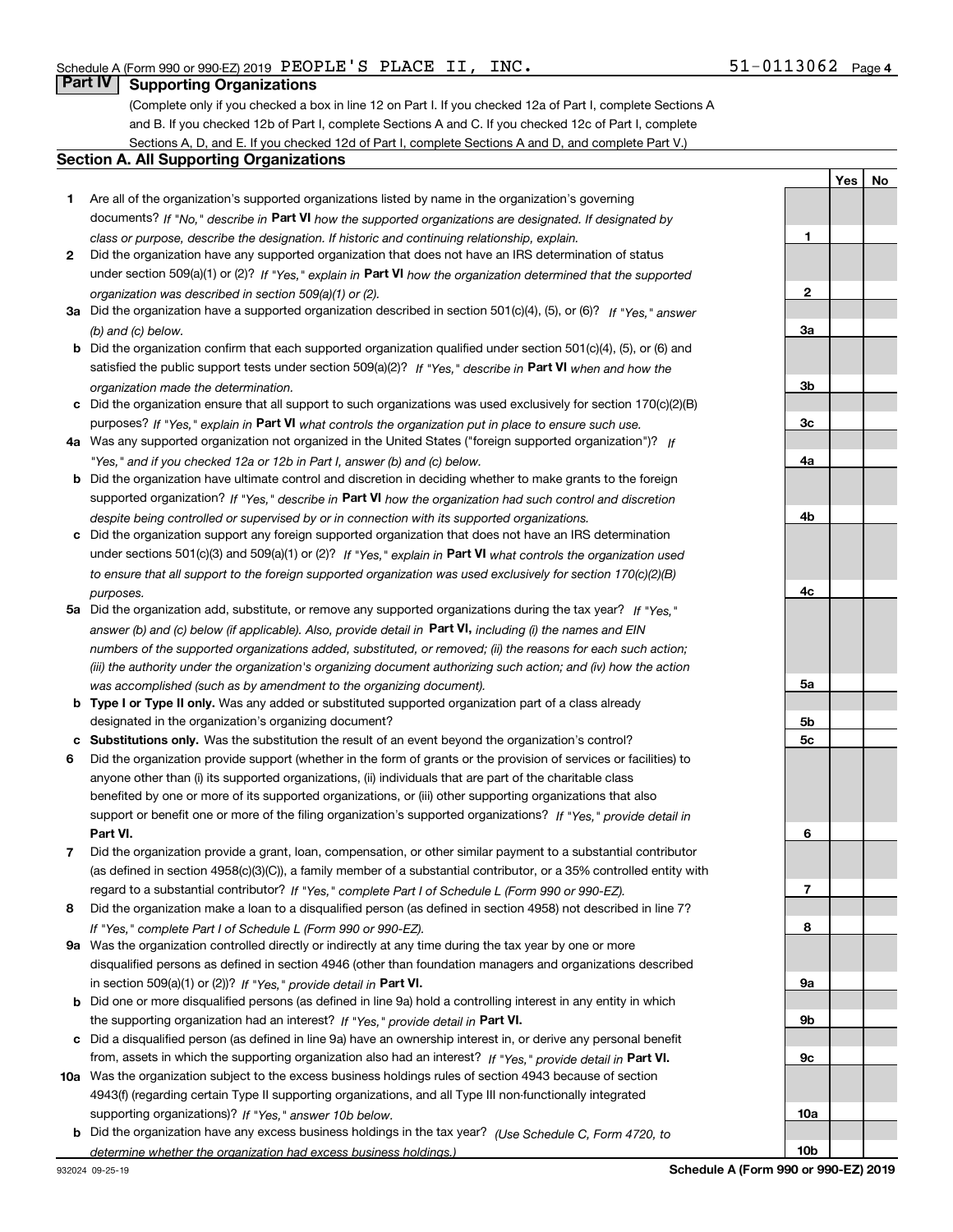Schedule A (Form 990 or 990-EZ) 2019 PEOPLE'S PLACE II, INC. 51-0113062 Page 4

## Part IV Supporting Organizations

(Complete only if you checked a box in line 12 on Part I. If you checked 12a of Part I, complete Sections A and B. If you checked 12b of Part I, complete Sections A and C. If you checked 12c of Part I, complete Sections A, D, and E. If you checked 12d of Part I, complete Sections A and D, and complete Part V.)

### Section A. All Supporting Organizations

| | | Line | Yes | No |
|---|---|---|---|---|
| **1** | Are all of the organization's supported organizations listed by name in the organization's governing documents? *If "No," describe in* **Part VI** *how the supported organizations are designated. If designated by class or purpose, describe the designation. If historic and continuing relationship, explain.* | **1** | | |
| **2** | Did the organization have any supported organization that does not have an IRS determination of status under section 509(a)(1) or (2)? *If "Yes," explain in* **Part VI** *how the organization determined that the supported organization was described in section 509(a)(1) or (2).* | **2** | | |
| **3a** | Did the organization have a supported organization described in section 501(c)(4), (5), or (6)? *If "Yes," answer (b) and (c) below.* | **3a** | | |
| **b** | Did the organization confirm that each supported organization qualified under section 501(c)(4), (5), or (6) and satisfied the public support tests under section 509(a)(2)? *If "Yes," describe in* **Part VI** *when and how the organization made the determination.* | **3b** | | |
| **c** | Did the organization ensure that all support to such organizations was used exclusively for section 170(c)(2)(B) purposes? *If "Yes," explain in* **Part VI** *what controls the organization put in place to ensure such use.* | **3c** | | |
| **4a** | Was any supported organization not organized in the United States ("foreign supported organization")? *If "Yes," and if you checked 12a or 12b in Part I, answer (b) and (c) below.* | **4a** | | |
| **b** | Did the organization have ultimate control and discretion in deciding whether to make grants to the foreign supported organization? *If "Yes," describe in* **Part VI** *how the organization had such control and discretion despite being controlled or supervised by or in connection with its supported organizations.* | **4b** | | |
| **c** | Did the organization support any foreign supported organization that does not have an IRS determination under sections 501(c)(3) and 509(a)(1) or (2)? *If "Yes," explain in* **Part VI** *what controls the organization used to ensure that all support to the foreign supported organization was used exclusively for section 170(c)(2)(B) purposes.* | **4c** | | |
| **5a** | Did the organization add, substitute, or remove any supported organizations during the tax year? *If "Yes," answer (b) and (c) below (if applicable). Also, provide detail in* **Part VI,** *including (i) the names and EIN numbers of the supported organizations added, substituted, or removed; (ii) the reasons for each such action; (iii) the authority under the organization's organizing document authorizing such action; and (iv) how the action was accomplished (such as by amendment to the organizing document).* | **5a** | | |
| **b** | **Type I or Type II only.** Was any added or substituted supported organization part of a class already designated in the organization's organizing document? | **5b** | | |
| **c** | **Substitutions only.** Was the substitution the result of an event beyond the organization's control? | **5c** | | |
| **6** | Did the organization provide support (whether in the form of grants or the provision of services or facilities) to anyone other than (i) its supported organizations, (ii) individuals that are part of the charitable class benefited by one or more of its supported organizations, or (iii) other supporting organizations that also support or benefit one or more of the filing organization's supported organizations? *If "Yes," provide detail in* **Part VI.** | **6** | | |
| **7** | Did the organization provide a grant, loan, compensation, or other similar payment to a substantial contributor (as defined in section 4958(c)(3)(C)), a family member of a substantial contributor, or a 35% controlled entity with regard to a substantial contributor? *If "Yes," complete Part I of Schedule L (Form 990 or 990-EZ).* | **7** | | |
| **8** | Did the organization make a loan to a disqualified person (as defined in section 4958) not described in line 7? *If "Yes," complete Part I of Schedule L (Form 990 or 990-EZ).* | **8** | | |
| **9a** | Was the organization controlled directly or indirectly at any time during the tax year by one or more disqualified persons as defined in section 4946 (other than foundation managers and organizations described in section 509(a)(1) or (2))? *If "Yes," provide detail in* **Part VI.** | **9a** | | |
| **b** | Did one or more disqualified persons (as defined in line 9a) hold a controlling interest in any entity in which the supporting organization had an interest? *If "Yes," provide detail in* **Part VI.** | **9b** | | |
| **c** | Did a disqualified person (as defined in line 9a) have an ownership interest in, or derive any personal benefit from, assets in which the supporting organization also had an interest? *If "Yes," provide detail in* **Part VI.** | **9c** | | |
| **10a** | Was the organization subject to the excess business holdings rules of section 4943 because of section 4943(f) (regarding certain Type II supporting organizations, and all Type III non-functionally integrated supporting organizations)? *If "Yes," answer 10b below.* | **10a** | | |
| **b** | Did the organization have any excess business holdings in the tax year? *(Use Schedule C, Form 4720, to determine whether the organization had excess business holdings.)* | **10b** | | |

932024 09-25-19 **Schedule A (Form 990 or 990-EZ) 2019**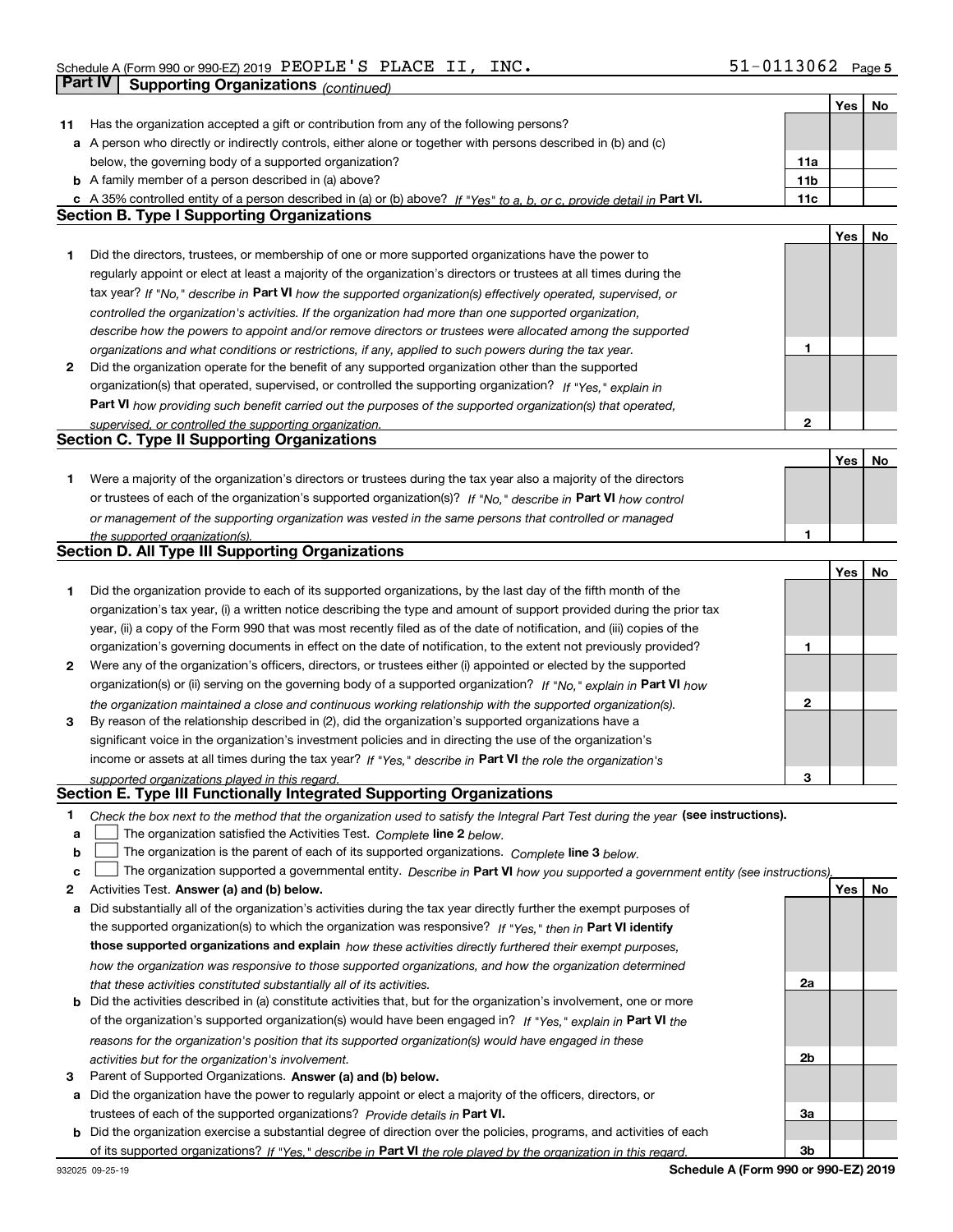Schedule A (Form 990 or 990-EZ) 2019 PEOPLE'S PLACE II, INC. 51-0113062

## Part IV Supporting Organizations *(continued)*

| | | | Yes | No |
|---|---|---|---|---|
| **11** | Has the organization accepted a gift or contribution from any of the following persons? | | | |
| **a** | A person who directly or indirectly controls, either alone or together with persons described in (b) and (c) below, the governing body of a supported organization? | **11a** | | |
| **b** | A family member of a person described in (a) above? | **11b** | | |
| **c** | A 35% controlled entity of a person described in (a) or (b) above? *If "Yes" to a, b, or c, provide detail in* **Part VI.** | **11c** | | |

### Section B. Type I Supporting Organizations

| | | | Yes | No |
|---|---|---|---|---|
| **1** | Did the directors, trustees, or membership of one or more supported organizations have the power to regularly appoint or elect at least a majority of the organization's directors or trustees at all times during the tax year? *If "No," describe in* **Part VI** *how the supported organization(s) effectively operated, supervised, or controlled the organization's activities. If the organization had more than one supported organization, describe how the powers to appoint and/or remove directors or trustees were allocated among the supported organizations and what conditions or restrictions, if any, applied to such powers during the tax year.* | **1** | | |
| **2** | Did the organization operate for the benefit of any supported organization other than the supported organization(s) that operated, supervised, or controlled the supporting organization? *If "Yes," explain in* **Part VI** *how providing such benefit carried out the purposes of the supported organization(s) that operated, supervised, or controlled the supporting organization.* | **2** | | |

### Section C. Type II Supporting Organizations

| | | | Yes | No |
|---|---|---|---|---|
| **1** | Were a majority of the organization's directors or trustees during the tax year also a majority of the directors or trustees of each of the organization's supported organization(s)? *If "No," describe in* **Part VI** *how control or management of the supporting organization was vested in the same persons that controlled or managed the supported organization(s).* | **1** | | |

### Section D. All Type III Supporting Organizations

| | | | Yes | No |
|---|---|---|---|---|
| **1** | Did the organization provide to each of its supported organizations, by the last day of the fifth month of the organization's tax year, (i) a written notice describing the type and amount of support provided during the prior tax year, (ii) a copy of the Form 990 that was most recently filed as of the date of notification, and (iii) copies of the organization's governing documents in effect on the date of notification, to the extent not previously provided? | **1** | | |
| **2** | Were any of the organization's officers, directors, or trustees either (i) appointed or elected by the supported organization(s) or (ii) serving on the governing body of a supported organization? *If "No," explain in* **Part VI** *how the organization maintained a close and continuous working relationship with the supported organization(s).* | **2** | | |
| **3** | By reason of the relationship described in (2), did the organization's supported organizations have a significant voice in the organization's investment policies and in directing the use of the organization's income or assets at all times during the tax year? *If "Yes," describe in* **Part VI** *the role the organization's supported organizations played in this regard.* | **3** | | |

### Section E. Type III Functionally Integrated Supporting Organizations

**1** *Check the box next to the method that the organization used to satisfy the Integral Part Test during the year* **(see instructions).**

- **a** ☐ The organization satisfied the Activities Test. *Complete* **line 2** *below.*
- **b** ☐ The organization is the parent of each of its supported organizations. *Complete* **line 3** *below.*
- **c** ☐ The organization supported a governmental entity. *Describe in* **Part VI** *how you supported a government entity (see instructions).*

| | | | Yes | No |
|---|---|---|---|---|
| **2** | Activities Test. **Answer (a) and (b) below.** | | | |
| **a** | Did substantially all of the organization's activities during the tax year directly further the exempt purposes of the supported organization(s) to which the organization was responsive? *If "Yes," then in* **Part VI identify those supported organizations and explain** *how these activities directly furthered their exempt purposes, how the organization was responsive to those supported organizations, and how the organization determined that these activities constituted substantially all of its activities.* | **2a** | | |
| **b** | Did the activities described in (a) constitute activities that, but for the organization's involvement, one or more of the organization's supported organization(s) would have been engaged in? *If "Yes," explain in* **Part VI** *the reasons for the organization's position that its supported organization(s) would have engaged in these activities but for the organization's involvement.* | **2b** | | |
| **3** | Parent of Supported Organizations. **Answer (a) and (b) below.** | | | |
| **a** | Did the organization have the power to regularly appoint or elect a majority of the officers, directors, or trustees of each of the supported organizations? *Provide details in* **Part VI.** | **3a** | | |
| **b** | Did the organization exercise a substantial degree of direction over the policies, programs, and activities of each of its supported organizations? *If "Yes," describe in* **Part VI** *the role played by the organization in this regard.* | **3b** | | |

932025 09-25-19 **Schedule A (Form 990 or 990-EZ) 2019**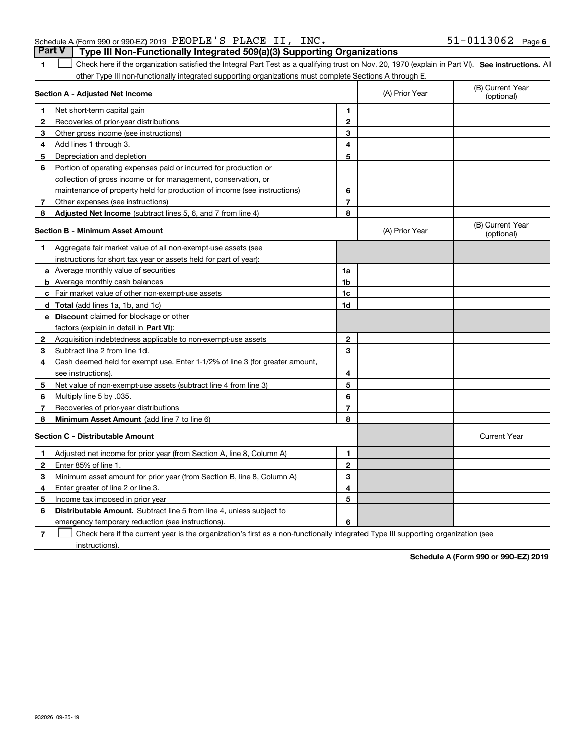Schedule A (Form 990 or 990-EZ) 2019 PEOPLE'S PLACE II, INC. 51-0113062

## Part V Type III Non-Functionally Integrated 509(a)(3) Supporting Organizations

**1** ☐ Check here if the organization satisfied the Integral Part Test as a qualifying trust on Nov. 20, 1970 (explain in Part VI). **See instructions.** All other Type III non-functionally integrated supporting organizations must complete Sections A through E.

| Section A - Adjusted Net Income | | | (A) Prior Year | (B) Current Year (optional) |
|---|---|---|---|---|
| **1** | Net short-term capital gain | **1** | | |
| **2** | Recoveries of prior-year distributions | **2** | | |
| **3** | Other gross income (see instructions) | **3** | | |
| **4** | Add lines 1 through 3. | **4** | | |
| **5** | Depreciation and depletion | **5** | | |
| **6** | Portion of operating expenses paid or incurred for production or collection of gross income or for management, conservation, or maintenance of property held for production of income (see instructions) | **6** | | |
| **7** | Other expenses (see instructions) | **7** | | |
| **8** | **Adjusted Net Income** (subtract lines 5, 6, and 7 from line 4) | **8** | | |

| Section B - Minimum Asset Amount | | | (A) Prior Year | (B) Current Year (optional) |
|---|---|---|---|---|
| **1** | Aggregate fair market value of all non-exempt-use assets (see instructions for short tax year or assets held for part of year): | | | |
| **a** | Average monthly value of securities | **1a** | | |
| **b** | Average monthly cash balances | **1b** | | |
| **c** | Fair market value of other non-exempt-use assets | **1c** | | |
| **d** | **Total** (add lines 1a, 1b, and 1c) | **1d** | | |
| **e** | **Discount** claimed for blockage or other factors (explain in detail in **Part VI**): | | | |
| **2** | Acquisition indebtedness applicable to non-exempt-use assets | **2** | | |
| **3** | Subtract line 2 from line 1d. | **3** | | |
| **4** | Cash deemed held for exempt use. Enter 1-1/2% of line 3 (for greater amount, see instructions). | **4** | | |
| **5** | Net value of non-exempt-use assets (subtract line 4 from line 3) | **5** | | |
| **6** | Multiply line 5 by .035. | **6** | | |
| **7** | Recoveries of prior-year distributions | **7** | | |
| **8** | **Minimum Asset Amount** (add line 7 to line 6) | **8** | | |

| Section C - Distributable Amount | | | | Current Year |
|---|---|---|---|---|
| **1** | Adjusted net income for prior year (from Section A, line 8, Column A) | **1** | | |
| **2** | Enter 85% of line 1. | **2** | | |
| **3** | Minimum asset amount for prior year (from Section B, line 8, Column A) | **3** | | |
| **4** | Enter greater of line 2 or line 3. | **4** | | |
| **5** | Income tax imposed in prior year | **5** | | |
| **6** | **Distributable Amount.** Subtract line 5 from line 4, unless subject to emergency temporary reduction (see instructions). | **6** | | |

**7** ☐ Check here if the current year is the organization's first as a non-functionally integrated Type III supporting organization (see instructions).

**Schedule A (Form 990 or 990-EZ) 2019**

932026 09-25-19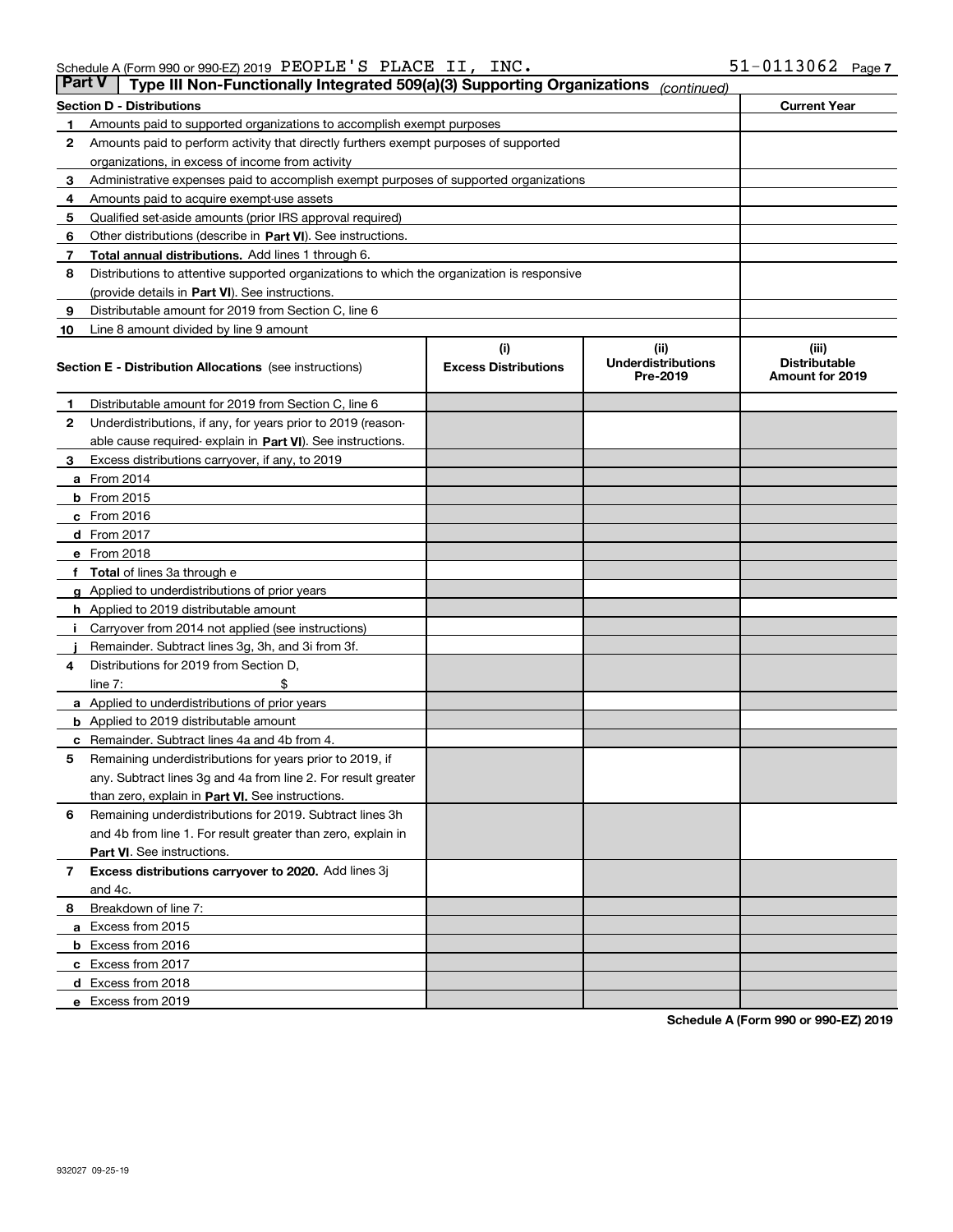Schedule A (Form 990 or 990-EZ) 2019 PEOPLE'S PLACE II, INC. 51-0113062 Page 7

## Part V — Type III Non-Functionally Integrated 509(a)(3) Supporting Organizations *(continued)*

| Section D - Distributions | | Current Year |
|---|---|---|
| 1 | Amounts paid to supported organizations to accomplish exempt purposes | |
| 2 | Amounts paid to perform activity that directly furthers exempt purposes of supported organizations, in excess of income from activity | |
| 3 | Administrative expenses paid to accomplish exempt purposes of supported organizations | |
| 4 | Amounts paid to acquire exempt-use assets | |
| 5 | Qualified set-aside amounts (prior IRS approval required) | |
| 6 | Other distributions (describe in **Part VI**). See instructions. | |
| 7 | **Total annual distributions.** Add lines 1 through 6. | |
| 8 | Distributions to attentive supported organizations to which the organization is responsive (provide details in **Part VI**). See instructions. | |
| 9 | Distributable amount for 2019 from Section C, line 6 | |
| 10 | Line 8 amount divided by line 9 amount | |

| Section E - Distribution Allocations (see instructions) | (i) Excess Distributions | (ii) Underdistributions Pre-2019 | (iii) Distributable Amount for 2019 |
|---|---|---|---|
| 1 Distributable amount for 2019 from Section C, line 6 | | | |
| 2 Underdistributions, if any, for years prior to 2019 (reasonable cause required- explain in **Part VI**). See instructions. | | | |
| 3 Excess distributions carryover, if any, to 2019 | | | |
| a From 2014 | | | |
| b From 2015 | | | |
| c From 2016 | | | |
| d From 2017 | | | |
| e From 2018 | | | |
| f **Total** of lines 3a through e | | | |
| g Applied to underdistributions of prior years | | | |
| h Applied to 2019 distributable amount | | | |
| i Carryover from 2014 not applied (see instructions) | | | |
| j Remainder. Subtract lines 3g, 3h, and 3i from 3f. | | | |
| 4 Distributions for 2019 from Section D, line 7: $ | | | |
| a Applied to underdistributions of prior years | | | |
| b Applied to 2019 distributable amount | | | |
| c Remainder. Subtract lines 4a and 4b from 4. | | | |
| 5 Remaining underdistributions for years prior to 2019, if any. Subtract lines 3g and 4a from line 2. For result greater than zero, explain in **Part VI.** See instructions. | | | |
| 6 Remaining underdistributions for 2019. Subtract lines 3h and 4b from line 1. For result greater than zero, explain in **Part VI**. See instructions. | | | |
| 7 **Excess distributions carryover to 2020.** Add lines 3j and 4c. | | | |
| 8 Breakdown of line 7: | | | |
| a Excess from 2015 | | | |
| b Excess from 2016 | | | |
| c Excess from 2017 | | | |
| d Excess from 2018 | | | |
| e Excess from 2019 | | | |

**Schedule A (Form 990 or 990-EZ) 2019**

932027 09-25-19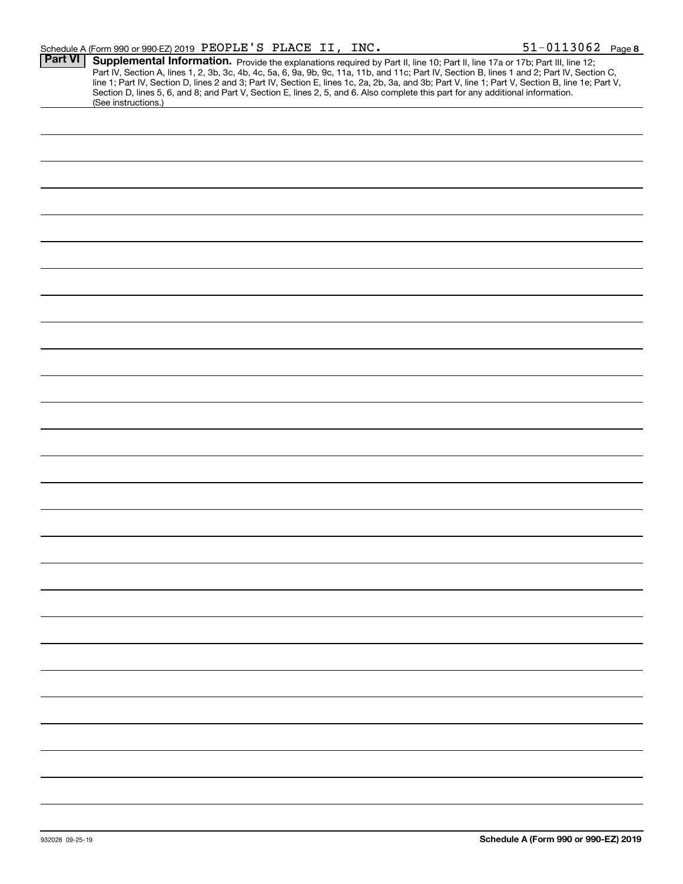Schedule A (Form 990 or 990-EZ) 2019 PEOPLE'S PLACE II, INC. 51-0113062 Page 8

**Part VI** **Supplemental Information.** Provide the explanations required by Part II, line 10; Part II, line 17a or 17b; Part III, line 12; Part IV, Section A, lines 1, 2, 3b, 3c, 4b, 4c, 5a, 6, 9a, 9b, 9c, 11a, 11b, and 11c; Part IV, Section B, lines 1 and 2; Part IV, Section C, line 1; Part IV, Section D, lines 2 and 3; Part IV, Section E, lines 1c, 2a, 2b, 3a, and 3b; Part V, line 1; Part V, Section B, line 1e; Part V, Section D, lines 5, 6, and 8; and Part V, Section E, lines 2, 5, and 6. Also complete this part for any additional information. (See instructions.)

932028 09-25-19 **Schedule A (Form 990 or 990-EZ) 2019**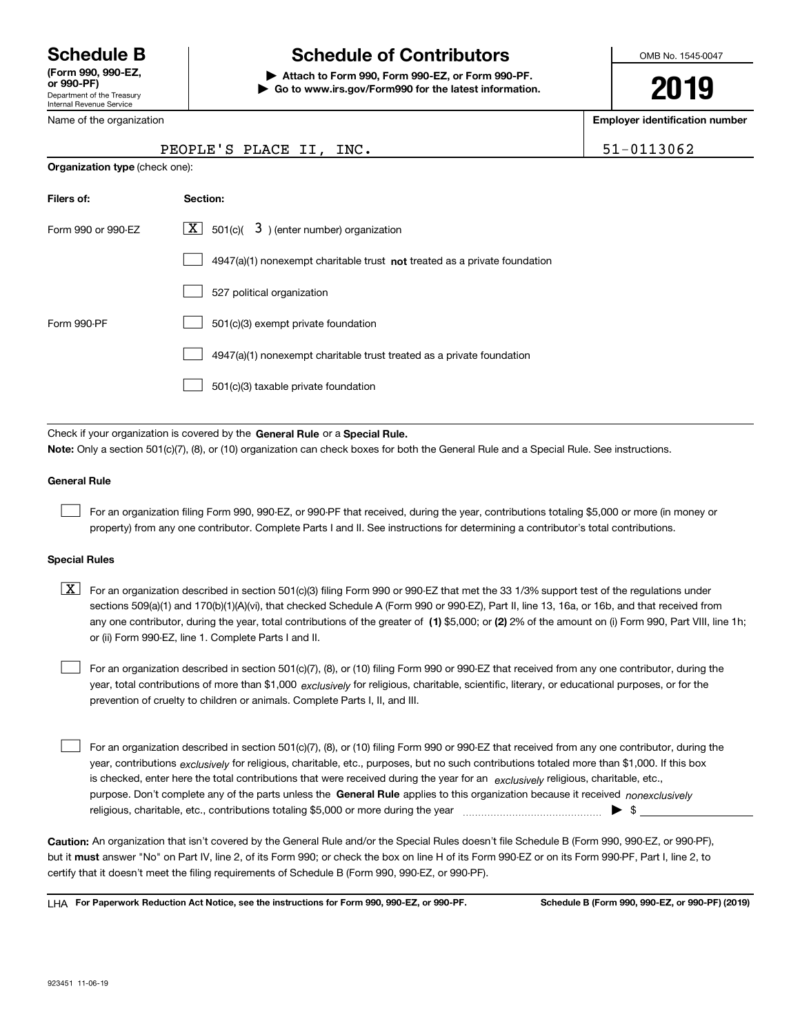# Schedule B

**(Form 990, 990-EZ, or 990-PF)**
Department of the Treasury
Internal Revenue Service

# Schedule of Contributors

**▶ Attach to Form 990, Form 990-EZ, or Form 990-PF.**
**▶ Go to www.irs.gov/Form990 for the latest information.**

OMB No. 1545-0047

**2019**

Name of the organization: PEOPLE'S PLACE II, INC.

**Employer identification number:** 51-0113062

**Organization type** (check one):

| Filers of: | Section: |
|---|---|
| Form 990 or 990-EZ | [X] 501(c)( 3 ) (enter number) organization |
| | [ ] 4947(a)(1) nonexempt charitable trust **not** treated as a private foundation |
| | [ ] 527 political organization |
| Form 990-PF | [ ] 501(c)(3) exempt private foundation |
| | [ ] 4947(a)(1) nonexempt charitable trust treated as a private foundation |
| | [ ] 501(c)(3) taxable private foundation |

Check if your organization is covered by the **General Rule** or a **Special Rule.**

**Note:** Only a section 501(c)(7), (8), or (10) organization can check boxes for both the General Rule and a Special Rule. See instructions.

### General Rule

[ ] For an organization filing Form 990, 990-EZ, or 990-PF that received, during the year, contributions totaling $5,000 or more (in money or property) from any one contributor. Complete Parts I and II. See instructions for determining a contributor's total contributions.

### Special Rules

[X] For an organization described in section 501(c)(3) filing Form 990 or 990-EZ that met the 33 1/3% support test of the regulations under sections 509(a)(1) and 170(b)(1)(A)(vi), that checked Schedule A (Form 990 or 990-EZ), Part II, line 13, 16a, or 16b, and that received from any one contributor, during the year, total contributions of the greater of **(1)** $5,000; or **(2)** 2% of the amount on (i) Form 990, Part VIII, line 1h; or (ii) Form 990-EZ, line 1. Complete Parts I and II.

[ ] For an organization described in section 501(c)(7), (8), or (10) filing Form 990 or 990-EZ that received from any one contributor, during the year, total contributions of more than $1,000 *exclusively* for religious, charitable, scientific, literary, or educational purposes, or for the prevention of cruelty to children or animals. Complete Parts I, II, and III.

[ ] For an organization described in section 501(c)(7), (8), or (10) filing Form 990 or 990-EZ that received from any one contributor, during the year, contributions *exclusively* for religious, charitable, etc., purposes, but no such contributions totaled more than $1,000. If this box is checked, enter here the total contributions that were received during the year for an *exclusively* religious, charitable, etc., purpose. Don't complete any of the parts unless the **General Rule** applies to this organization because it received *nonexclusively* religious, charitable, etc., contributions totaling $5,000 or more during the year ▶ $

**Caution:** An organization that isn't covered by the General Rule and/or the Special Rules doesn't file Schedule B (Form 990, 990-EZ, or 990-PF), but it **must** answer "No" on Part IV, line 2, of its Form 990; or check the box on line H of its Form 990-EZ or on its Form 990-PF, Part I, line 2, to certify that it doesn't meet the filing requirements of Schedule B (Form 990, 990-EZ, or 990-PF).

LHA **For Paperwork Reduction Act Notice, see the instructions for Form 990, 990-EZ, or 990-PF.** **Schedule B (Form 990, 990-EZ, or 990-PF) (2019)**

923451 11-06-19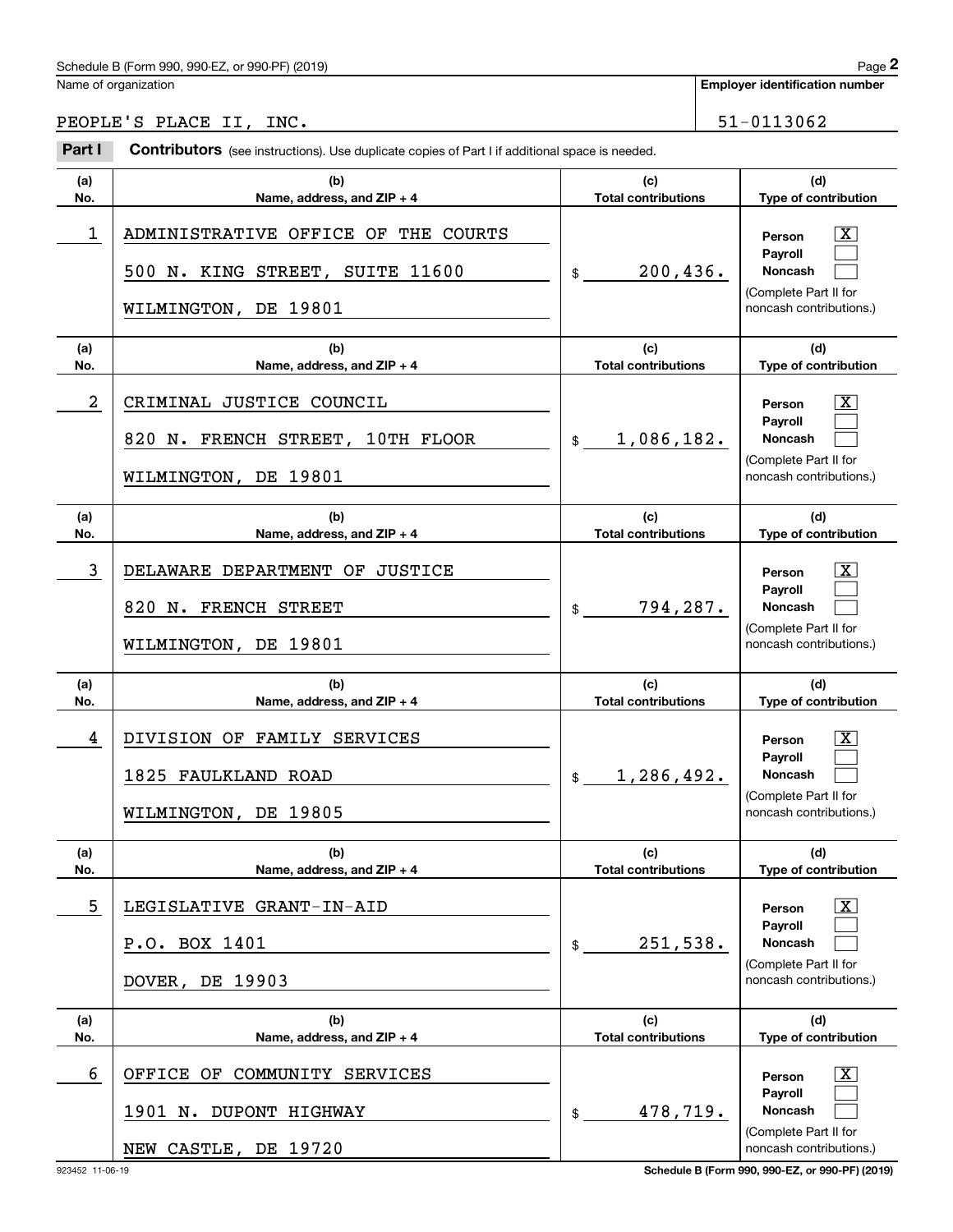Schedule B (Form 990, 990-EZ, or 990-PF) (2019)

Name of organization: PEOPLE'S PLACE II, INC.

Employer identification number: 51-0113062

**Part I** **Contributors** (see instructions). Use duplicate copies of Part I if additional space is needed.

| (a) No. | (b) Name, address, and ZIP + 4 | (c) Total contributions | (d) Type of contribution |
|---|---|---|---|
| 1 | ADMINISTRATIVE OFFICE OF THE COURTS<br>500 N. KING STREET, SUITE 11600<br>WILMINGTON, DE 19801 | $ 200,436. | Person [X]<br>Payroll [ ]<br>Noncash [ ]<br>(Complete Part II for noncash contributions.) |
| 2 | CRIMINAL JUSTICE COUNCIL<br>820 N. FRENCH STREET, 10TH FLOOR<br>WILMINGTON, DE 19801 | $ 1,086,182. | Person [X]<br>Payroll [ ]<br>Noncash [ ]<br>(Complete Part II for noncash contributions.) |
| 3 | DELAWARE DEPARTMENT OF JUSTICE<br>820 N. FRENCH STREET<br>WILMINGTON, DE 19801 | $ 794,287. | Person [X]<br>Payroll [ ]<br>Noncash [ ]<br>(Complete Part II for noncash contributions.) |
| 4 | DIVISION OF FAMILY SERVICES<br>1825 FAULKLAND ROAD<br>WILMINGTON, DE 19805 | $ 1,286,492. | Person [X]<br>Payroll [ ]<br>Noncash [ ]<br>(Complete Part II for noncash contributions.) |
| 5 | LEGISLATIVE GRANT-IN-AID<br>P.O. BOX 1401<br>DOVER, DE 19903 | $ 251,538. | Person [X]<br>Payroll [ ]<br>Noncash [ ]<br>(Complete Part II for noncash contributions.) |
| 6 | OFFICE OF COMMUNITY SERVICES<br>1901 N. DUPONT HIGHWAY<br>NEW CASTLE, DE 19720 | $ 478,719. | Person [X]<br>Payroll [ ]<br>Noncash [ ]<br>(Complete Part II for noncash contributions.) |

923452 11-06-19

Schedule B (Form 990, 990-EZ, or 990-PF) (2019)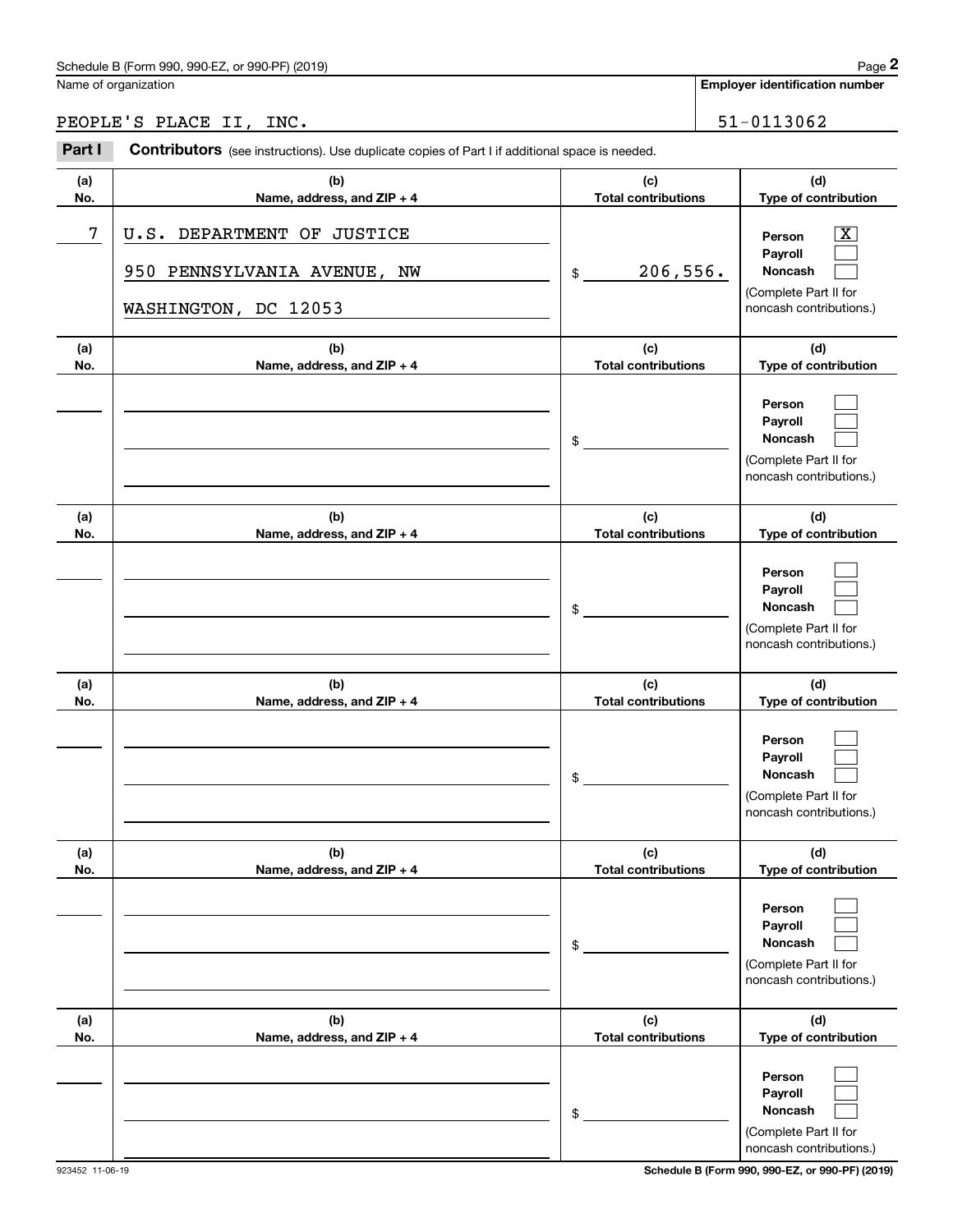Schedule B (Form 990, 990-EZ, or 990-PF) (2019)

Name of organization: PEOPLE'S PLACE II, INC.

Employer identification number: 51-0113062

**Part I** **Contributors** (see instructions). Use duplicate copies of Part I if additional space is needed.

| (a) No. | (b) Name, address, and ZIP + 4 | (c) Total contributions | (d) Type of contribution |
|---|---|---|---|
| 7 | U.S. DEPARTMENT OF JUSTICE<br>950 PENNSYLVANIA AVENUE, NW<br>WASHINGTON, DC 12053 | $ 206,556. | Person [X]<br>Payroll [ ]<br>Noncash [ ]<br>(Complete Part II for noncash contributions.) |
| | | $ | Person [ ]<br>Payroll [ ]<br>Noncash [ ]<br>(Complete Part II for noncash contributions.) |
| | | $ | Person [ ]<br>Payroll [ ]<br>Noncash [ ]<br>(Complete Part II for noncash contributions.) |
| | | $ | Person [ ]<br>Payroll [ ]<br>Noncash [ ]<br>(Complete Part II for noncash contributions.) |
| | | $ | Person [ ]<br>Payroll [ ]<br>Noncash [ ]<br>(Complete Part II for noncash contributions.) |
| | | $ | Person [ ]<br>Payroll [ ]<br>Noncash [ ]<br>(Complete Part II for noncash contributions.) |

923452 11-06-19

Schedule B (Form 990, 990-EZ, or 990-PF) (2019)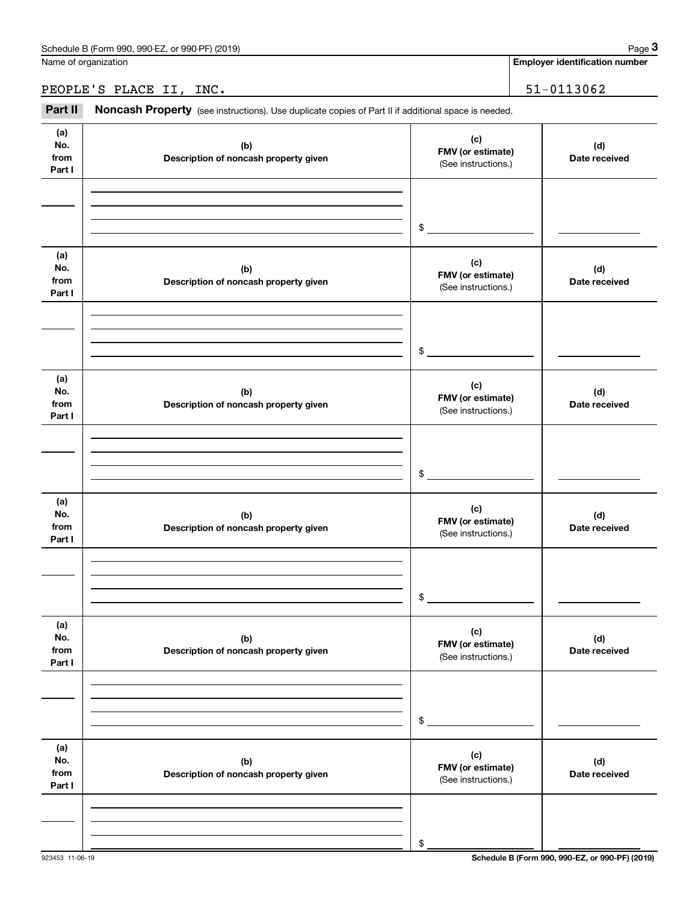Name of organization

PEOPLE'S PLACE II, INC.

**Employer identification number**

51-0113062

**Part II** **Noncash Property** (see instructions). Use duplicate copies of Part II if additional space is needed.

| (a) No. from Part I | (b) Description of noncash property given | (c) FMV (or estimate) (See instructions.) | (d) Date received |
|---|---|---|---|
| | | $ | |

| (a) No. from Part I | (b) Description of noncash property given | (c) FMV (or estimate) (See instructions.) | (d) Date received |
|---|---|---|---|
| | | $ | |

| (a) No. from Part I | (b) Description of noncash property given | (c) FMV (or estimate) (See instructions.) | (d) Date received |
|---|---|---|---|
| | | $ | |

| (a) No. from Part I | (b) Description of noncash property given | (c) FMV (or estimate) (See instructions.) | (d) Date received |
|---|---|---|---|
| | | $ | |

| (a) No. from Part I | (b) Description of noncash property given | (c) FMV (or estimate) (See instructions.) | (d) Date received |
|---|---|---|---|
| | | $ | |

| (a) No. from Part I | (b) Description of noncash property given | (c) FMV (or estimate) (See instructions.) | (d) Date received |
|---|---|---|---|
| | | $ | |

923453 11-06-19 **Schedule B (Form 990, 990-EZ, or 990-PF) (2019)**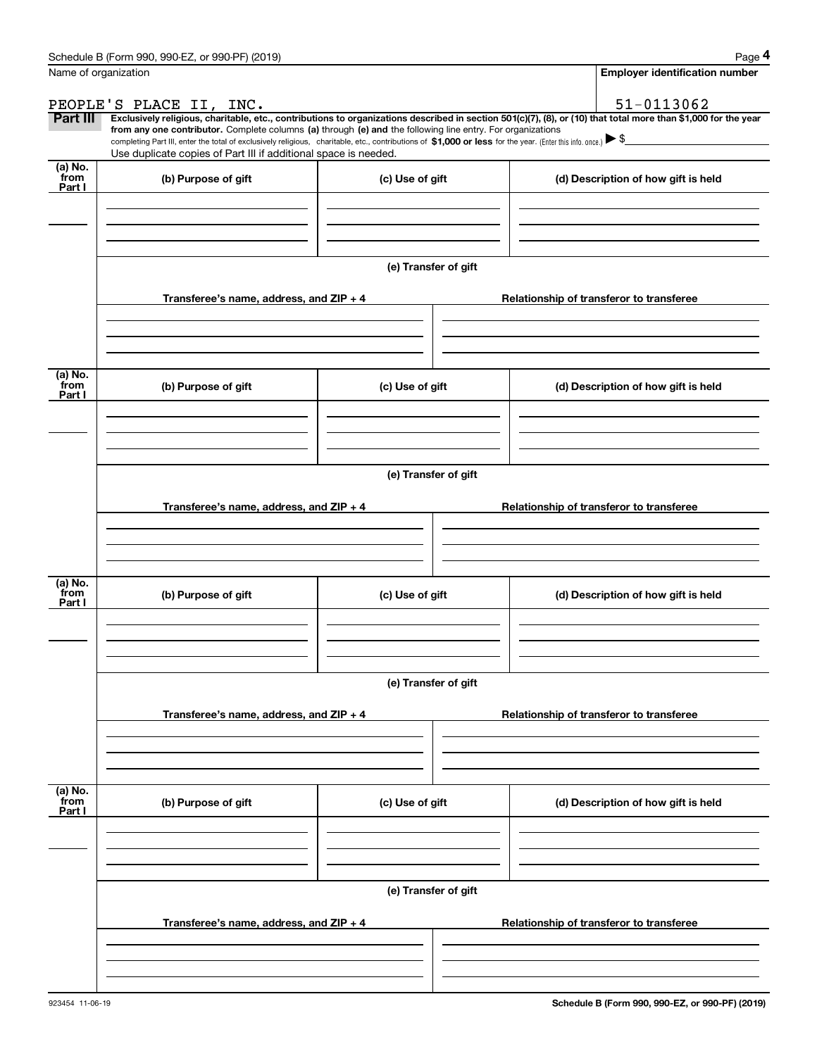Name of organization

**Employer identification number**

PEOPLE'S PLACE II, INC.

51-0113062

**Part III** **Exclusively religious, charitable, etc., contributions to organizations described in section 501(c)(7), (8), or (10) that total more than $1,000 for the year from any one contributor.** Complete columns **(a)** through **(e) and** the following line entry. For organizations completing Part III, enter the total of exclusively religious, charitable, etc., contributions of **$1,000 or less** for the year. (Enter this info. once.) ▶ $

Use duplicate copies of Part III if additional space is needed.

| (a) No. from Part I | (b) Purpose of gift | (c) Use of gift | (d) Description of how gift is held |
|---|---|---|---|
| | | | |

**(e) Transfer of gift**

| Transferee's name, address, and ZIP + 4 | Relationship of transferor to transferee |
|---|---|
| | |

| (a) No. from Part I | (b) Purpose of gift | (c) Use of gift | (d) Description of how gift is held |
|---|---|---|---|
| | | | |

**(e) Transfer of gift**

| Transferee's name, address, and ZIP + 4 | Relationship of transferor to transferee |
|---|---|
| | |

| (a) No. from Part I | (b) Purpose of gift | (c) Use of gift | (d) Description of how gift is held |
|---|---|---|---|
| | | | |

**(e) Transfer of gift**

| Transferee's name, address, and ZIP + 4 | Relationship of transferor to transferee |
|---|---|
| | |

| (a) No. from Part I | (b) Purpose of gift | (c) Use of gift | (d) Description of how gift is held |
|---|---|---|---|
| | | | |

**(e) Transfer of gift**

| Transferee's name, address, and ZIP + 4 | Relationship of transferor to transferee |
|---|---|
| | |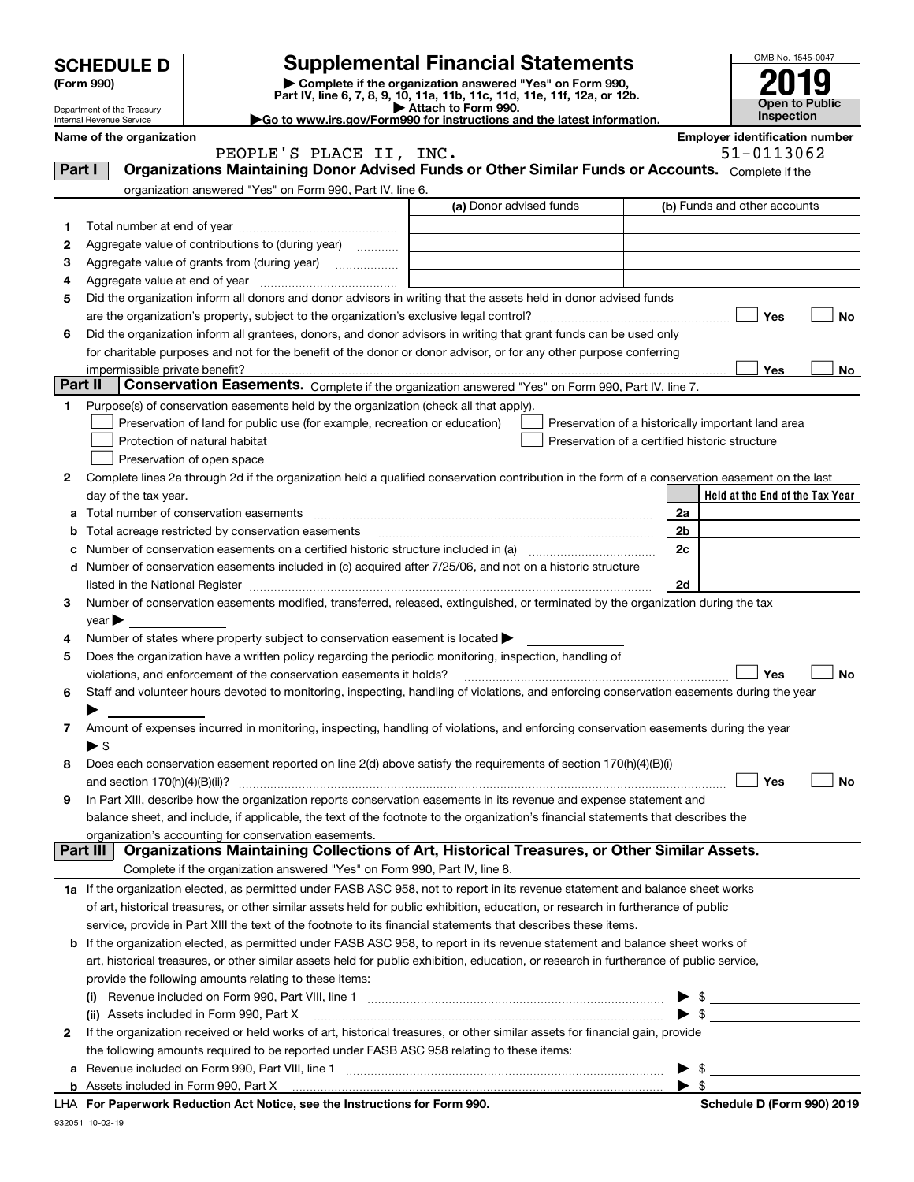**SCHEDULE D**
**(Form 990)**

Department of the Treasury
Internal Revenue Service

# Supplemental Financial Statements

▶ **Complete if the organization answered "Yes" on Form 990, Part IV, line 6, 7, 8, 9, 10, 11a, 11b, 11c, 11d, 11e, 11f, 12a, or 12b.**
▶ **Attach to Form 990.**
▶**Go to www.irs.gov/Form990 for instructions and the latest information.**

OMB No. 1545-0047
**2019**
**Open to Public Inspection**

**Name of the organization**
PEOPLE'S PLACE II, INC.

**Employer identification number**
51-0113062

## Part I — Organizations Maintaining Donor Advised Funds or Other Similar Funds or Accounts.
Complete if the organization answered "Yes" on Form 990, Part IV, line 6.

| | | (a) Donor advised funds | (b) Funds and other accounts |
|---|---|---|---|
| 1 | Total number at end of year | | |
| 2 | Aggregate value of contributions to (during year) | | |
| 3 | Aggregate value of grants from (during year) | | |
| 4 | Aggregate value at end of year | | |

5 Did the organization inform all donors and donor advisors in writing that the assets held in donor advised funds are the organization's property, subject to the organization's exclusive legal control? ☐ Yes ☐ No

6 Did the organization inform all grantees, donors, and donor advisors in writing that grant funds can be used only for charitable purposes and not for the benefit of the donor or donor advisor, or for any other purpose conferring impermissible private benefit? ☐ Yes ☐ No

## Part II — Conservation Easements.
Complete if the organization answered "Yes" on Form 990, Part IV, line 7.

1 Purpose(s) of conservation easements held by the organization (check all that apply).
- ☐ Preservation of land for public use (for example, recreation or education)
- ☐ Protection of natural habitat
- ☐ Preservation of open space
- ☐ Preservation of a historically important land area
- ☐ Preservation of a certified historic structure

2 Complete lines 2a through 2d if the organization held a qualified conservation contribution in the form of a conservation easement on the last day of the tax year.

| | | | Held at the End of the Tax Year |
|---|---|---|---|
| a | Total number of conservation easements | 2a | |
| b | Total acreage restricted by conservation easements | 2b | |
| c | Number of conservation easements on a certified historic structure included in (a) | 2c | |
| d | Number of conservation easements included in (c) acquired after 7/25/06, and not on a historic structure listed in the National Register | 2d | |

3 Number of conservation easements modified, transferred, released, extinguished, or terminated by the organization during the tax year ▶

4 Number of states where property subject to conservation easement is located ▶

5 Does the organization have a written policy regarding the periodic monitoring, inspection, handling of violations, and enforcement of the conservation easements it holds? ☐ Yes ☐ No

6 Staff and volunteer hours devoted to monitoring, inspecting, handling of violations, and enforcing conservation easements during the year ▶

7 Amount of expenses incurred in monitoring, inspecting, handling of violations, and enforcing conservation easements during the year ▶ $

8 Does each conservation easement reported on line 2(d) above satisfy the requirements of section 170(h)(4)(B)(i) and section 170(h)(4)(B)(ii)? ☐ Yes ☐ No

9 In Part XIII, describe how the organization reports conservation easements in its revenue and expense statement and balance sheet, and include, if applicable, the text of the footnote to the organization's financial statements that describes the organization's accounting for conservation easements.

## Part III — Organizations Maintaining Collections of Art, Historical Treasures, or Other Similar Assets.
Complete if the organization answered "Yes" on Form 990, Part IV, line 8.

1a If the organization elected, as permitted under FASB ASC 958, not to report in its revenue statement and balance sheet works of art, historical treasures, or other similar assets held for public exhibition, education, or research in furtherance of public service, provide in Part XIII the text of the footnote to its financial statements that describes these items.

b If the organization elected, as permitted under FASB ASC 958, to report in its revenue statement and balance sheet works of art, historical treasures, or other similar assets held for public exhibition, education, or research in furtherance of public service, provide the following amounts relating to these items:

(i) Revenue included on Form 990, Part VIII, line 1 ▶ $

(ii) Assets included in Form 990, Part X ▶ $

2 If the organization received or held works of art, historical treasures, or other similar assets for financial gain, provide the following amounts required to be reported under FASB ASC 958 relating to these items:

a Revenue included on Form 990, Part VIII, line 1 ▶ $

b Assets included in Form 990, Part X ▶ $

LHA **For Paperwork Reduction Act Notice, see the Instructions for Form 990.** **Schedule D (Form 990) 2019**

932051 10-02-19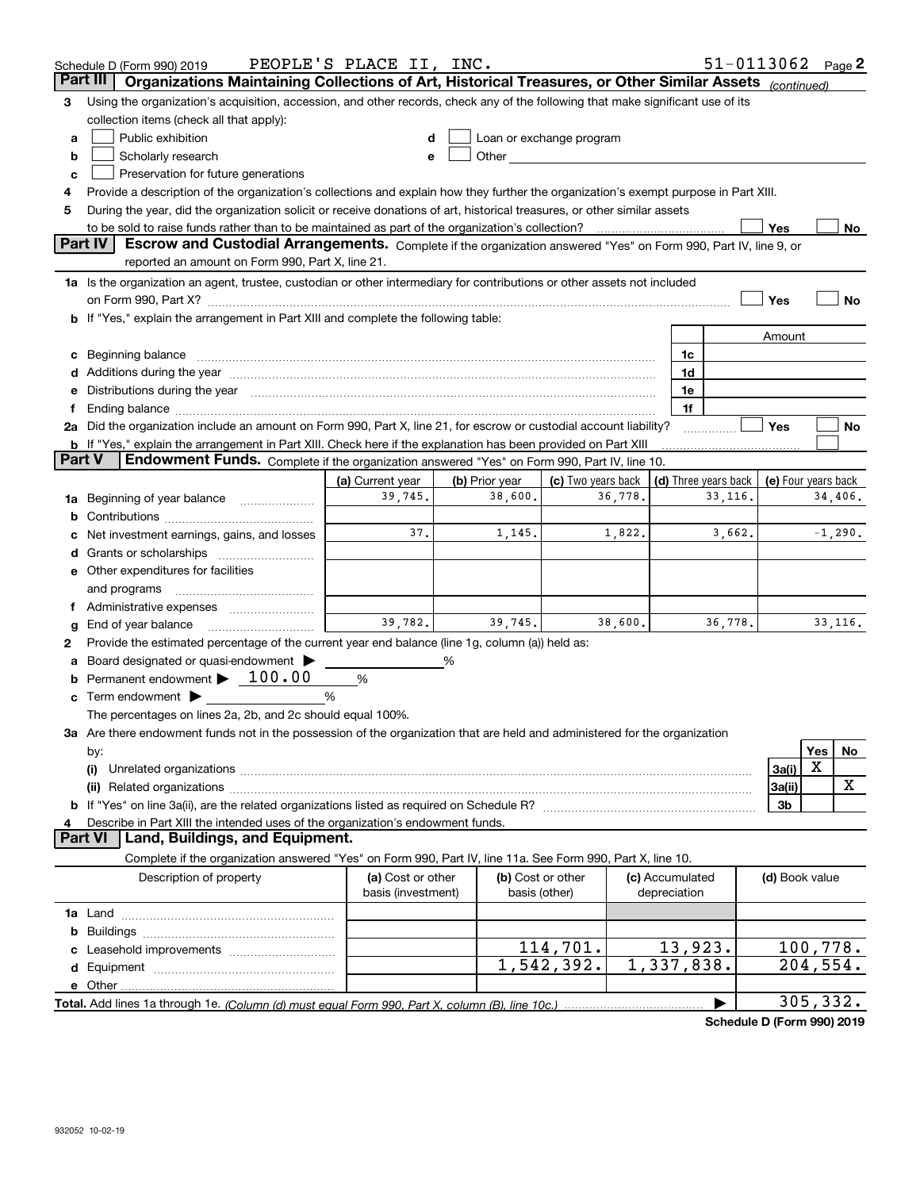Schedule D (Form 990) 2019 PEOPLE'S PLACE II, INC. 51-0113062 Page 2

## Part III Organizations Maintaining Collections of Art, Historical Treasures, or Other Similar Assets *(continued)*

3 Using the organization's acquisition, accession, and other records, check any of the following that make significant use of its collection items (check all that apply):

a ☐ Public exhibition

b ☐ Scholarly research

c ☐ Preservation for future generations

d ☐ Loan or exchange program

e ☐ Other

4 Provide a description of the organization's collections and explain how they further the organization's exempt purpose in Part XIII.

5 During the year, did the organization solicit or receive donations of art, historical treasures, or other similar assets to be sold to raise funds rather than to be maintained as part of the organization's collection? ☐ Yes ☐ No

## Part IV Escrow and Custodial Arrangements.

Complete if the organization answered "Yes" on Form 990, Part IV, line 9, or reported an amount on Form 990, Part X, line 21.

1a Is the organization an agent, trustee, custodian or other intermediary for contributions or other assets not included on Form 990, Part X? ☐ Yes ☐ No

b If "Yes," explain the arrangement in Part XIII and complete the following table:

| | | Amount |
|---|---|---|
| c Beginning balance | 1c | |
| d Additions during the year | 1d | |
| e Distributions during the year | 1e | |
| f Ending balance | 1f | |

2a Did the organization include an amount on Form 990, Part X, line 21, for escrow or custodial account liability? ☐ Yes ☐ No

b If "Yes," explain the arrangement in Part XIII. Check here if the explanation has been provided on Part XIII ☐

## Part V Endowment Funds.

Complete if the organization answered "Yes" on Form 990, Part IV, line 10.

| | (a) Current year | (b) Prior year | (c) Two years back | (d) Three years back | (e) Four years back |
|---|---|---|---|---|---|
| 1a Beginning of year balance | 39,745. | 38,600. | 36,778. | 33,116. | 34,406. |
| b Contributions | | | | | |
| c Net investment earnings, gains, and losses | 37. | 1,145. | 1,822. | 3,662. | -1,290. |
| d Grants or scholarships | | | | | |
| e Other expenditures for facilities and programs | | | | | |
| f Administrative expenses | | | | | |
| g End of year balance | 39,782. | 39,745. | 38,600. | 36,778. | 33,116. |

2 Provide the estimated percentage of the current year end balance (line 1g, column (a)) held as:

a Board designated or quasi-endowment ▶ ______ %

b Permanent endowment ▶ 100.00 %

c Term endowment ▶ ______ %

The percentages on lines 2a, 2b, and 2c should equal 100%.

3a Are there endowment funds not in the possession of the organization that are held and administered for the organization by:

| | | Yes | No |
|---|---|---|---|
| (i) Unrelated organizations | 3a(i) | X | |
| (ii) Related organizations | 3a(ii) | | X |
| b If "Yes" on line 3a(ii), are the related organizations listed as required on Schedule R? | 3b | | |

4 Describe in Part XIII the intended uses of the organization's endowment funds.

## Part VI Land, Buildings, and Equipment.

Complete if the organization answered "Yes" on Form 990, Part IV, line 11a. See Form 990, Part X, line 10.

| Description of property | (a) Cost or other basis (investment) | (b) Cost or other basis (other) | (c) Accumulated depreciation | (d) Book value |
|---|---|---|---|---|
| 1a Land | | | | |
| b Buildings | | | | |
| c Leasehold improvements | | 114,701. | 13,923. | 100,778. |
| d Equipment | | 1,542,392. | 1,337,838. | 204,554. |
| e Other | | | | |
| **Total.** Add lines 1a through 1e. *(Column (d) must equal Form 990, Part X, column (B), line 10c.)* | | | | 305,332. |

**Schedule D (Form 990) 2019**

932052 10-02-19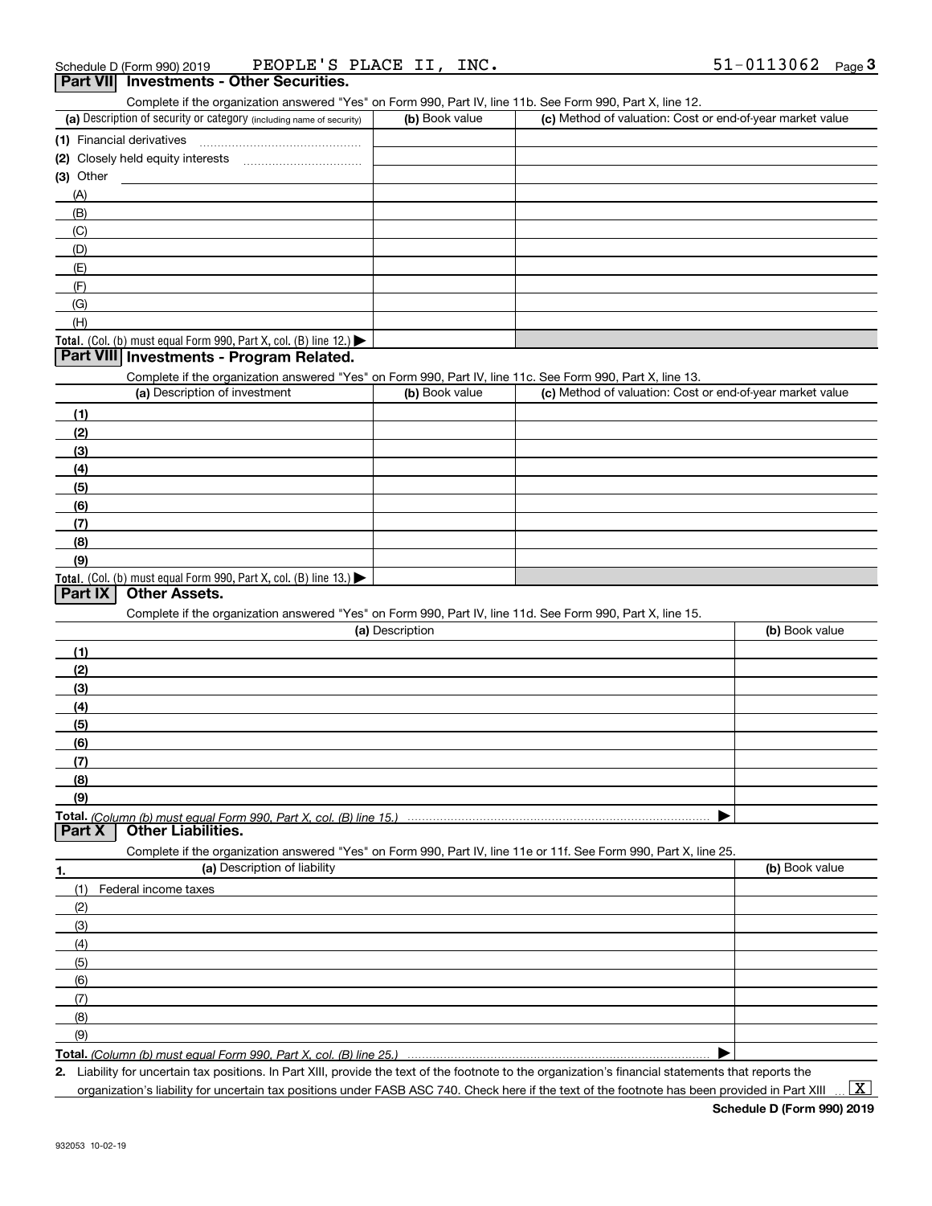Schedule D (Form 990) 2019 PEOPLE'S PLACE II, INC. 51-0113062 Page 3

## Part VII Investments - Other Securities.

Complete if the organization answered "Yes" on Form 990, Part IV, line 11b. See Form 990, Part X, line 12.

| (a) Description of security or category (including name of security) | (b) Book value | (c) Method of valuation: Cost or end-of-year market value |
|---|---|---|
| (1) Financial derivatives | | |
| (2) Closely held equity interests | | |
| (3) Other | | |
| (A) | | |
| (B) | | |
| (C) | | |
| (D) | | |
| (E) | | |
| (F) | | |
| (G) | | |
| (H) | | |
| **Total.** (Col. (b) must equal Form 990, Part X, col. (B) line 12.) ▶ | | |

## Part VIII Investments - Program Related.

Complete if the organization answered "Yes" on Form 990, Part IV, line 11c. See Form 990, Part X, line 13.

| (a) Description of investment | (b) Book value | (c) Method of valuation: Cost or end-of-year market value |
|---|---|---|
| (1) | | |
| (2) | | |
| (3) | | |
| (4) | | |
| (5) | | |
| (6) | | |
| (7) | | |
| (8) | | |
| (9) | | |
| **Total.** (Col. (b) must equal Form 990, Part X, col. (B) line 13.) ▶ | | |

## Part IX Other Assets.

Complete if the organization answered "Yes" on Form 990, Part IV, line 11d. See Form 990, Part X, line 15.

| (a) Description | (b) Book value |
|---|---|
| (1) | |
| (2) | |
| (3) | |
| (4) | |
| (5) | |
| (6) | |
| (7) | |
| (8) | |
| (9) | |
| **Total.** *(Column (b) must equal Form 990, Part X, col. (B) line 15.)* ▶ | |

## Part X Other Liabilities.

Complete if the organization answered "Yes" on Form 990, Part IV, line 11e or 11f. See Form 990, Part X, line 25.

| 1. (a) Description of liability | (b) Book value |
|---|---|
| (1) Federal income taxes | |
| (2) | |
| (3) | |
| (4) | |
| (5) | |
| (6) | |
| (7) | |
| (8) | |
| (9) | |
| **Total.** *(Column (b) must equal Form 990, Part X, col. (B) line 25.)* ▶ | |

2. Liability for uncertain tax positions. In Part XIII, provide the text of the footnote to the organization's financial statements that reports the organization's liability for uncertain tax positions under FASB ASC 740. Check here if the text of the footnote has been provided in Part XIII ... [X]

**Schedule D (Form 990) 2019**

932053 10-02-19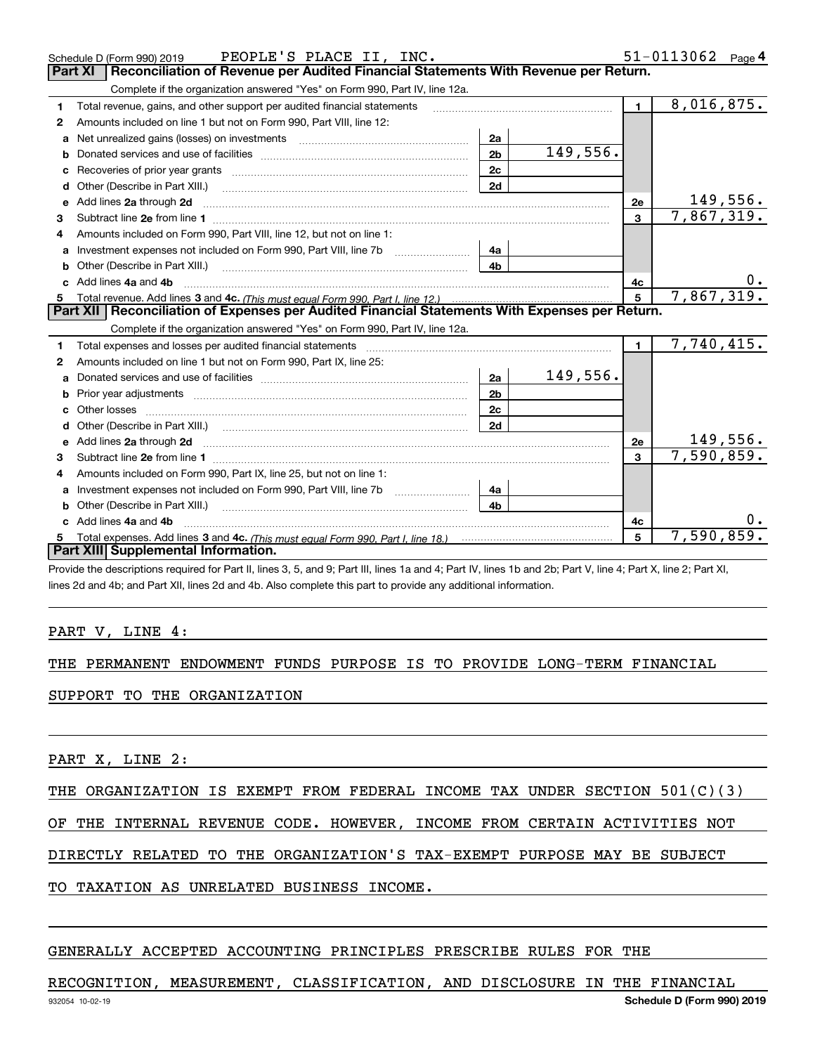Schedule D (Form 990) 2019 PEOPLE'S PLACE II, INC. 51-0113062 Page 4

## Part XI Reconciliation of Revenue per Audited Financial Statements With Revenue per Return.

Complete if the organization answered "Yes" on Form 990, Part IV, line 12a.

| | | | | | |
|---|---|---|---|---|---|
| 1 | Total revenue, gains, and other support per audited financial statements | | | 1 | 8,016,875. |
| 2 | Amounts included on line 1 but not on Form 990, Part VIII, line 12: | | | | |
| a | Net unrealized gains (losses) on investments | 2a | | | |
| b | Donated services and use of facilities | 2b | 149,556. | | |
| c | Recoveries of prior year grants | 2c | | | |
| d | Other (Describe in Part XIII.) | 2d | | | |
| e | Add lines 2a through 2d | | | 2e | 149,556. |
| 3 | Subtract line 2e from line 1 | | | 3 | 7,867,319. |
| 4 | Amounts included on Form 990, Part VIII, line 12, but not on line 1: | | | | |
| a | Investment expenses not included on Form 990, Part VIII, line 7b | 4a | | | |
| b | Other (Describe in Part XIII.) | 4b | | | |
| c | Add lines 4a and 4b | | | 4c | 0. |
| 5 | Total revenue. Add lines 3 and 4c. *(This must equal Form 990, Part I, line 12.)* | | | 5 | 7,867,319. |

## Part XII Reconciliation of Expenses per Audited Financial Statements With Expenses per Return.

Complete if the organization answered "Yes" on Form 990, Part IV, line 12a.

| | | | | | |
|---|---|---|---|---|---|
| 1 | Total expenses and losses per audited financial statements | | | 1 | 7,740,415. |
| 2 | Amounts included on line 1 but not on Form 990, Part IX, line 25: | | | | |
| a | Donated services and use of facilities | 2a | 149,556. | | |
| b | Prior year adjustments | 2b | | | |
| c | Other losses | 2c | | | |
| d | Other (Describe in Part XIII.) | 2d | | | |
| e | Add lines 2a through 2d | | | 2e | 149,556. |
| 3 | Subtract line 2e from line 1 | | | 3 | 7,590,859. |
| 4 | Amounts included on Form 990, Part IX, line 25, but not on line 1: | | | | |
| a | Investment expenses not included on Form 990, Part VIII, line 7b | 4a | | | |
| b | Other (Describe in Part XIII.) | 4b | | | |
| c | Add lines 4a and 4b | | | 4c | 0. |
| 5 | Total expenses. Add lines 3 and 4c. *(This must equal Form 990, Part I, line 18.)* | | | 5 | 7,590,859. |

## Part XIII Supplemental Information.

Provide the descriptions required for Part II, lines 3, 5, and 9; Part III, lines 1a and 4; Part IV, lines 1b and 2b; Part V, line 4; Part X, line 2; Part XI, lines 2d and 4b; and Part XII, lines 2d and 4b. Also complete this part to provide any additional information.

PART V, LINE 4:

THE PERMANENT ENDOWMENT FUNDS PURPOSE IS TO PROVIDE LONG-TERM FINANCIAL SUPPORT TO THE ORGANIZATION

PART X, LINE 2:

THE ORGANIZATION IS EXEMPT FROM FEDERAL INCOME TAX UNDER SECTION 501(C)(3) OF THE INTERNAL REVENUE CODE. HOWEVER, INCOME FROM CERTAIN ACTIVITIES NOT DIRECTLY RELATED TO THE ORGANIZATION'S TAX-EXEMPT PURPOSE MAY BE SUBJECT TO TAXATION AS UNRELATED BUSINESS INCOME.

GENERALLY ACCEPTED ACCOUNTING PRINCIPLES PRESCRIBE RULES FOR THE RECOGNITION, MEASUREMENT, CLASSIFICATION, AND DISCLOSURE IN THE FINANCIAL

932054 10-02-19 Schedule D (Form 990) 2019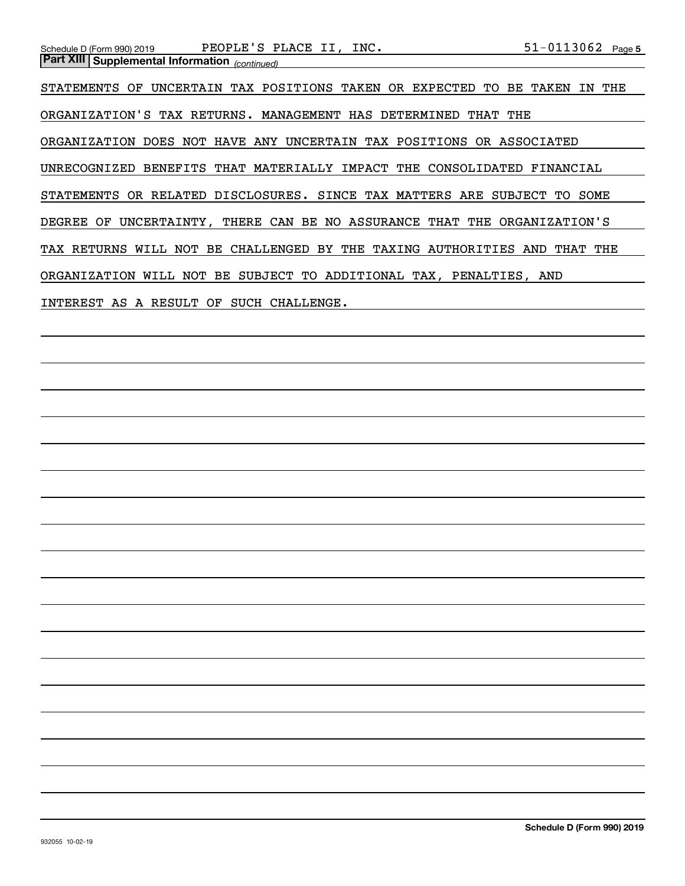**Part XIII | Supplemental Information** *(continued)*

STATEMENTS OF UNCERTAIN TAX POSITIONS TAKEN OR EXPECTED TO BE TAKEN IN THE ORGANIZATION'S TAX RETURNS. MANAGEMENT HAS DETERMINED THAT THE ORGANIZATION DOES NOT HAVE ANY UNCERTAIN TAX POSITIONS OR ASSOCIATED UNRECOGNIZED BENEFITS THAT MATERIALLY IMPACT THE CONSOLIDATED FINANCIAL STATEMENTS OR RELATED DISCLOSURES. SINCE TAX MATTERS ARE SUBJECT TO SOME DEGREE OF UNCERTAINTY, THERE CAN BE NO ASSURANCE THAT THE ORGANIZATION'S TAX RETURNS WILL NOT BE CHALLENGED BY THE TAXING AUTHORITIES AND THAT THE ORGANIZATION WILL NOT BE SUBJECT TO ADDITIONAL TAX, PENALTIES, AND INTEREST AS A RESULT OF SUCH CHALLENGE.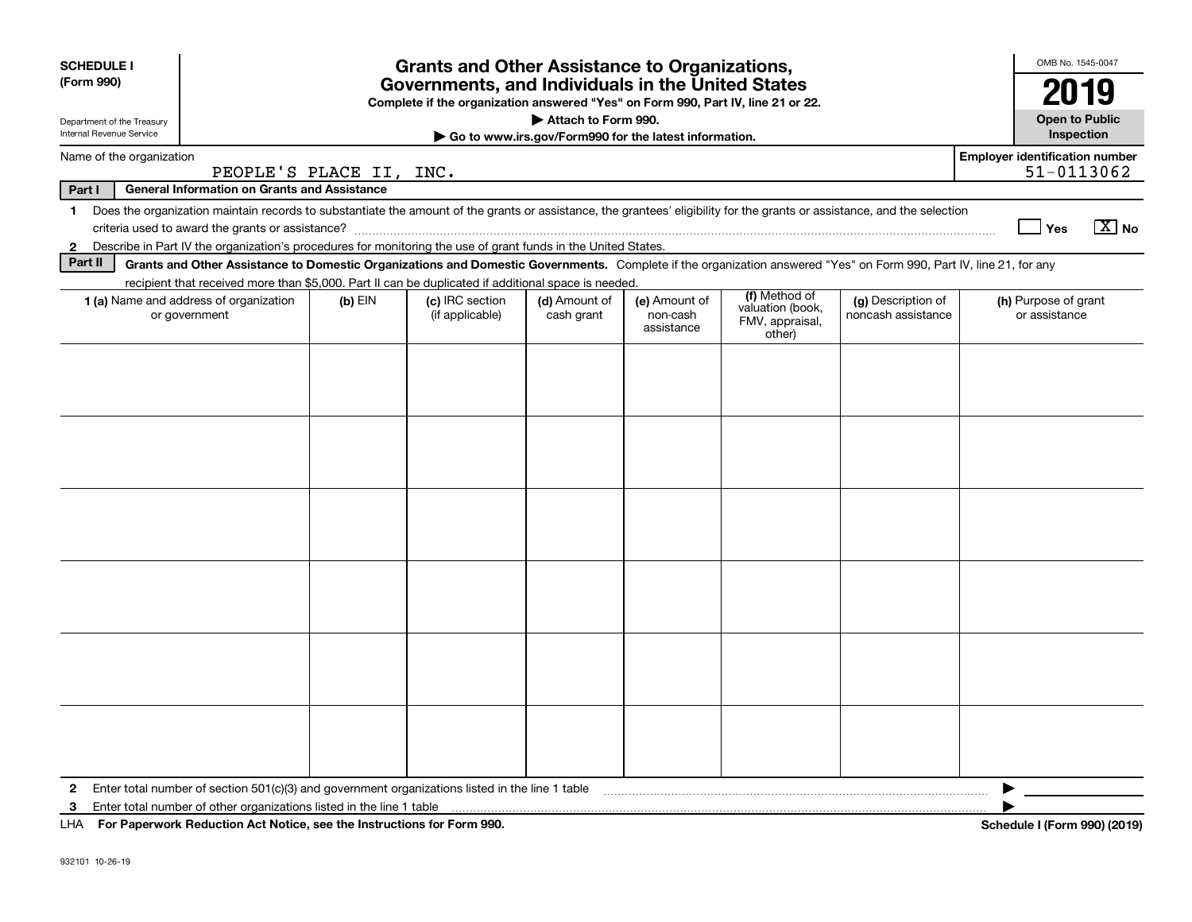**SCHEDULE I**
**(Form 990)**

Department of the Treasury
Internal Revenue Service

# Grants and Other Assistance to Organizations, Governments, and Individuals in the United States

**Complete if the organization answered "Yes" on Form 990, Part IV, line 21 or 22.**
**▶ Attach to Form 990.**
**▶ Go to www.irs.gov/Form990 for the latest information.**

OMB No. 1545-0047

**2019**

**Open to Public Inspection**

Name of the organization: PEOPLE'S PLACE II, INC.

**Employer identification number:** 51-0113062

**Part I — General Information on Grants and Assistance**

1 Does the organization maintain records to substantiate the amount of the grants or assistance, the grantees' eligibility for the grants or assistance, and the selection criteria used to award the grants or assistance? ☐ Yes ☒ No

2 Describe in Part IV the organization's procedures for monitoring the use of grant funds in the United States.

**Part II — Grants and Other Assistance to Domestic Organizations and Domestic Governments.** Complete if the organization answered "Yes" on Form 990, Part IV, line 21, for any recipient that received more than $5,000. Part II can be duplicated if additional space is needed.

| 1 (a) Name and address of organization or government | (b) EIN | (c) IRC section (if applicable) | (d) Amount of cash grant | (e) Amount of non-cash assistance | (f) Method of valuation (book, FMV, appraisal, other) | (g) Description of noncash assistance | (h) Purpose of grant or assistance |
|---|---|---|---|---|---|---|---|
| | | | | | | | |
| | | | | | | | |
| | | | | | | | |
| | | | | | | | |
| | | | | | | | |
| | | | | | | | |

2 Enter total number of section 501(c)(3) and government organizations listed in the line 1 table ▶

3 Enter total number of other organizations listed in the line 1 table ▶

LHA **For Paperwork Reduction Act Notice, see the Instructions for Form 990.** **Schedule I (Form 990) (2019)**

932101 10-26-19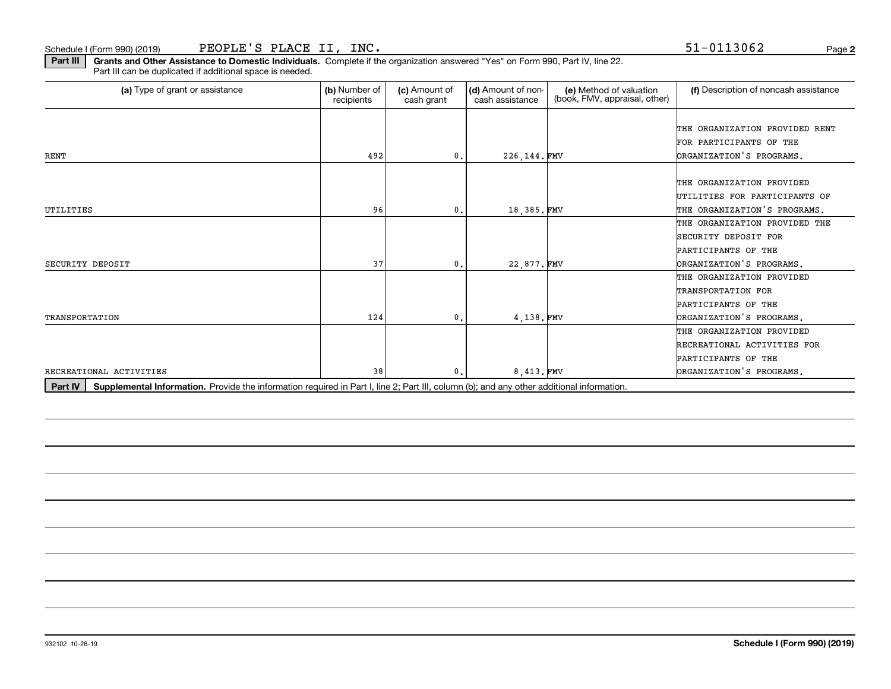Schedule I (Form 990) (2019) PEOPLE'S PLACE II, INC. 51-0113062

**Part III** **Grants and Other Assistance to Domestic Individuals.** Complete if the organization answered "Yes" on Form 990, Part IV, line 22. Part III can be duplicated if additional space is needed.

| (a) Type of grant or assistance | (b) Number of recipients | (c) Amount of cash grant | (d) Amount of non-cash assistance | (e) Method of valuation (book, FMV, appraisal, other) | (f) Description of noncash assistance |
|---|---|---|---|---|---|
| RENT | 492 | 0. | 226,144. | FMV | THE ORGANIZATION PROVIDED RENT FOR PARTICIPANTS OF THE ORGANIZATION'S PROGRAMS. |
| UTILITIES | 96 | 0. | 18,385. | FMV | THE ORGANIZATION PROVIDED UTILITIES FOR PARTICIPANTS OF THE ORGANIZATION'S PROGRAMS. |
| SECURITY DEPOSIT | 37 | 0. | 22,877. | FMV | THE ORGANIZATION PROVIDED THE SECURITY DEPOSIT FOR PARTICIPANTS OF THE ORGANIZATION'S PROGRAMS. |
| TRANSPORTATION | 124 | 0. | 4,138. | FMV | THE ORGANIZATION PROVIDED TRANSPORTATION FOR PARTICIPANTS OF THE ORGANIZATION'S PROGRAMS. |
| RECREATIONAL ACTIVITIES | 38 | 0. | 8,413. | FMV | THE ORGANIZATION PROVIDED RECREATIONAL ACTIVITIES FOR PARTICIPANTS OF THE ORGANIZATION'S PROGRAMS. |

**Part IV** **Supplemental Information.** Provide the information required in Part I, line 2; Part III, column (b); and any other additional information.

932102 10-26-19

**Schedule I (Form 990) (2019)**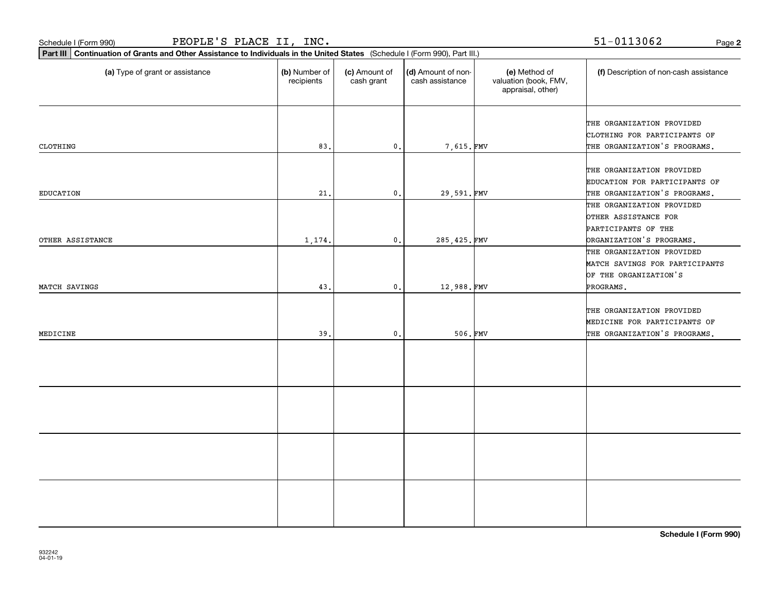Schedule I (Form 990) PEOPLE'S PLACE II, INC. 51-0113062

**Part III** **Continuation of Grants and Other Assistance to Individuals in the United States** (Schedule I (Form 990), Part III.)

| (a) Type of grant or assistance | (b) Number of recipients | (c) Amount of cash grant | (d) Amount of non-cash assistance | (e) Method of valuation (book, FMV, appraisal, other) | (f) Description of non-cash assistance |
|---|---|---|---|---|---|
| CLOTHING | 83. | 0. | 7,615. | FMV | THE ORGANIZATION PROVIDED CLOTHING FOR PARTICIPANTS OF THE ORGANIZATION'S PROGRAMS. |
| EDUCATION | 21. | 0. | 29,591. | FMV | THE ORGANIZATION PROVIDED EDUCATION FOR PARTICIPANTS OF THE ORGANIZATION'S PROGRAMS. |
| OTHER ASSISTANCE | 1,174. | 0. | 285,425. | FMV | THE ORGANIZATION PROVIDED OTHER ASSISTANCE FOR PARTICIPANTS OF THE ORGANIZATION'S PROGRAMS. |
| MATCH SAVINGS | 43. | 0. | 12,988. | FMV | THE ORGANIZATION PROVIDED MATCH SAVINGS FOR PARTICIPANTS OF THE ORGANIZATION'S PROGRAMS. |
| MEDICINE | 39. | 0. | 506. | FMV | THE ORGANIZATION PROVIDED MEDICINE FOR PARTICIPANTS OF THE ORGANIZATION'S PROGRAMS. |
| | | | | | |
| | | | | | |
| | | | | | |
| | | | | | |

**Schedule I (Form 990)**

932242
04-01-19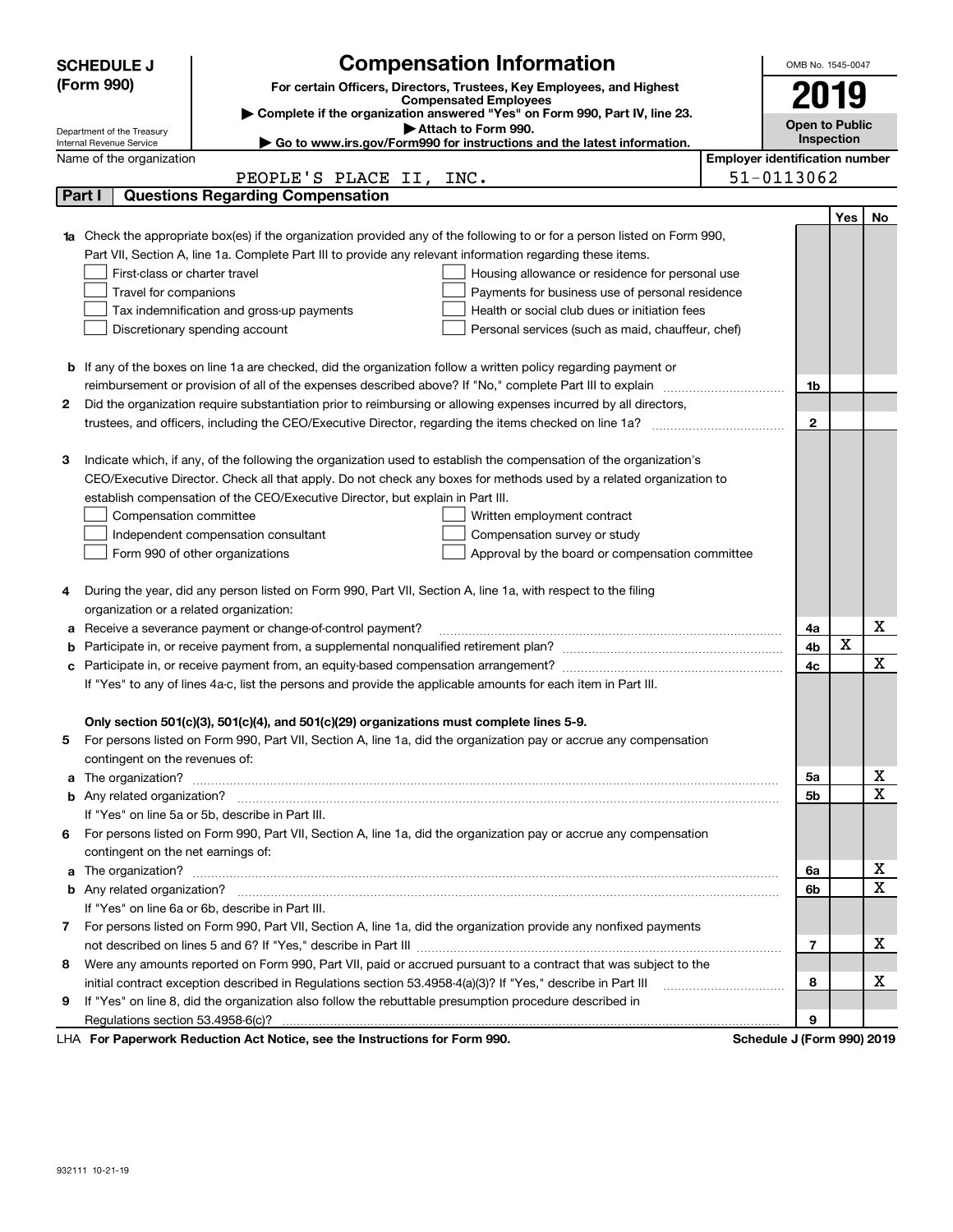**SCHEDULE J (Form 990)**

Department of the Treasury
Internal Revenue Service

# Compensation Information

**For certain Officers, Directors, Trustees, Key Employees, and Highest Compensated Employees**

▶ **Complete if the organization answered "Yes" on Form 990, Part IV, line 23.**

▶ **Attach to Form 990.**

▶ **Go to www.irs.gov/Form990 for instructions and the latest information.**

OMB No. 1545-0047

**2019**

**Open to Public Inspection**

Name of the organization: PEOPLE'S PLACE II, INC.

**Employer identification number:** 51-0113062

## Part I — Questions Regarding Compensation

| | | | Yes | No |
|---|---|---|---|---|
| **1a** | Check the appropriate box(es) if the organization provided any of the following to or for a person listed on Form 990, Part VII, Section A, line 1a. Complete Part III to provide any relevant information regarding these items.<br>☐ First-class or charter travel ☐ Housing allowance or residence for personal use<br>☐ Travel for companions ☐ Payments for business use of personal residence<br>☐ Tax indemnification and gross-up payments ☐ Health or social club dues or initiation fees<br>☐ Discretionary spending account ☐ Personal services (such as maid, chauffeur, chef) | | | |
| **b** | If any of the boxes on line 1a are checked, did the organization follow a written policy regarding payment or reimbursement or provision of all of the expenses described above? If "No," complete Part III to explain | 1b | | |
| **2** | Did the organization require substantiation prior to reimbursing or allowing expenses incurred by all directors, trustees, and officers, including the CEO/Executive Director, regarding the items checked on line 1a? | 2 | | |
| **3** | Indicate which, if any, of the following the organization used to establish the compensation of the organization's CEO/Executive Director. Check all that apply. Do not check any boxes for methods used by a related organization to establish compensation of the CEO/Executive Director, but explain in Part III.<br>☐ Compensation committee ☐ Written employment contract<br>☐ Independent compensation consultant ☐ Compensation survey or study<br>☐ Form 990 of other organizations ☐ Approval by the board or compensation committee | | | |
| **4** | During the year, did any person listed on Form 990, Part VII, Section A, line 1a, with respect to the filing organization or a related organization: | | | |
| **a** | Receive a severance payment or change-of-control payment? | 4a | | X |
| **b** | Participate in, or receive payment from, a supplemental nonqualified retirement plan? | 4b | X | |
| **c** | Participate in, or receive payment from, an equity-based compensation arrangement? | 4c | | X |
| | If "Yes" to any of lines 4a-c, list the persons and provide the applicable amounts for each item in Part III. | | | |
| | **Only section 501(c)(3), 501(c)(4), and 501(c)(29) organizations must complete lines 5-9.** | | | |
| **5** | For persons listed on Form 990, Part VII, Section A, line 1a, did the organization pay or accrue any compensation contingent on the revenues of: | | | |
| **a** | The organization? | 5a | | X |
| **b** | Any related organization? | 5b | | X |
| | If "Yes" on line 5a or 5b, describe in Part III. | | | |
| **6** | For persons listed on Form 990, Part VII, Section A, line 1a, did the organization pay or accrue any compensation contingent on the net earnings of: | | | |
| **a** | The organization? | 6a | | X |
| **b** | Any related organization? | 6b | | X |
| | If "Yes" on line 6a or 6b, describe in Part III. | | | |
| **7** | For persons listed on Form 990, Part VII, Section A, line 1a, did the organization provide any nonfixed payments not described on lines 5 and 6? If "Yes," describe in Part III | 7 | | X |
| **8** | Were any amounts reported on Form 990, Part VII, paid or accrued pursuant to a contract that was subject to the initial contract exception described in Regulations section 53.4958-4(a)(3)? If "Yes," describe in Part III | 8 | | X |
| **9** | If "Yes" on line 8, did the organization also follow the rebuttable presumption procedure described in Regulations section 53.4958-6(c)? | 9 | | |

LHA **For Paperwork Reduction Act Notice, see the Instructions for Form 990.** **Schedule J (Form 990) 2019**

932111 10-21-19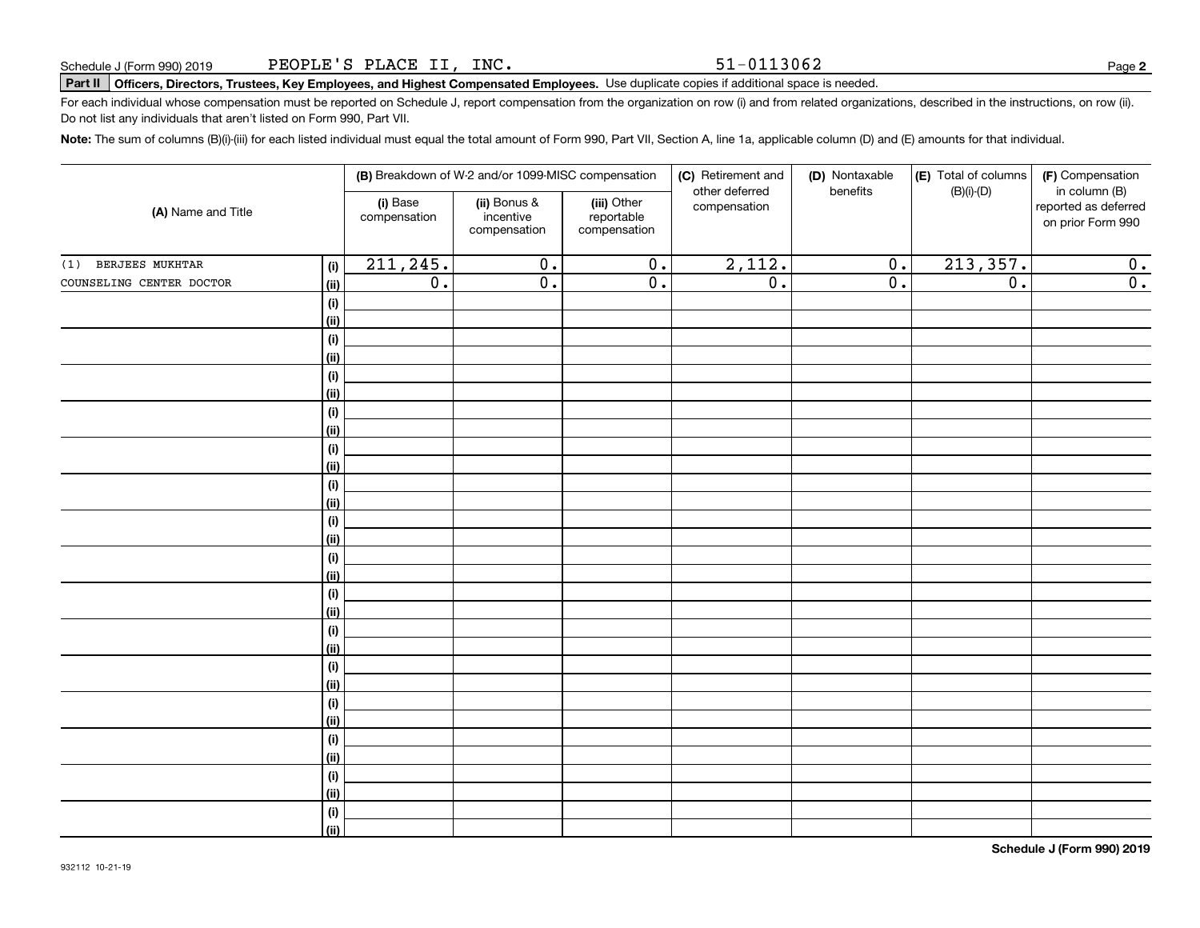Schedule J (Form 990) 2019 PEOPLE'S PLACE II, INC. 51-0113062

**Part II** **Officers, Directors, Trustees, Key Employees, and Highest Compensated Employees.** Use duplicate copies if additional space is needed.

For each individual whose compensation must be reported on Schedule J, report compensation from the organization on row (i) and from related organizations, described in the instructions, on row (ii). Do not list any individuals that aren't listed on Form 990, Part VII.

**Note:** The sum of columns (B)(i)-(iii) for each listed individual must equal the total amount of Form 990, Part VII, Section A, line 1a, applicable column (D) and (E) amounts for that individual.

| (A) Name and Title | | (B) Breakdown of W-2 and/or 1099-MISC compensation | | | (C) Retirement and other deferred compensation | (D) Nontaxable benefits | (E) Total of columns (B)(i)-(D) | (F) Compensation in column (B) reported as deferred on prior Form 990 |
|---|---|---|---|---|---|---|---|---|
| | | (i) Base compensation | (ii) Bonus & incentive compensation | (iii) Other reportable compensation | | | | |
| (1) BERJEES MUKHTAR | (i) | 211,245. | 0. | 0. | 2,112. | 0. | 213,357. | 0. |
| COUNSELING CENTER DOCTOR | (ii) | 0. | 0. | 0. | 0. | 0. | 0. | 0. |
| | (i) | | | | | | | |
| | (ii) | | | | | | | |
| | (i) | | | | | | | |
| | (ii) | | | | | | | |
| | (i) | | | | | | | |
| | (ii) | | | | | | | |
| | (i) | | | | | | | |
| | (ii) | | | | | | | |
| | (i) | | | | | | | |
| | (ii) | | | | | | | |
| | (i) | | | | | | | |
| | (ii) | | | | | | | |
| | (i) | | | | | | | |
| | (ii) | | | | | | | |
| | (i) | | | | | | | |
| | (ii) | | | | | | | |
| | (i) | | | | | | | |
| | (ii) | | | | | | | |
| | (i) | | | | | | | |
| | (ii) | | | | | | | |
| | (i) | | | | | | | |
| | (ii) | | | | | | | |
| | (i) | | | | | | | |
| | (ii) | | | | | | | |
| | (i) | | | | | | | |
| | (ii) | | | | | | | |
| | (i) | | | | | | | |
| | (ii) | | | | | | | |
| | (i) | | | | | | | |
| | (ii) | | | | | | | |

**Schedule J (Form 990) 2019**

932112 10-21-19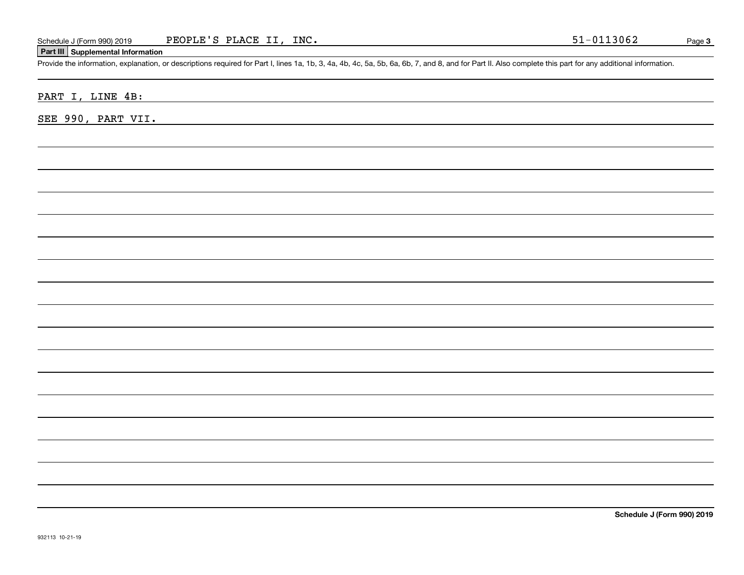Schedule J (Form 990) 2019 PEOPLE'S PLACE II, INC. 51-0113062

## Part III Supplemental Information

Provide the information, explanation, or descriptions required for Part I, lines 1a, 1b, 3, 4a, 4b, 4c, 5a, 5b, 6a, 6b, 7, and 8, and for Part II. Also complete this part for any additional information.

PART I, LINE 4B:

SEE 990, PART VII.

Schedule J (Form 990) 2019

932113 10-21-19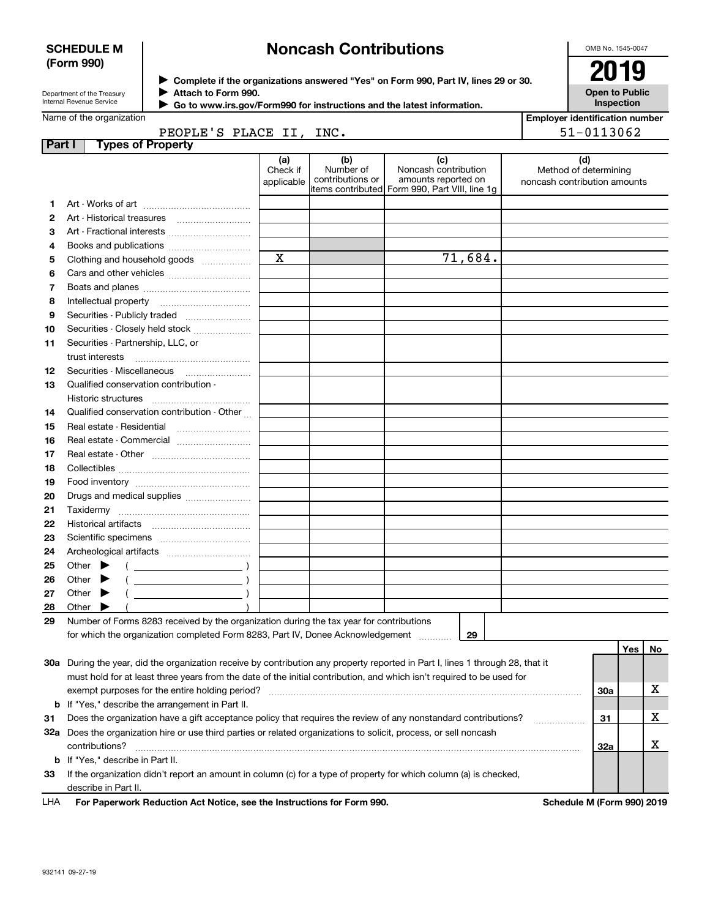**SCHEDULE M (Form 990)**

Department of the Treasury
Internal Revenue Service

# Noncash Contributions

▶ Complete if the organizations answered "Yes" on Form 990, Part IV, lines 29 or 30.
▶ Attach to Form 990.
▶ Go to www.irs.gov/Form990 for instructions and the latest information.

OMB No. 1545-0047

**2019**

**Open to Public Inspection**

Name of the organization: PEOPLE'S PLACE II, INC.

Employer identification number: 51-0113062

## Part I Types of Property

| | | (a) Check if applicable | (b) Number of contributions or items contributed | (c) Noncash contribution amounts reported on Form 990, Part VIII, line 1g | (d) Method of determining noncash contribution amounts |
|---|---|---|---|---|---|
| 1 | Art - Works of art | | | | |
| 2 | Art - Historical treasures | | | | |
| 3 | Art - Fractional interests | | | | |
| 4 | Books and publications | | | | |
| 5 | Clothing and household goods | X | | 71,684. | |
| 6 | Cars and other vehicles | | | | |
| 7 | Boats and planes | | | | |
| 8 | Intellectual property | | | | |
| 9 | Securities - Publicly traded | | | | |
| 10 | Securities - Closely held stock | | | | |
| 11 | Securities - Partnership, LLC, or trust interests | | | | |
| 12 | Securities - Miscellaneous | | | | |
| 13 | Qualified conservation contribution - Historic structures | | | | |
| 14 | Qualified conservation contribution - Other | | | | |
| 15 | Real estate - Residential | | | | |
| 16 | Real estate - Commercial | | | | |
| 17 | Real estate - Other | | | | |
| 18 | Collectibles | | | | |
| 19 | Food inventory | | | | |
| 20 | Drugs and medical supplies | | | | |
| 21 | Taxidermy | | | | |
| 22 | Historical artifacts | | | | |
| 23 | Scientific specimens | | | | |
| 24 | Archeological artifacts | | | | |
| 25 | Other ▶ ( ) | | | | |
| 26 | Other ▶ ( ) | | | | |
| 27 | Other ▶ ( ) | | | | |
| 28 | Other ▶ ( ) | | | | |

29 Number of Forms 8283 received by the organization during the tax year for contributions for which the organization completed Form 8283, Part IV, Donee Acknowledgement ..... 29

| | | | Yes | No |
|---|---|---|---|---|
| 30a | During the year, did the organization receive by contribution any property reported in Part I, lines 1 through 28, that it must hold for at least three years from the date of the initial contribution, and which isn't required to be used for exempt purposes for the entire holding period? | 30a | | X |
| b | If "Yes," describe the arrangement in Part II. | | | |
| 31 | Does the organization have a gift acceptance policy that requires the review of any nonstandard contributions? | 31 | | X |
| 32a | Does the organization hire or use third parties or related organizations to solicit, process, or sell noncash contributions? | 32a | | X |
| b | If "Yes," describe in Part II. | | | |
| 33 | If the organization didn't report an amount in column (c) for a type of property for which column (a) is checked, describe in Part II. | | | |

LHA For Paperwork Reduction Act Notice, see the Instructions for Form 990. Schedule M (Form 990) 2019

932141 09-27-19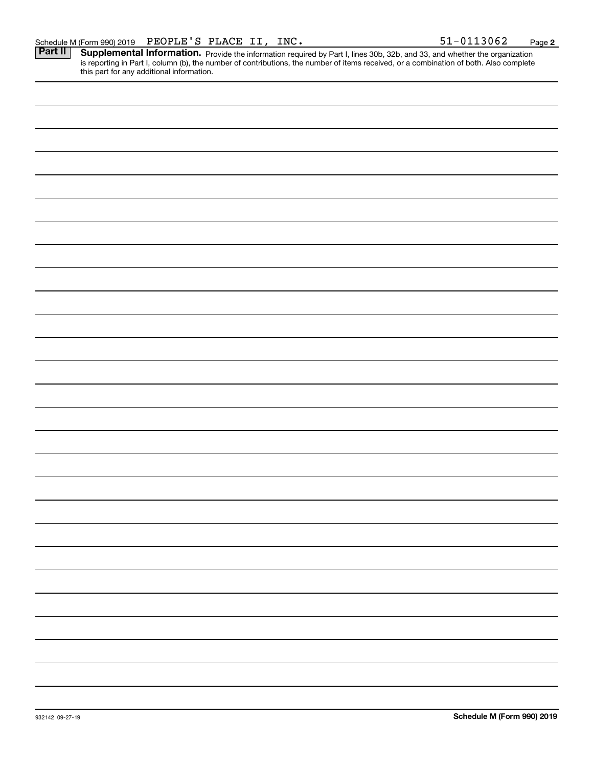Schedule M (Form 990) 2019 PEOPLE'S PLACE II, INC. 51-0113062

**Part II** **Supplemental Information.** Provide the information required by Part I, lines 30b, 32b, and 33, and whether the organization is reporting in Part I, column (b), the number of contributions, the number of items received, or a combination of both. Also complete this part for any additional information.

932142 09-27-19 **Schedule M (Form 990) 2019**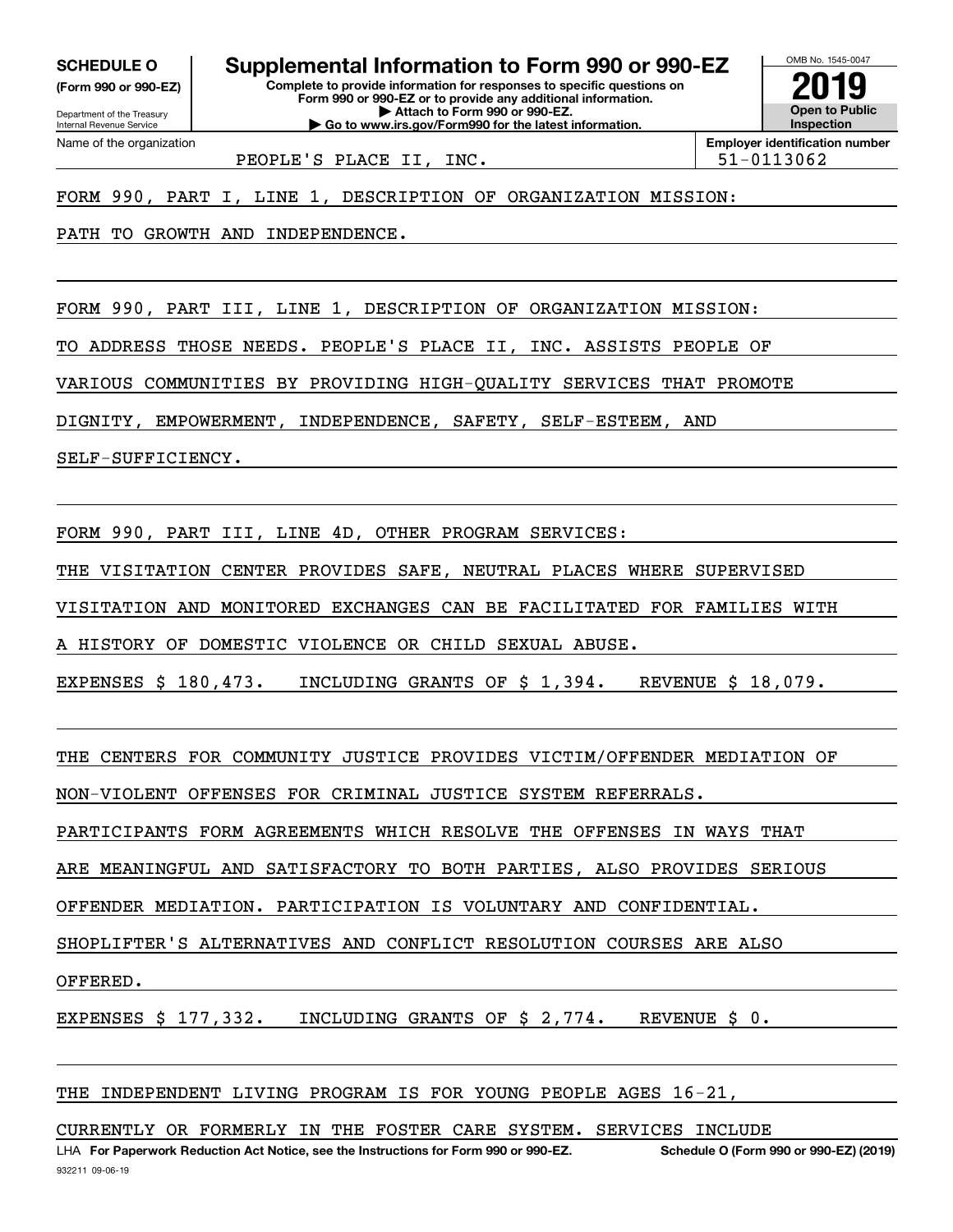**SCHEDULE O (Form 990 or 990-EZ)**

Department of the Treasury
Internal Revenue Service

# Supplemental Information to Form 990 or 990-EZ

**Complete to provide information for responses to specific questions on Form 990 or 990-EZ or to provide any additional information.**
**▶ Attach to Form 990 or 990-EZ.**
**▶ Go to www.irs.gov/Form990 for the latest information.**

OMB No. 1545-0047

**2019**

**Open to Public Inspection**

Name of the organization: PEOPLE'S PLACE II, INC.

**Employer identification number:** 51-0113062

FORM 990, PART I, LINE 1, DESCRIPTION OF ORGANIZATION MISSION:

PATH TO GROWTH AND INDEPENDENCE.

FORM 990, PART III, LINE 1, DESCRIPTION OF ORGANIZATION MISSION:

TO ADDRESS THOSE NEEDS. PEOPLE'S PLACE II, INC. ASSISTS PEOPLE OF VARIOUS COMMUNITIES BY PROVIDING HIGH-QUALITY SERVICES THAT PROMOTE DIGNITY, EMPOWERMENT, INDEPENDENCE, SAFETY, SELF-ESTEEM, AND SELF-SUFFICIENCY.

FORM 990, PART III, LINE 4D, OTHER PROGRAM SERVICES:

THE VISITATION CENTER PROVIDES SAFE, NEUTRAL PLACES WHERE SUPERVISED VISITATION AND MONITORED EXCHANGES CAN BE FACILITATED FOR FAMILIES WITH A HISTORY OF DOMESTIC VIOLENCE OR CHILD SEXUAL ABUSE.

EXPENSES $ 180,473. INCLUDING GRANTS OF $ 1,394. REVENUE $ 18,079.

THE CENTERS FOR COMMUNITY JUSTICE PROVIDES VICTIM/OFFENDER MEDIATION OF NON-VIOLENT OFFENSES FOR CRIMINAL JUSTICE SYSTEM REFERRALS. PARTICIPANTS FORM AGREEMENTS WHICH RESOLVE THE OFFENSES IN WAYS THAT ARE MEANINGFUL AND SATISFACTORY TO BOTH PARTIES, ALSO PROVIDES SERIOUS OFFENDER MEDIATION. PARTICIPATION IS VOLUNTARY AND CONFIDENTIAL. SHOPLIFTER'S ALTERNATIVES AND CONFLICT RESOLUTION COURSES ARE ALSO OFFERED.

EXPENSES $ 177,332. INCLUDING GRANTS OF $ 2,774. REVENUE $ 0.

THE INDEPENDENT LIVING PROGRAM IS FOR YOUNG PEOPLE AGES 16-21, CURRENTLY OR FORMERLY IN THE FOSTER CARE SYSTEM. SERVICES INCLUDE

LHA **For Paperwork Reduction Act Notice, see the Instructions for Form 990 or 990-EZ.** **Schedule O (Form 990 or 990-EZ) (2019)**

932211 09-06-19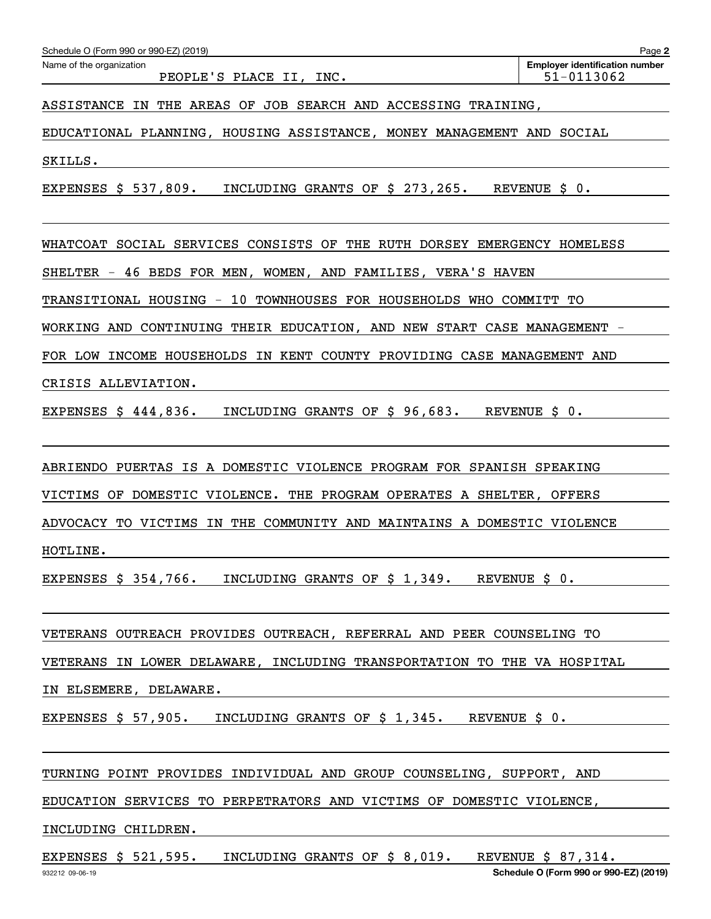Name of the organization: PEOPLE'S PLACE II, INC.

Employer identification number: 51-0113062

ASSISTANCE IN THE AREAS OF JOB SEARCH AND ACCESSING TRAINING, EDUCATIONAL PLANNING, HOUSING ASSISTANCE, MONEY MANAGEMENT AND SOCIAL SKILLS.

EXPENSES $ 537,809. INCLUDING GRANTS OF $ 273,265. REVENUE $ 0.

WHATCOAT SOCIAL SERVICES CONSISTS OF THE RUTH DORSEY EMERGENCY HOMELESS SHELTER - 46 BEDS FOR MEN, WOMEN, AND FAMILIES, VERA'S HAVEN TRANSITIONAL HOUSING - 10 TOWNHOUSES FOR HOUSEHOLDS WHO COMMITT TO WORKING AND CONTINUING THEIR EDUCATION, AND NEW START CASE MANAGEMENT - FOR LOW INCOME HOUSEHOLDS IN KENT COUNTY PROVIDING CASE MANAGEMENT AND CRISIS ALLEVIATION.

EXPENSES $ 444,836. INCLUDING GRANTS OF $ 96,683. REVENUE $ 0.

ABRIENDO PUERTAS IS A DOMESTIC VIOLENCE PROGRAM FOR SPANISH SPEAKING VICTIMS OF DOMESTIC VIOLENCE. THE PROGRAM OPERATES A SHELTER, OFFERS ADVOCACY TO VICTIMS IN THE COMMUNITY AND MAINTAINS A DOMESTIC VIOLENCE HOTLINE.

EXPENSES $ 354,766. INCLUDING GRANTS OF $ 1,349. REVENUE $ 0.

VETERANS OUTREACH PROVIDES OUTREACH, REFERRAL AND PEER COUNSELING TO VETERANS IN LOWER DELAWARE, INCLUDING TRANSPORTATION TO THE VA HOSPITAL IN ELSEMERE, DELAWARE.

EXPENSES $ 57,905. INCLUDING GRANTS OF $ 1,345. REVENUE $ 0.

TURNING POINT PROVIDES INDIVIDUAL AND GROUP COUNSELING, SUPPORT, AND EDUCATION SERVICES TO PERPETRATORS AND VICTIMS OF DOMESTIC VIOLENCE, INCLUDING CHILDREN.

EXPENSES $ 521,595. INCLUDING GRANTS OF $ 8,019. REVENUE $ 87,314.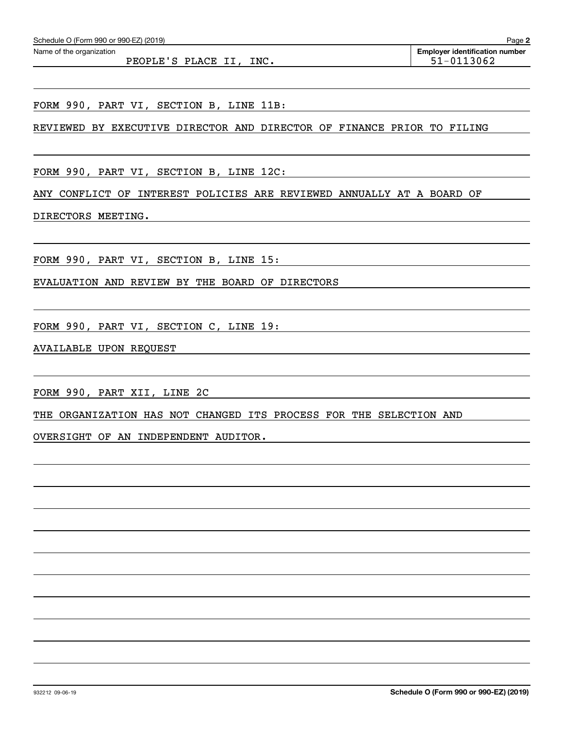Schedule O (Form 990 or 990-EZ) (2019) Page 2

Name of the organization: PEOPLE'S PLACE II, INC.

Employer identification number: 51-0113062

FORM 990, PART VI, SECTION B, LINE 11B:

REVIEWED BY EXECUTIVE DIRECTOR AND DIRECTOR OF FINANCE PRIOR TO FILING

FORM 990, PART VI, SECTION B, LINE 12C:

ANY CONFLICT OF INTEREST POLICIES ARE REVIEWED ANNUALLY AT A BOARD OF DIRECTORS MEETING.

FORM 990, PART VI, SECTION B, LINE 15:

EVALUATION AND REVIEW BY THE BOARD OF DIRECTORS

FORM 990, PART VI, SECTION C, LINE 19:

AVAILABLE UPON REQUEST

FORM 990, PART XII, LINE 2C

THE ORGANIZATION HAS NOT CHANGED ITS PROCESS FOR THE SELECTION AND OVERSIGHT OF AN INDEPENDENT AUDITOR.

932212 09-06-19 Schedule O (Form 990 or 990-EZ) (2019)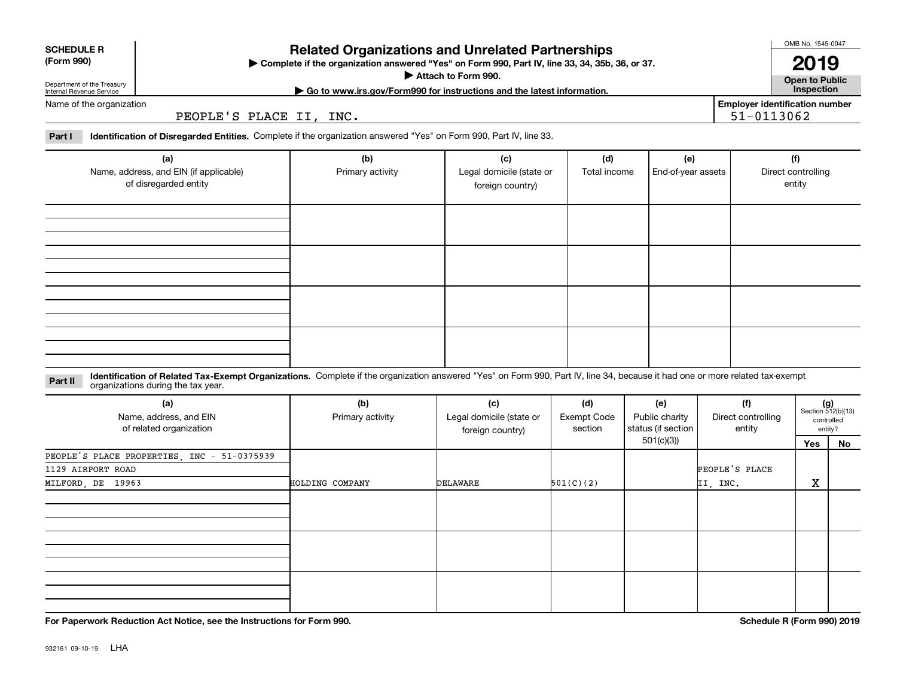**SCHEDULE R (Form 990)**

Department of the Treasury
Internal Revenue Service

# Related Organizations and Unrelated Partnerships

▶ Complete if the organization answered "Yes" on Form 990, Part IV, line 33, 34, 35b, 36, or 37.
▶ Attach to Form 990.
▶ Go to www.irs.gov/Form990 for instructions and the latest information.

OMB No. 1545-0047

**2019**

**Open to Public Inspection**

Name of the organization: PEOPLE'S PLACE II, INC.

Employer identification number: 51-0113062

**Part I** **Identification of Disregarded Entities.** Complete if the organization answered "Yes" on Form 990, Part IV, line 33.

| (a) Name, address, and EIN (if applicable) of disregarded entity | (b) Primary activity | (c) Legal domicile (state or foreign country) | (d) Total income | (e) End-of-year assets | (f) Direct controlling entity |
|---|---|---|---|---|---|
| | | | | | |
| | | | | | |
| | | | | | |
| | | | | | |

**Part II** **Identification of Related Tax-Exempt Organizations.** Complete if the organization answered "Yes" on Form 990, Part IV, line 34, because it had one or more related tax-exempt organizations during the tax year.

| (a) Name, address, and EIN of related organization | (b) Primary activity | (c) Legal domicile (state or foreign country) | (d) Exempt Code section | (e) Public charity status (if section 501(c)(3)) | (f) Direct controlling entity | (g) Section 512(b)(13) controlled entity? Yes | No |
|---|---|---|---|---|---|---|---|
| PEOPLE'S PLACE PROPERTIES, INC - 51-0375939<br>1129 AIRPORT ROAD<br>MILFORD, DE 19963 | HOLDING COMPANY | DELAWARE | 501(C)(2) | | PEOPLE'S PLACE II, INC. | X | |
| | | | | | | | |
| | | | | | | | |
| | | | | | | | |

**For Paperwork Reduction Act Notice, see the Instructions for Form 990.**

**Schedule R (Form 990) 2019**

932161 09-10-19 LHA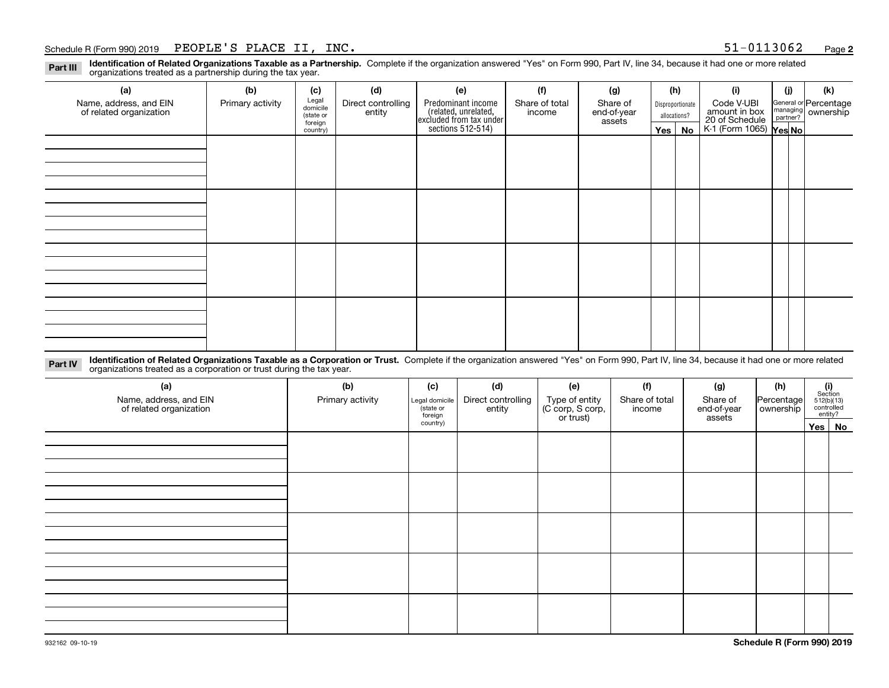Schedule R (Form 990) 2019 PEOPLE'S PLACE II, INC. 51-0113062

## Part III Identification of Related Organizations Taxable as a Partnership.

Complete if the organization answered "Yes" on Form 990, Part IV, line 34, because it had one or more related organizations treated as a partnership during the tax year.

| (a) Name, address, and EIN of related organization | (b) Primary activity | (c) Legal domicile (state or foreign country) | (d) Direct controlling entity | (e) Predominant income (related, unrelated, excluded from tax under sections 512-514) | (f) Share of total income | (g) Share of end-of-year assets | (h) Disproportionate allocations? Yes | (h) No | (i) Code V-UBI amount in box 20 of Schedule K-1 (Form 1065) | (j) General or managing partner? Yes | (j) No | (k) Percentage ownership |
|---|---|---|---|---|---|---|---|---|---|---|---|---|
| | | | | | | | | | | | | |
| | | | | | | | | | | | | |
| | | | | | | | | | | | | |
| | | | | | | | | | | | | |

## Part IV Identification of Related Organizations Taxable as a Corporation or Trust.

Complete if the organization answered "Yes" on Form 990, Part IV, line 34, because it had one or more related organizations treated as a corporation or trust during the tax year.

| (a) Name, address, and EIN of related organization | (b) Primary activity | (c) Legal domicile (state or foreign country) | (d) Direct controlling entity | (e) Type of entity (C corp, S corp, or trust) | (f) Share of total income | (g) Share of end-of-year assets | (h) Percentage ownership | (i) Section 512(b)(13) controlled entity? Yes | (i) No |
|---|---|---|---|---|---|---|---|---|---|
| | | | | | | | | | |
| | | | | | | | | | |
| | | | | | | | | | |
| | | | | | | | | | |
| | | | | | | | | | |

932162 09-10-19

**Schedule R (Form 990) 2019**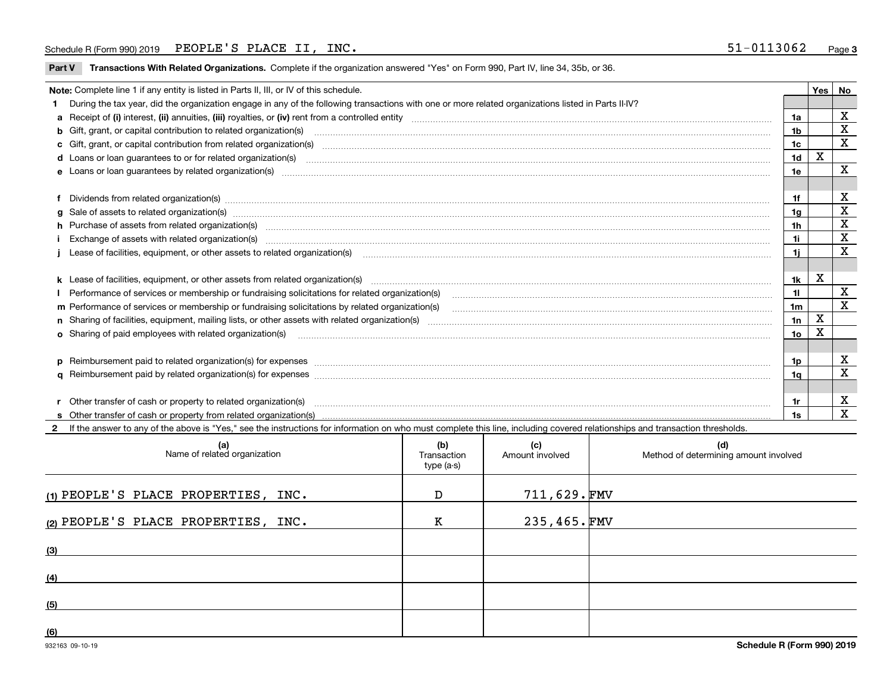Schedule R (Form 990) 2019 PEOPLE'S PLACE II, INC. 51-0113062

## Part V Transactions With Related Organizations.

Complete if the organization answered "Yes" on Form 990, Part IV, line 34, 35b, or 36.

| Note: Complete line 1 if any entity is listed in Parts II, III, or IV of this schedule. | | Yes | No |
|---|---|---|---|
| **1** During the tax year, did the organization engage in any of the following transactions with one or more related organizations listed in Parts II-IV? | | | |
| **a** Receipt of **(i)** interest, **(ii)** annuities, **(iii)** royalties, or **(iv)** rent from a controlled entity | 1a | | X |
| **b** Gift, grant, or capital contribution to related organization(s) | 1b | | X |
| **c** Gift, grant, or capital contribution from related organization(s) | 1c | | X |
| **d** Loans or loan guarantees to or for related organization(s) | 1d | X | |
| **e** Loans or loan guarantees by related organization(s) | 1e | | X |
| **f** Dividends from related organization(s) | 1f | | X |
| **g** Sale of assets to related organization(s) | 1g | | X |
| **h** Purchase of assets from related organization(s) | 1h | | X |
| **i** Exchange of assets with related organization(s) | 1i | | X |
| **j** Lease of facilities, equipment, or other assets to related organization(s) | 1j | | X |
| **k** Lease of facilities, equipment, or other assets from related organization(s) | 1k | X | |
| **l** Performance of services or membership or fundraising solicitations for related organization(s) | 1l | | X |
| **m** Performance of services or membership or fundraising solicitations by related organization(s) | 1m | | X |
| **n** Sharing of facilities, equipment, mailing lists, or other assets with related organization(s) | 1n | X | |
| **o** Sharing of paid employees with related organization(s) | 1o | X | |
| **p** Reimbursement paid to related organization(s) for expenses | 1p | | X |
| **q** Reimbursement paid by related organization(s) for expenses | 1q | | X |
| **r** Other transfer of cash or property to related organization(s) | 1r | | X |
| **s** Other transfer of cash or property from related organization(s) | 1s | | X |

**2** If the answer to any of the above is "Yes," see the instructions for information on who must complete this line, including covered relationships and transaction thresholds.

| (a) Name of related organization | (b) Transaction type (a-s) | (c) Amount involved | (d) Method of determining amount involved |
|---|---|---|---|
| (1) PEOPLE'S PLACE PROPERTIES, INC. | D | 711,629. | FMV |
| (2) PEOPLE'S PLACE PROPERTIES, INC. | K | 235,465. | FMV |
| (3) | | | |
| (4) | | | |
| (5) | | | |
| (6) | | | |

932163 09-10-19 Schedule R (Form 990) 2019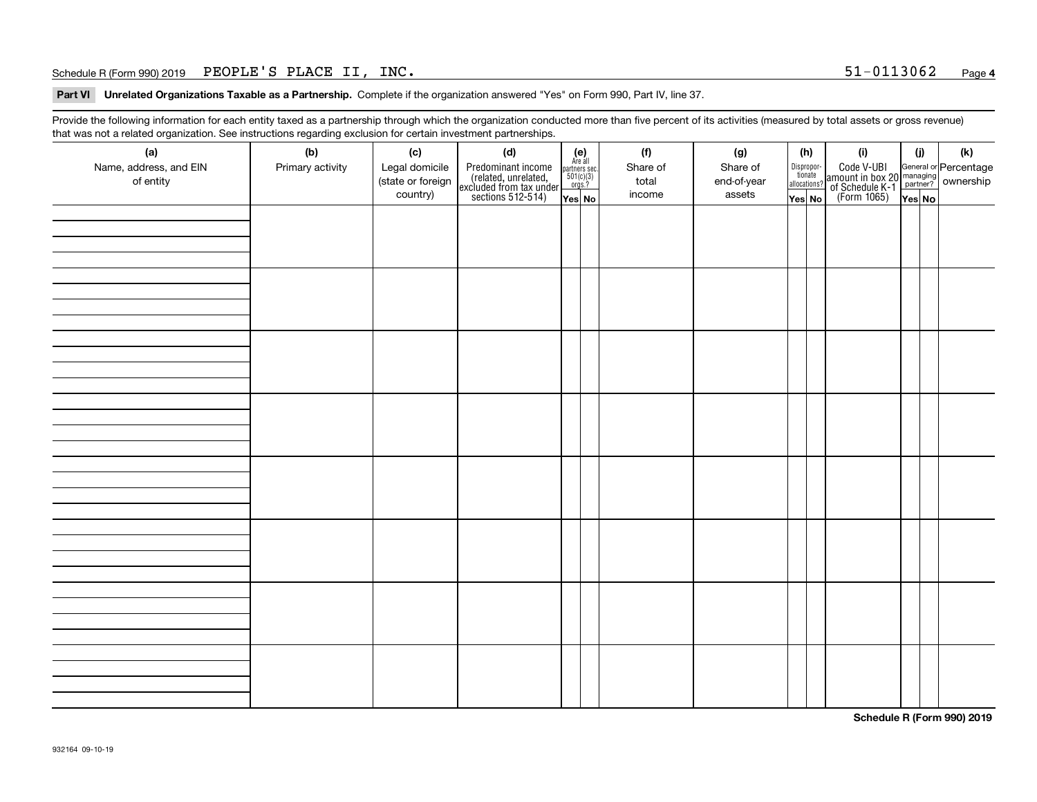Schedule R (Form 990) 2019 PEOPLE'S PLACE II, INC. 51-0113062 Page 4

**Part VI Unrelated Organizations Taxable as a Partnership.** Complete if the organization answered "Yes" on Form 990, Part IV, line 37.

Provide the following information for each entity taxed as a partnership through which the organization conducted more than five percent of its activities (measured by total assets or gross revenue) that was not a related organization. See instructions regarding exclusion for certain investment partnerships.

| (a) Name, address, and EIN of entity | (b) Primary activity | (c) Legal domicile (state or foreign country) | (d) Predominant income (related, unrelated, excluded from tax under sections 512-514) | (e) Are all partners sec. 501(c)(3) orgs.? | | (f) Share of total income | (g) Share of end-of-year assets | (h) Disproportionate allocations? | | (i) Code V-UBI amount in box 20 of Schedule K-1 (Form 1065) | (j) General or managing partner? | | (k) Percentage ownership |
|---|---|---|---|---|---|---|---|---|---|---|---|---|---|
| | | | | Yes | No | | | Yes | No | | Yes | No | |
| | | | | | | | | | | | | | |
| | | | | | | | | | | | | | |
| | | | | | | | | | | | | | |
| | | | | | | | | | | | | | |
| | | | | | | | | | | | | | |
| | | | | | | | | | | | | | |
| | | | | | | | | | | | | | |
| | | | | | | | | | | | | | |

**Schedule R (Form 990) 2019**

932164 09-10-19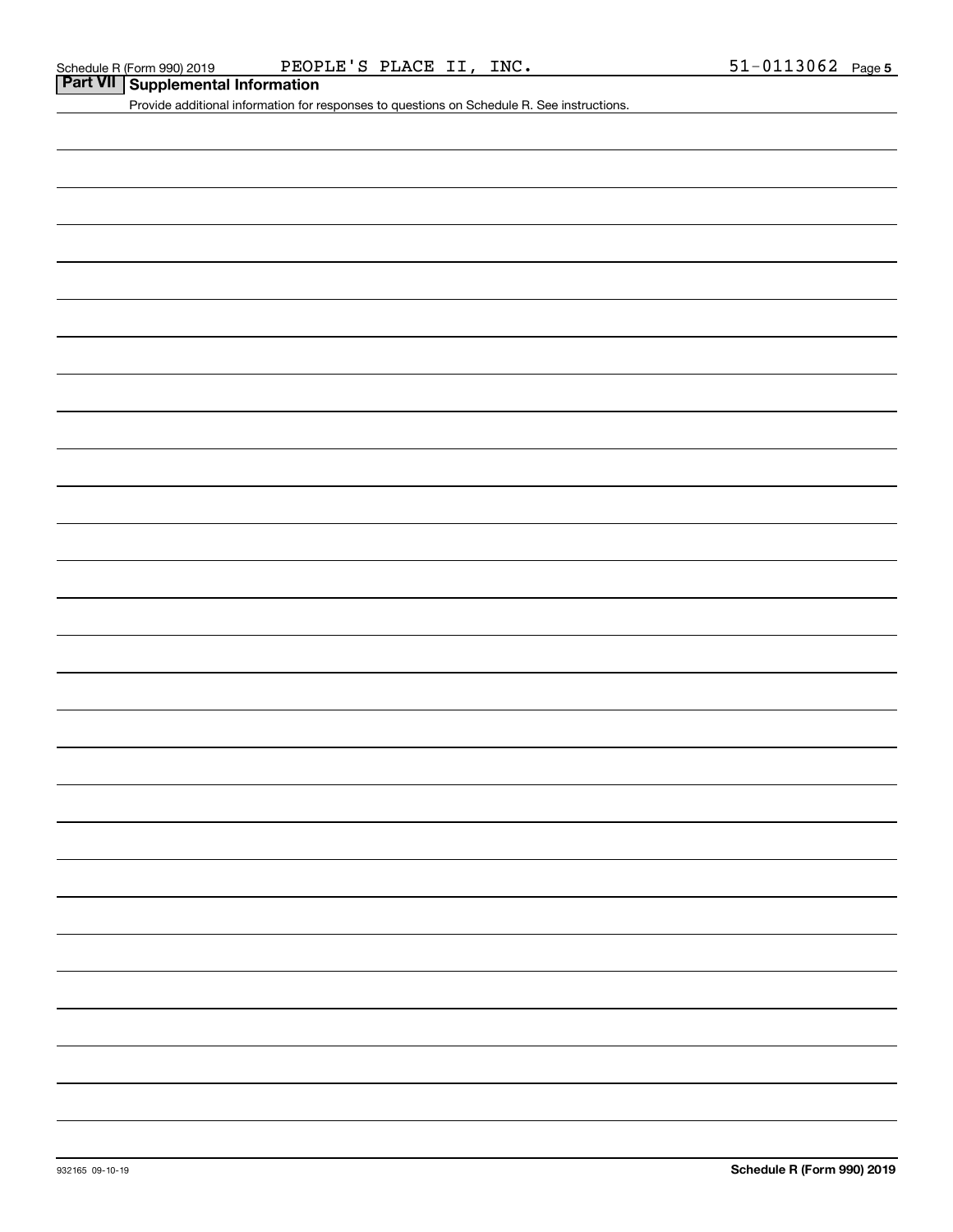Schedule R (Form 990) 2019 PEOPLE'S PLACE II, INC. 51-0113062

## Part VII Supplemental Information

Provide additional information for responses to questions on Schedule R. See instructions.

932165 09-10-19

**Schedule R (Form 990) 2019**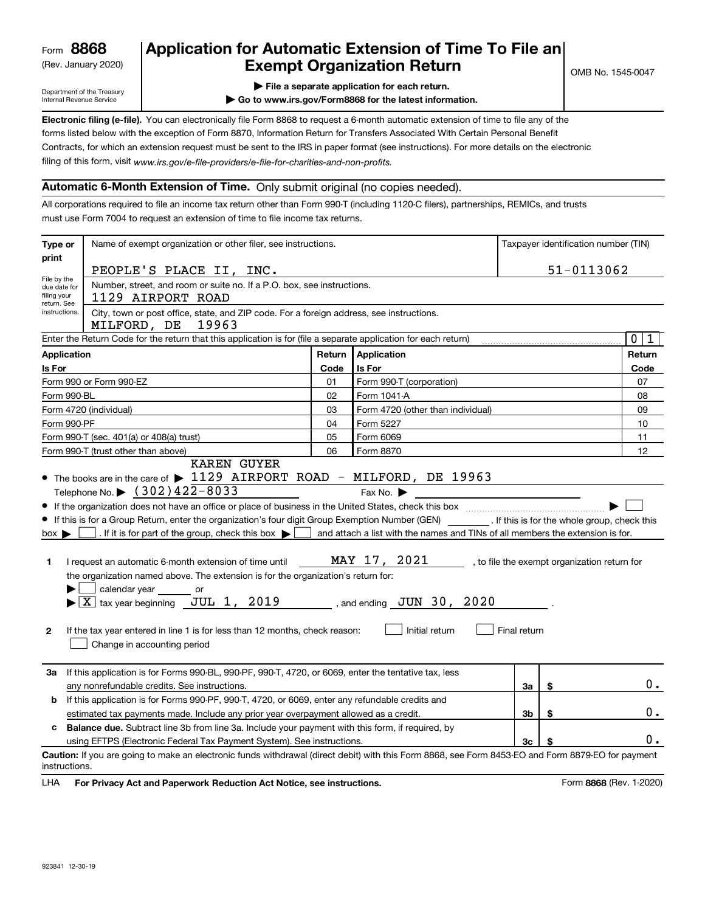Form **8868**
(Rev. January 2020)
Department of the Treasury
Internal Revenue Service

# Application for Automatic Extension of Time To File an Exempt Organization Return

OMB No. 1545-0047

▶ File a separate application for each return.

▶ Go to www.irs.gov/Form8868 for the latest information.

**Electronic filing (e-file).** You can electronically file Form 8868 to request a 6-month automatic extension of time to file any of the forms listed below with the exception of Form 8870, Information Return for Transfers Associated With Certain Personal Benefit Contracts, for which an extension request must be sent to the IRS in paper format (see instructions). For more details on the electronic filing of this form, visit *www.irs.gov/e-file-providers/e-file-for-charities-and-non-profits.*

## Automatic 6-Month Extension of Time. Only submit original (no copies needed).

All corporations required to file an income tax return other than Form 990-T (including 1120-C filers), partnerships, REMICs, and trusts must use Form 7004 to request an extension of time to file income tax returns.

| | | |
|---|---|---|
| **Type or print** | Name of exempt organization or other filer, see instructions. PEOPLE'S PLACE II, INC. | Taxpayer identification number (TIN) 51-0113062 |
| File by the due date for filing your return. See instructions. | Number, street, and room or suite no. If a P.O. box, see instructions. 1129 AIRPORT ROAD | |
| | City, town or post office, state, and ZIP code. For a foreign address, see instructions. MILFORD, DE 19963 | |

Enter the Return Code for the return that this application is for (file a separate application for each return) ..... 0 1

| Application Is For | Return Code | Application Is For | Return Code |
|---|---|---|---|
| Form 990 or Form 990-EZ | 01 | Form 990-T (corporation) | 07 |
| Form 990-BL | 02 | Form 1041-A | 08 |
| Form 4720 (individual) | 03 | Form 4720 (other than individual) | 09 |
| Form 990-PF | 04 | Form 5227 | 10 |
| Form 990-T (sec. 401(a) or 408(a) trust) | 05 | Form 6069 | 11 |
| Form 990-T (trust other than above) | 06 | Form 8870 | 12 |

- The books are in the care of ▶ KAREN GUYER 1129 AIRPORT ROAD - MILFORD, DE 19963
  Telephone No. ▶ (302)422-8033 Fax No. ▶
- If the organization does not have an office or place of business in the United States, check this box ..... ▶ ☐
- If this is for a Group Return, enter the organization's four digit Group Exemption Number (GEN) ________ . If this is for the whole group, check this box ▶ ☐ . If it is for part of the group, check this box ▶ ☐ and attach a list with the names and TINs of all members the extension is for.

**1** I request an automatic 6-month extension of time until MAY 17, 2021, to file the exempt organization return for the organization named above. The extension is for the organization's return for:

▶ ☐ calendar year ______ or

▶ ☒ tax year beginning JUL 1, 2019, and ending JUN 30, 2020.

**2** If the tax year entered in line 1 is for less than 12 months, check reason: ☐ Initial return ☐ Final return ☐ Change in accounting period

| | | | |
|---|---|---|---|
| **3a** | If this application is for Forms 990-BL, 990-PF, 990-T, 4720, or 6069, enter the tentative tax, less any nonrefundable credits. See instructions. | 3a | $ 0. |
| **b** | If this application is for Forms 990-PF, 990-T, 4720, or 6069, enter any refundable credits and estimated tax payments made. Include any prior year overpayment allowed as a credit. | 3b | $ 0. |
| **c** | **Balance due.** Subtract line 3b from line 3a. Include your payment with this form, if required, by using EFTPS (Electronic Federal Tax Payment System). See instructions. | 3c | $ 0. |

**Caution:** If you are going to make an electronic funds withdrawal (direct debit) with this Form 8868, see Form 8453-EO and Form 8879-EO for payment instructions.

LHA **For Privacy Act and Paperwork Reduction Act Notice, see instructions.** Form **8868** (Rev. 1-2020)

923841 12-30-19